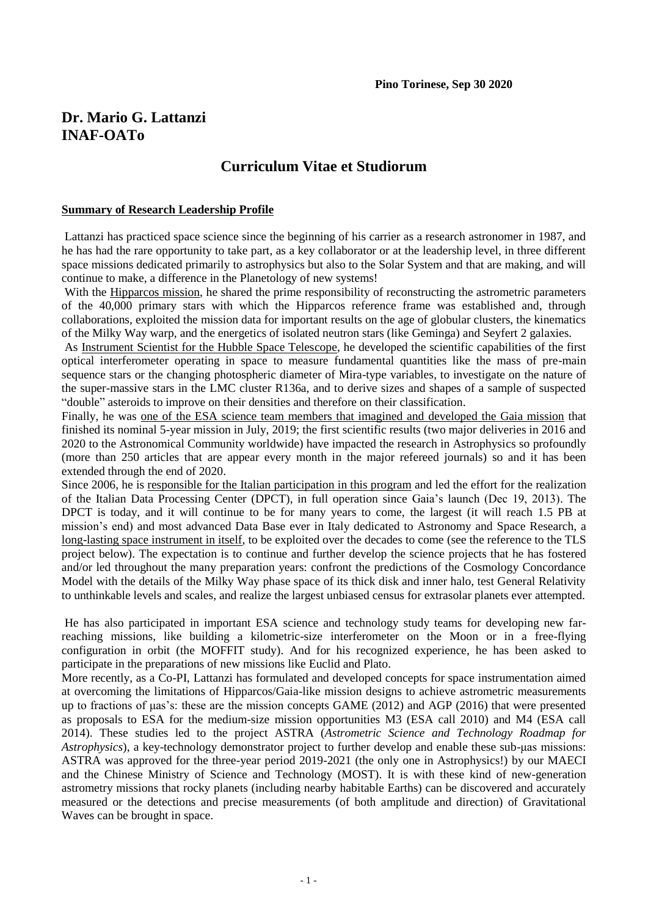**Pino Torinese, Sep 30 2020**

# Dr. Mario G. Lattanzi
# INAF-OATo

## Curriculum Vitae et Studiorum

**Summary of Research Leadership Profile**

Lattanzi has practiced space science since the beginning of his carrier as a research astronomer in 1987, and he has had the rare opportunity to take part, as a key collaborator or at the leadership level, in three different space missions dedicated primarily to astrophysics but also to the Solar System and that are making, and will continue to make, a difference in the Planetology of new systems!

With the Hipparcos mission, he shared the prime responsibility of reconstructing the astrometric parameters of the 40,000 primary stars with which the Hipparcos reference frame was established and, through collaborations, exploited the mission data for important results on the age of globular clusters, the kinematics of the Milky Way warp, and the energetics of isolated neutron stars (like Geminga) and Seyfert 2 galaxies.

As Instrument Scientist for the Hubble Space Telescope, he developed the scientific capabilities of the first optical interferometer operating in space to measure fundamental quantities like the mass of pre-main sequence stars or the changing photospheric diameter of Mira-type variables, to investigate on the nature of the super-massive stars in the LMC cluster R136a, and to derive sizes and shapes of a sample of suspected "double" asteroids to improve on their densities and therefore on their classification.

Finally, he was one of the ESA science team members that imagined and developed the Gaia mission that finished its nominal 5-year mission in July, 2019; the first scientific results (two major deliveries in 2016 and 2020 to the Astronomical Community worldwide) have impacted the research in Astrophysics so profoundly (more than 250 articles that are appear every month in the major refereed journals) so and it has been extended through the end of 2020.

Since 2006, he is responsible for the Italian participation in this program and led the effort for the realization of the Italian Data Processing Center (DPCT), in full operation since Gaia's launch (Dec 19, 2013). The DPCT is today, and it will continue to be for many years to come, the largest (it will reach 1.5 PB at mission's end) and most advanced Data Base ever in Italy dedicated to Astronomy and Space Research, a long-lasting space instrument in itself, to be exploited over the decades to come (see the reference to the TLS project below). The expectation is to continue and further develop the science projects that he has fostered and/or led throughout the many preparation years: confront the predictions of the Cosmology Concordance Model with the details of the Milky Way phase space of its thick disk and inner halo, test General Relativity to unthinkable levels and scales, and realize the largest unbiased census for extrasolar planets ever attempted.

He has also participated in important ESA science and technology study teams for developing new far-reaching missions, like building a kilometric-size interferometer on the Moon or in a free-flying configuration in orbit (the MOFFIT study). And for his recognized experience, he has been asked to participate in the preparations of new missions like Euclid and Plato.

More recently, as a Co-PI, Lattanzi has formulated and developed concepts for space instrumentation aimed at overcoming the limitations of Hipparcos/Gaia-like mission designs to achieve astrometric measurements up to fractions of μas's: these are the mission concepts GAME (2012) and AGP (2016) that were presented as proposals to ESA for the medium-size mission opportunities M3 (ESA call 2010) and M4 (ESA call 2014). These studies led to the project ASTRA (*Astrometric Science and Technology Roadmap for Astrophysics*), a key-technology demonstrator project to further develop and enable these sub-μas missions: ASTRA was approved for the three-year period 2019-2021 (the only one in Astrophysics!) by our MAECI and the Chinese Ministry of Science and Technology (MOST). It is with these kind of new-generation astrometry missions that rocky planets (including nearby habitable Earths) can be discovered and accurately measured or the detections and precise measurements (of both amplitude and direction) of Gravitational Waves can be brought in space.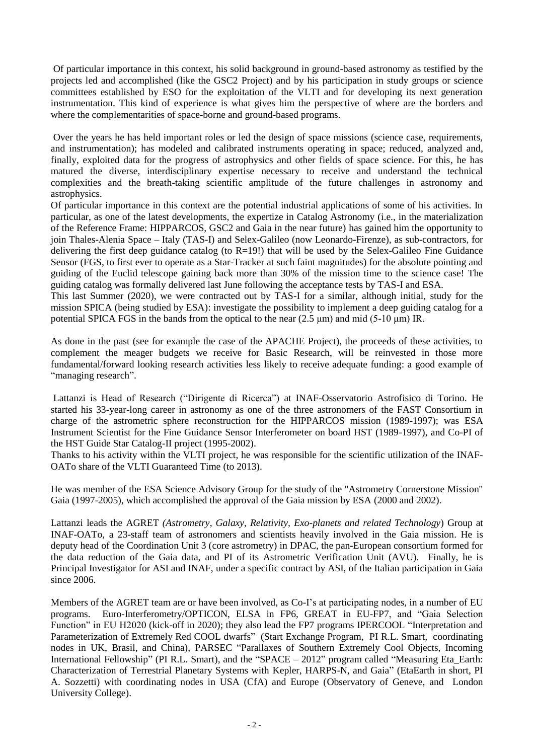Of particular importance in this context, his solid background in ground-based astronomy as testified by the projects led and accomplished (like the GSC2 Project) and by his participation in study groups or science committees established by ESO for the exploitation of the VLTI and for developing its next generation instrumentation. This kind of experience is what gives him the perspective of where are the borders and where the complementarities of space-borne and ground-based programs.

Over the years he has held important roles or led the design of space missions (science case, requirements, and instrumentation); has modeled and calibrated instruments operating in space; reduced, analyzed and, finally, exploited data for the progress of astrophysics and other fields of space science. For this, he has matured the diverse, interdisciplinary expertise necessary to receive and understand the technical complexities and the breath-taking scientific amplitude of the future challenges in astronomy and astrophysics.
Of particular importance in this context are the potential industrial applications of some of his activities. In particular, as one of the latest developments, the expertize in Catalog Astronomy (i.e., in the materialization of the Reference Frame: HIPPARCOS, GSC2 and Gaia in the near future) has gained him the opportunity to join Thales-Alenia Space – Italy (TAS-I) and Selex-Galileo (now Leonardo-Firenze), as sub-contractors, for delivering the first deep guidance catalog (to R=19!) that will be used by the Selex-Galileo Fine Guidance Sensor (FGS, to first ever to operate as a Star-Tracker at such faint magnitudes) for the absolute pointing and guiding of the Euclid telescope gaining back more than 30% of the mission time to the science case! The guiding catalog was formally delivered last June following the acceptance tests by TAS-I and ESA.
This last Summer (2020), we were contracted out by TAS-I for a similar, although initial, study for the mission SPICA (being studied by ESA): investigate the possibility to implement a deep guiding catalog for a potential SPICA FGS in the bands from the optical to the near (2.5 μm) and mid (5-10 μm) IR.

As done in the past (see for example the case of the APACHE Project), the proceeds of these activities, to complement the meager budgets we receive for Basic Research, will be reinvested in those more fundamental/forward looking research activities less likely to receive adequate funding: a good example of "managing research".

Lattanzi is Head of Research ("Dirigente di Ricerca") at INAF-Osservatorio Astrofisico di Torino. He started his 33-year-long career in astronomy as one of the three astronomers of the FAST Consortium in charge of the astrometric sphere reconstruction for the HIPPARCOS mission (1989-1997); was ESA Instrument Scientist for the Fine Guidance Sensor Interferometer on board HST (1989-1997), and Co-PI of the HST Guide Star Catalog-II project (1995-2002).
Thanks to his activity within the VLTI project, he was responsible for the scientific utilization of the INAF-OATo share of the VLTI Guaranteed Time (to 2013).

He was member of the ESA Science Advisory Group for the study of the "Astrometry Cornerstone Mission" Gaia (1997-2005), which accomplished the approval of the Gaia mission by ESA (2000 and 2002).

Lattanzi leads the AGRET *(Astrometry, Galaxy, Relativity, Exo-planets and related Technology*) Group at INAF-OATo, a 23-staff team of astronomers and scientists heavily involved in the Gaia mission. He is deputy head of the Coordination Unit 3 (core astrometry) in DPAC, the pan-European consortium formed for the data reduction of the Gaia data, and PI of its Astrometric Verification Unit (AVU). Finally, he is Principal Investigator for ASI and INAF, under a specific contract by ASI, of the Italian participation in Gaia since 2006.

Members of the AGRET team are or have been involved, as Co-I's at participating nodes, in a number of EU programs. Euro-Interferometry/OPTICON, ELSA in FP6, GREAT in EU-FP7, and "Gaia Selection Function" in EU H2020 (kick-off in 2020); they also lead the FP7 programs IPERCOOL "Interpretation and Parameterization of Extremely Red COOL dwarfs" (Start Exchange Program, PI R.L. Smart, coordinating nodes in UK, Brasil, and China), PARSEC "Parallaxes of Southern Extremely Cool Objects, Incoming International Fellowship" (PI R.L. Smart), and the "SPACE – 2012" program called "Measuring Eta_Earth: Characterization of Terrestrial Planetary Systems with Kepler, HARPS-N, and Gaia" (EtaEarth in short, PI A. Sozzetti) with coordinating nodes in USA (CfA) and Europe (Observatory of Geneve, and London University College).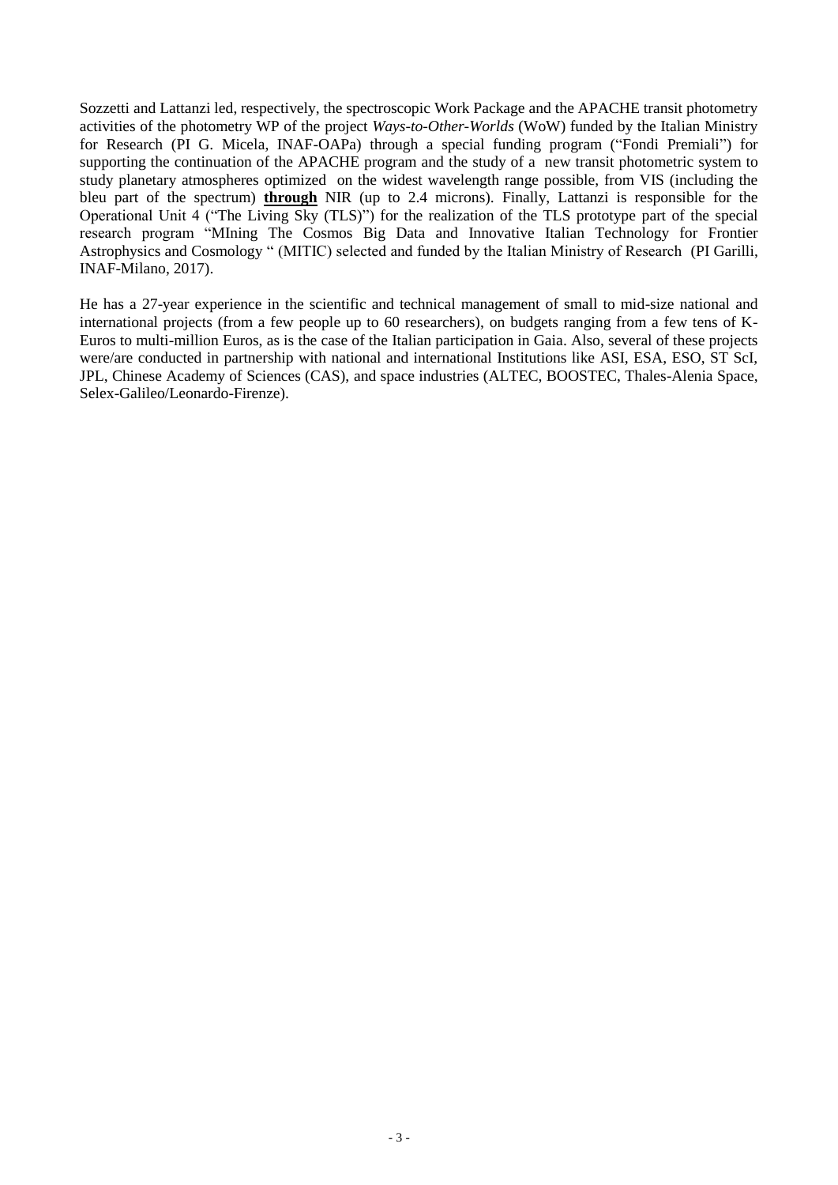Sozzetti and Lattanzi led, respectively, the spectroscopic Work Package and the APACHE transit photometry activities of the photometry WP of the project *Ways-to-Other-Worlds* (WoW) funded by the Italian Ministry for Research (PI G. Micela, INAF-OAPa) through a special funding program ("Fondi Premiali") for supporting the continuation of the APACHE program and the study of a new transit photometric system to study planetary atmospheres optimized on the widest wavelength range possible, from VIS (including the bleu part of the spectrum) **through** NIR (up to 2.4 microns). Finally, Lattanzi is responsible for the Operational Unit 4 ("The Living Sky (TLS)") for the realization of the TLS prototype part of the special research program "MIning The Cosmos Big Data and Innovative Italian Technology for Frontier Astrophysics and Cosmology " (MITIC) selected and funded by the Italian Ministry of Research (PI Garilli, INAF-Milano, 2017).

He has a 27-year experience in the scientific and technical management of small to mid-size national and international projects (from a few people up to 60 researchers), on budgets ranging from a few tens of K-Euros to multi-million Euros, as is the case of the Italian participation in Gaia. Also, several of these projects were/are conducted in partnership with national and international Institutions like ASI, ESA, ESO, ST ScI, JPL, Chinese Academy of Sciences (CAS), and space industries (ALTEC, BOOSTEC, Thales-Alenia Space, Selex-Galileo/Leonardo-Firenze).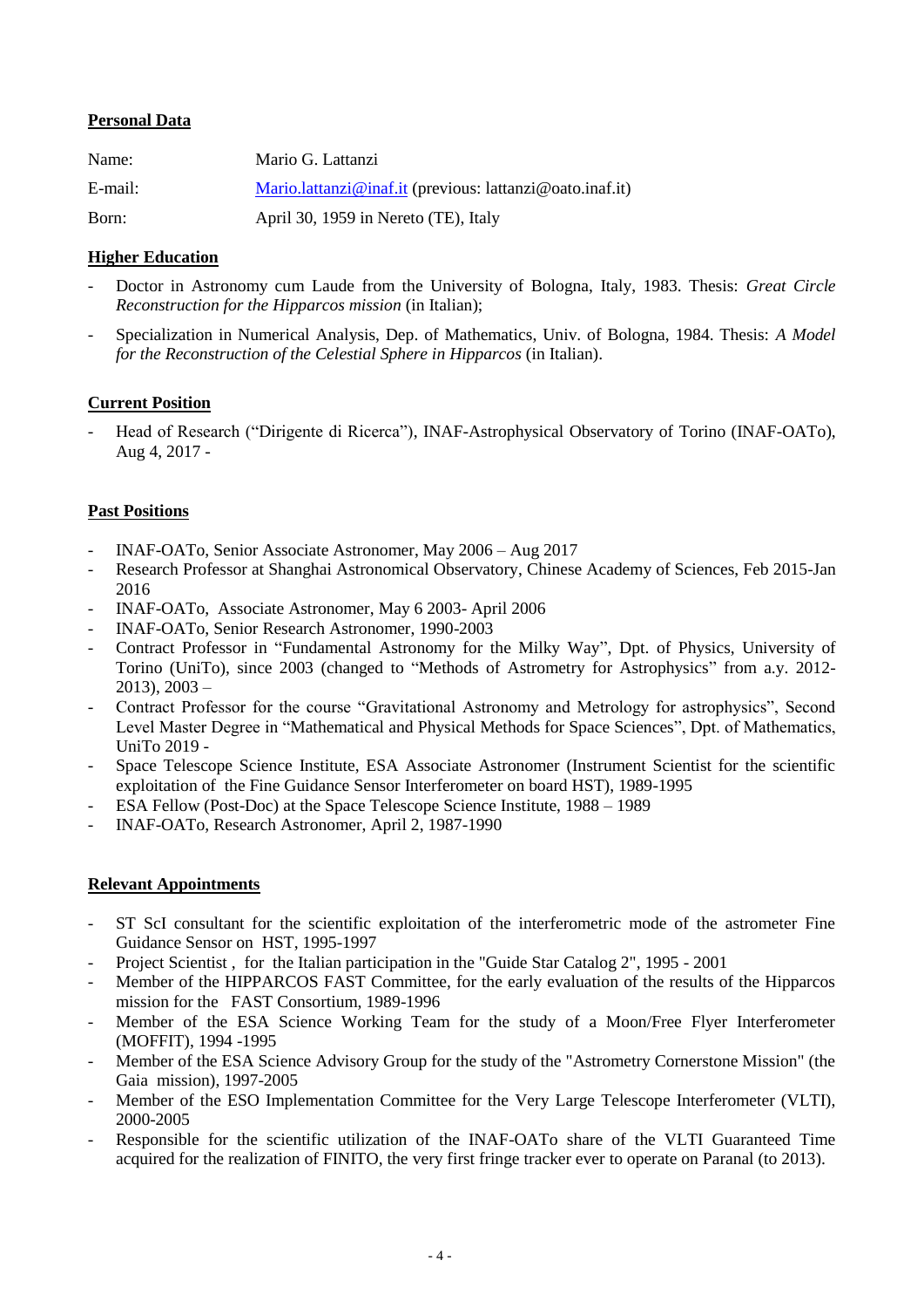## Personal Data

| | |
|---|---|
| Name: | Mario G. Lattanzi |
| E-mail: | [Mario.lattanzi@inaf.it](mailto:Mario.lattanzi@inaf.it) (previous: lattanzi@oato.inaf.it) |
| Born: | April 30, 1959 in Nereto (TE), Italy |

## Higher Education

- Doctor in Astronomy cum Laude from the University of Bologna, Italy, 1983. Thesis: *Great Circle Reconstruction for the Hipparcos mission* (in Italian);
- Specialization in Numerical Analysis, Dep. of Mathematics, Univ. of Bologna, 1984. Thesis: *A Model for the Reconstruction of the Celestial Sphere in Hipparcos* (in Italian).

## Current Position

- Head of Research ("Dirigente di Ricerca"), INAF-Astrophysical Observatory of Torino (INAF-OATo), Aug 4, 2017 -

## Past Positions

- INAF-OATo, Senior Associate Astronomer, May 2006 – Aug 2017
- Research Professor at Shanghai Astronomical Observatory, Chinese Academy of Sciences, Feb 2015-Jan 2016
- INAF-OATo, Associate Astronomer, May 6 2003- April 2006
- INAF-OATo, Senior Research Astronomer, 1990-2003
- Contract Professor in "Fundamental Astronomy for the Milky Way", Dpt. of Physics, University of Torino (UniTo), since 2003 (changed to "Methods of Astrometry for Astrophysics" from a.y. 2012-2013), 2003 –
- Contract Professor for the course "Gravitational Astronomy and Metrology for astrophysics", Second Level Master Degree in "Mathematical and Physical Methods for Space Sciences", Dpt. of Mathematics, UniTo 2019 -
- Space Telescope Science Institute, ESA Associate Astronomer (Instrument Scientist for the scientific exploitation of the Fine Guidance Sensor Interferometer on board HST), 1989-1995
- ESA Fellow (Post-Doc) at the Space Telescope Science Institute, 1988 – 1989
- INAF-OATo, Research Astronomer, April 2, 1987-1990

## Relevant Appointments

- ST ScI consultant for the scientific exploitation of the interferometric mode of the astrometer Fine Guidance Sensor on HST, 1995-1997
- Project Scientist , for the Italian participation in the "Guide Star Catalog 2", 1995 - 2001
- Member of the HIPPARCOS FAST Committee, for the early evaluation of the results of the Hipparcos mission for the FAST Consortium, 1989-1996
- Member of the ESA Science Working Team for the study of a Moon/Free Flyer Interferometer (MOFFIT), 1994 -1995
- Member of the ESA Science Advisory Group for the study of the "Astrometry Cornerstone Mission" (the Gaia mission), 1997-2005
- Member of the ESO Implementation Committee for the Very Large Telescope Interferometer (VLTI), 2000-2005
- Responsible for the scientific utilization of the INAF-OATo share of the VLTI Guaranteed Time acquired for the realization of FINITO, the very first fringe tracker ever to operate on Paranal (to 2013).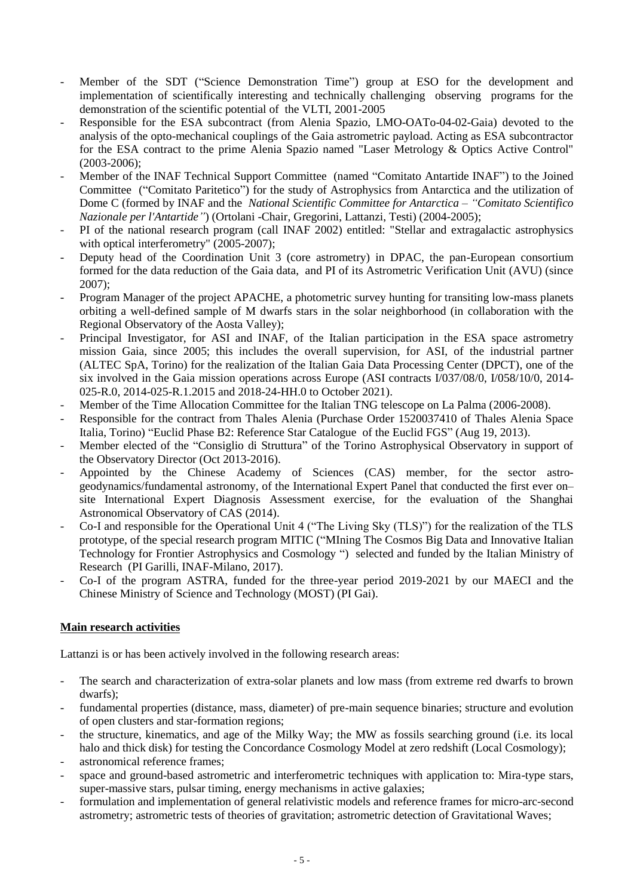- Member of the SDT ("Science Demonstration Time") group at ESO for the development and implementation of scientifically interesting and technically challenging observing programs for the demonstration of the scientific potential of the VLTI, 2001-2005
- Responsible for the ESA subcontract (from Alenia Spazio, LMO-OATo-04-02-Gaia) devoted to the analysis of the opto-mechanical couplings of the Gaia astrometric payload. Acting as ESA subcontractor for the ESA contract to the prime Alenia Spazio named "Laser Metrology & Optics Active Control" (2003-2006);
- Member of the INAF Technical Support Committee (named "Comitato Antartide INAF") to the Joined Committee ("Comitato Paritetico") for the study of Astrophysics from Antarctica and the utilization of Dome C (formed by INAF and the *National Scientific Committee for Antarctica – "Comitato Scientifico Nazionale per l'Antartide"*) (Ortolani -Chair, Gregorini, Lattanzi, Testi) (2004-2005);
- PI of the national research program (call INAF 2002) entitled: "Stellar and extragalactic astrophysics with optical interferometry" (2005-2007);
- Deputy head of the Coordination Unit 3 (core astrometry) in DPAC, the pan-European consortium formed for the data reduction of the Gaia data, and PI of its Astrometric Verification Unit (AVU) (since 2007);
- Program Manager of the project APACHE, a photometric survey hunting for transiting low-mass planets orbiting a well-defined sample of M dwarfs stars in the solar neighborhood (in collaboration with the Regional Observatory of the Aosta Valley);
- Principal Investigator, for ASI and INAF, of the Italian participation in the ESA space astrometry mission Gaia, since 2005; this includes the overall supervision, for ASI, of the industrial partner (ALTEC SpA, Torino) for the realization of the Italian Gaia Data Processing Center (DPCT), one of the six involved in the Gaia mission operations across Europe (ASI contracts I/037/08/0, I/058/10/0, 2014-025-R.0, 2014-025-R.1.2015 and 2018-24-HH.0 to October 2021).
- Member of the Time Allocation Committee for the Italian TNG telescope on La Palma (2006-2008).
- Responsible for the contract from Thales Alenia (Purchase Order 1520037410 of Thales Alenia Space Italia, Torino) "Euclid Phase B2: Reference Star Catalogue of the Euclid FGS" (Aug 19, 2013).
- Member elected of the "Consiglio di Struttura" of the Torino Astrophysical Observatory in support of the Observatory Director (Oct 2013-2016).
- Appointed by the Chinese Academy of Sciences (CAS) member, for the sector astro-geodynamics/fundamental astronomy, of the International Expert Panel that conducted the first ever on–site International Expert Diagnosis Assessment exercise, for the evaluation of the Shanghai Astronomical Observatory of CAS (2014).
- Co-I and responsible for the Operational Unit 4 ("The Living Sky (TLS)") for the realization of the TLS prototype, of the special research program MITIC ("MIning The Cosmos Big Data and Innovative Italian Technology for Frontier Astrophysics and Cosmology ") selected and funded by the Italian Ministry of Research (PI Garilli, INAF-Milano, 2017).
- Co-I of the program ASTRA, funded for the three-year period 2019-2021 by our MAECI and the Chinese Ministry of Science and Technology (MOST) (PI Gai).

**Main research activities**

Lattanzi is or has been actively involved in the following research areas:

- The search and characterization of extra-solar planets and low mass (from extreme red dwarfs to brown dwarfs);
- fundamental properties (distance, mass, diameter) of pre-main sequence binaries; structure and evolution of open clusters and star-formation regions;
- the structure, kinematics, and age of the Milky Way; the MW as fossils searching ground (i.e. its local halo and thick disk) for testing the Concordance Cosmology Model at zero redshift (Local Cosmology);
- astronomical reference frames;
- space and ground-based astrometric and interferometric techniques with application to: Mira-type stars, super-massive stars, pulsar timing, energy mechanisms in active galaxies;
- formulation and implementation of general relativistic models and reference frames for micro-arc-second astrometry; astrometric tests of theories of gravitation; astrometric detection of Gravitational Waves;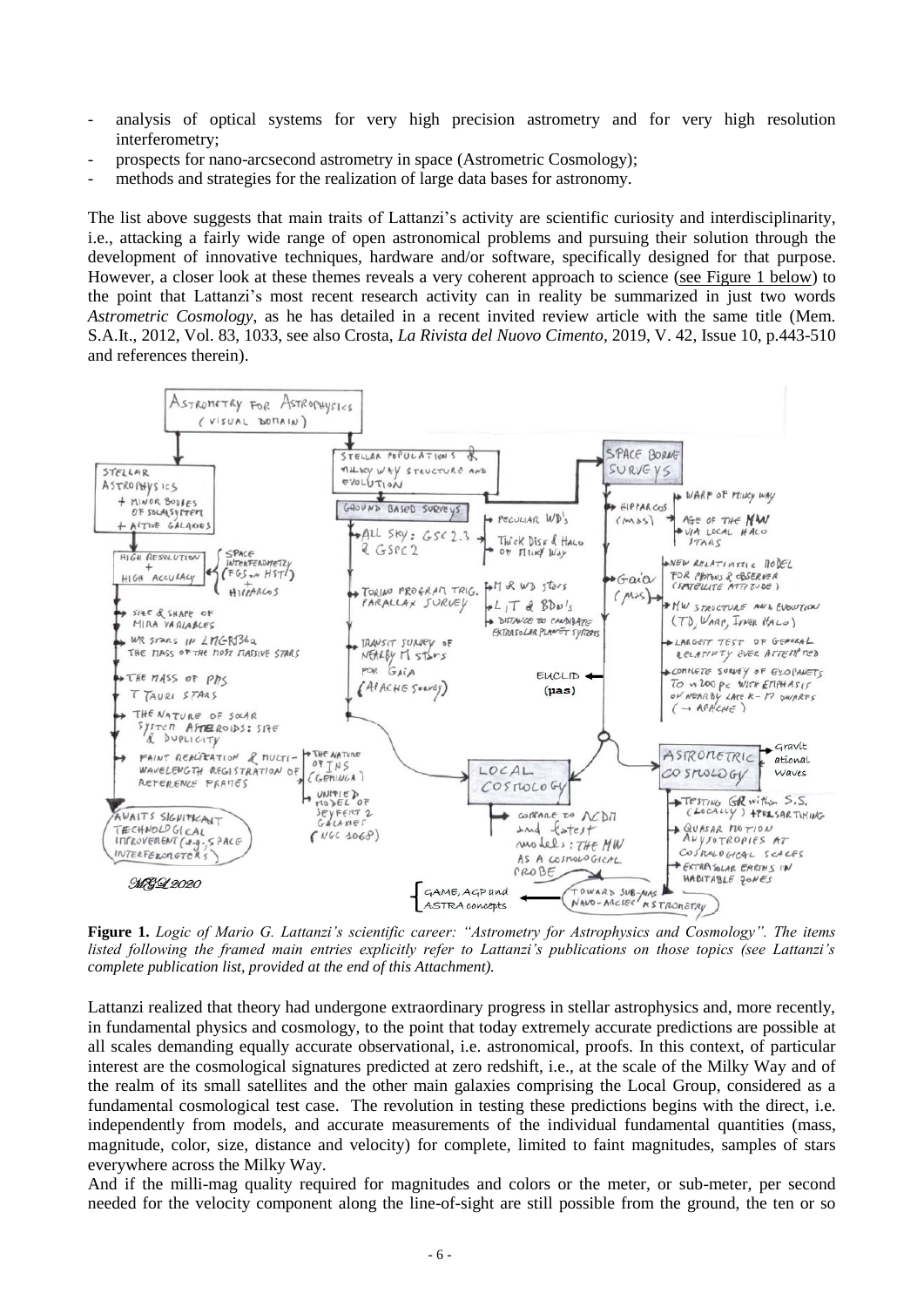- analysis of optical systems for very high precision astrometry and for very high resolution interferometry;
- prospects for nano-arcsecond astrometry in space (Astrometric Cosmology);
- methods and strategies for the realization of large data bases for astronomy.

The list above suggests that main traits of Lattanzi's activity are scientific curiosity and interdisciplinarity, i.e., attacking a fairly wide range of open astronomical problems and pursuing their solution through the development of innovative techniques, hardware and/or software, specifically designed for that purpose. However, a closer look at these themes reveals a very coherent approach to science (see Figure 1 below) to the point that Lattanzi's most recent research activity can in reality be summarized in just two words *Astrometric Cosmology*, as he has detailed in a recent invited review article with the same title (Mem. S.A.It., 2012, Vol. 83, 1033, see also Crosta, *La Rivista del Nuovo Cimento*, 2019, V. 42, Issue 10, p.443-510 and references therein).

**Figure 1.** *Logic of Mario G. Lattanzi's scientific career: "Astrometry for Astrophysics and Cosmology". The items listed following the framed main entries explicitly refer to Lattanzi's publications on those topics (see Lattanzi's complete publication list, provided at the end of this Attachment).*

Lattanzi realized that theory had undergone extraordinary progress in stellar astrophysics and, more recently, in fundamental physics and cosmology, to the point that today extremely accurate predictions are possible at all scales demanding equally accurate observational, i.e. astronomical, proofs. In this context, of particular interest are the cosmological signatures predicted at zero redshift, i.e., at the scale of the Milky Way and of the realm of its small satellites and the other main galaxies comprising the Local Group, considered as a fundamental cosmological test case. The revolution in testing these predictions begins with the direct, i.e. independently from models, and accurate measurements of the individual fundamental quantities (mass, magnitude, color, size, distance and velocity) for complete, limited to faint magnitudes, samples of stars everywhere across the Milky Way.

And if the milli-mag quality required for magnitudes and colors or the meter, or sub-meter, per second needed for the velocity component along the line-of-sight are still possible from the ground, the ten or so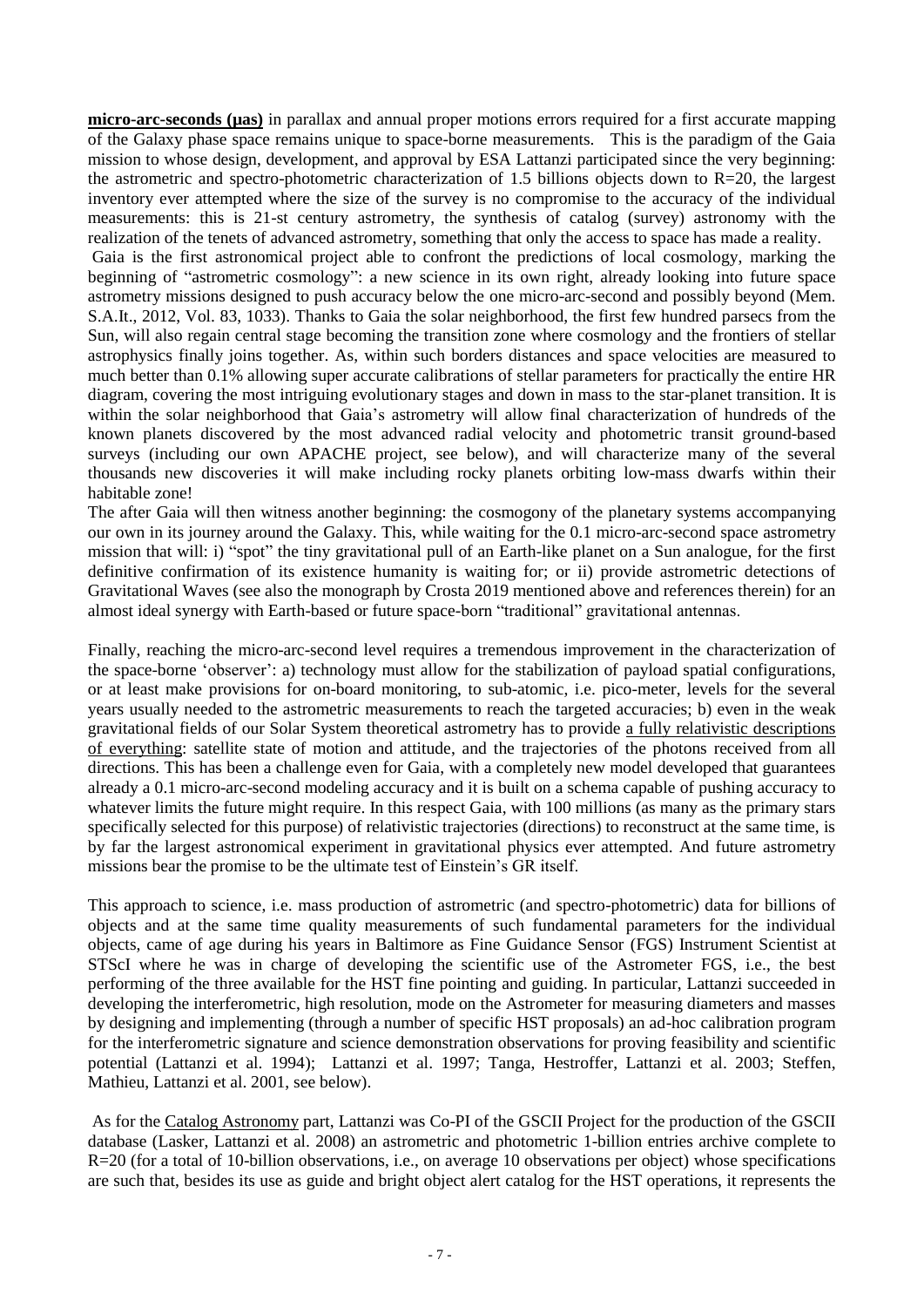**micro-arc-seconds (μas)** in parallax and annual proper motions errors required for a first accurate mapping of the Galaxy phase space remains unique to space-borne measurements. This is the paradigm of the Gaia mission to whose design, development, and approval by ESA Lattanzi participated since the very beginning: the astrometric and spectro-photometric characterization of 1.5 billions objects down to R=20, the largest inventory ever attempted where the size of the survey is no compromise to the accuracy of the individual measurements: this is 21-st century astrometry, the synthesis of catalog (survey) astronomy with the realization of the tenets of advanced astrometry, something that only the access to space has made a reality.

Gaia is the first astronomical project able to confront the predictions of local cosmology, marking the beginning of "astrometric cosmology": a new science in its own right, already looking into future space astrometry missions designed to push accuracy below the one micro-arc-second and possibly beyond (Mem. S.A.It., 2012, Vol. 83, 1033). Thanks to Gaia the solar neighborhood, the first few hundred parsecs from the Sun, will also regain central stage becoming the transition zone where cosmology and the frontiers of stellar astrophysics finally joins together. As, within such borders distances and space velocities are measured to much better than 0.1% allowing super accurate calibrations of stellar parameters for practically the entire HR diagram, covering the most intriguing evolutionary stages and down in mass to the star-planet transition. It is within the solar neighborhood that Gaia's astrometry will allow final characterization of hundreds of the known planets discovered by the most advanced radial velocity and photometric transit ground-based surveys (including our own APACHE project, see below), and will characterize many of the several thousands new discoveries it will make including rocky planets orbiting low-mass dwarfs within their habitable zone!

The after Gaia will then witness another beginning: the cosmogony of the planetary systems accompanying our own in its journey around the Galaxy. This, while waiting for the 0.1 micro-arc-second space astrometry mission that will: i) "spot" the tiny gravitational pull of an Earth-like planet on a Sun analogue, for the first definitive confirmation of its existence humanity is waiting for; or ii) provide astrometric detections of Gravitational Waves (see also the monograph by Crosta 2019 mentioned above and references therein) for an almost ideal synergy with Earth-based or future space-born "traditional" gravitational antennas.

Finally, reaching the micro-arc-second level requires a tremendous improvement in the characterization of the space-borne 'observer': a) technology must allow for the stabilization of payload spatial configurations, or at least make provisions for on-board monitoring, to sub-atomic, i.e. pico-meter, levels for the several years usually needed to the astrometric measurements to reach the targeted accuracies; b) even in the weak gravitational fields of our Solar System theoretical astrometry has to provide a fully relativistic descriptions of everything: satellite state of motion and attitude, and the trajectories of the photons received from all directions. This has been a challenge even for Gaia, with a completely new model developed that guarantees already a 0.1 micro-arc-second modeling accuracy and it is built on a schema capable of pushing accuracy to whatever limits the future might require. In this respect Gaia, with 100 millions (as many as the primary stars specifically selected for this purpose) of relativistic trajectories (directions) to reconstruct at the same time, is by far the largest astronomical experiment in gravitational physics ever attempted. And future astrometry missions bear the promise to be the ultimate test of Einstein's GR itself.

This approach to science, i.e. mass production of astrometric (and spectro-photometric) data for billions of objects and at the same time quality measurements of such fundamental parameters for the individual objects, came of age during his years in Baltimore as Fine Guidance Sensor (FGS) Instrument Scientist at STScI where he was in charge of developing the scientific use of the Astrometer FGS, i.e., the best performing of the three available for the HST fine pointing and guiding. In particular, Lattanzi succeeded in developing the interferometric, high resolution, mode on the Astrometer for measuring diameters and masses by designing and implementing (through a number of specific HST proposals) an ad-hoc calibration program for the interferometric signature and science demonstration observations for proving feasibility and scientific potential (Lattanzi et al. 1994); Lattanzi et al. 1997; Tanga, Hestroffer, Lattanzi et al. 2003; Steffen, Mathieu, Lattanzi et al. 2001, see below).

As for the Catalog Astronomy part, Lattanzi was Co-PI of the GSCII Project for the production of the GSCII database (Lasker, Lattanzi et al. 2008) an astrometric and photometric 1-billion entries archive complete to R=20 (for a total of 10-billion observations, i.e., on average 10 observations per object) whose specifications are such that, besides its use as guide and bright object alert catalog for the HST operations, it represents the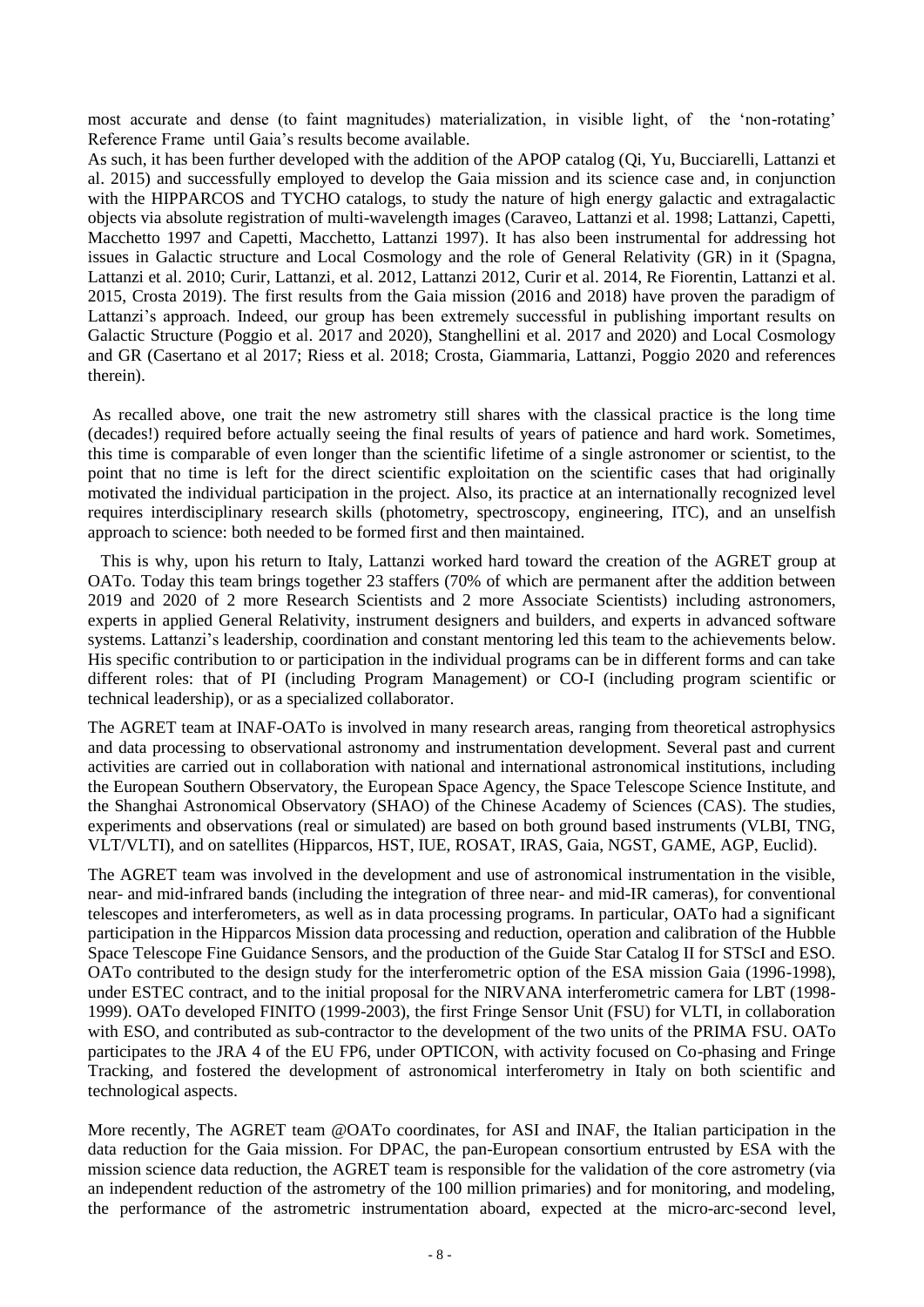most accurate and dense (to faint magnitudes) materialization, in visible light, of the 'non-rotating' Reference Frame until Gaia's results become available.

As such, it has been further developed with the addition of the APOP catalog (Qi, Yu, Bucciarelli, Lattanzi et al. 2015) and successfully employed to develop the Gaia mission and its science case and, in conjunction with the HIPPARCOS and TYCHO catalogs, to study the nature of high energy galactic and extragalactic objects via absolute registration of multi-wavelength images (Caraveo, Lattanzi et al. 1998; Lattanzi, Capetti, Macchetto 1997 and Capetti, Macchetto, Lattanzi 1997). It has also been instrumental for addressing hot issues in Galactic structure and Local Cosmology and the role of General Relativity (GR) in it (Spagna, Lattanzi et al. 2010; Curir, Lattanzi, et al. 2012, Lattanzi 2012, Curir et al. 2014, Re Fiorentin, Lattanzi et al. 2015, Crosta 2019). The first results from the Gaia mission (2016 and 2018) have proven the paradigm of Lattanzi's approach. Indeed, our group has been extremely successful in publishing important results on Galactic Structure (Poggio et al. 2017 and 2020), Stanghellini et al. 2017 and 2020) and Local Cosmology and GR (Casertano et al 2017; Riess et al. 2018; Crosta, Giammaria, Lattanzi, Poggio 2020 and references therein).

As recalled above, one trait the new astrometry still shares with the classical practice is the long time (decades!) required before actually seeing the final results of years of patience and hard work. Sometimes, this time is comparable of even longer than the scientific lifetime of a single astronomer or scientist, to the point that no time is left for the direct scientific exploitation on the scientific cases that had originally motivated the individual participation in the project. Also, its practice at an internationally recognized level requires interdisciplinary research skills (photometry, spectroscopy, engineering, ITC), and an unselfish approach to science: both needed to be formed first and then maintained.

This is why, upon his return to Italy, Lattanzi worked hard toward the creation of the AGRET group at OATo. Today this team brings together 23 staffers (70% of which are permanent after the addition between 2019 and 2020 of 2 more Research Scientists and 2 more Associate Scientists) including astronomers, experts in applied General Relativity, instrument designers and builders, and experts in advanced software systems. Lattanzi's leadership, coordination and constant mentoring led this team to the achievements below. His specific contribution to or participation in the individual programs can be in different forms and can take different roles: that of PI (including Program Management) or CO-I (including program scientific or technical leadership), or as a specialized collaborator.

The AGRET team at INAF-OATo is involved in many research areas, ranging from theoretical astrophysics and data processing to observational astronomy and instrumentation development. Several past and current activities are carried out in collaboration with national and international astronomical institutions, including the European Southern Observatory, the European Space Agency, the Space Telescope Science Institute, and the Shanghai Astronomical Observatory (SHAO) of the Chinese Academy of Sciences (CAS). The studies, experiments and observations (real or simulated) are based on both ground based instruments (VLBI, TNG, VLT/VLTI), and on satellites (Hipparcos, HST, IUE, ROSAT, IRAS, Gaia, NGST, GAME, AGP, Euclid).

The AGRET team was involved in the development and use of astronomical instrumentation in the visible, near- and mid-infrared bands (including the integration of three near- and mid-IR cameras), for conventional telescopes and interferometers, as well as in data processing programs. In particular, OATo had a significant participation in the Hipparcos Mission data processing and reduction, operation and calibration of the Hubble Space Telescope Fine Guidance Sensors, and the production of the Guide Star Catalog II for STScI and ESO. OATo contributed to the design study for the interferometric option of the ESA mission Gaia (1996-1998), under ESTEC contract, and to the initial proposal for the NIRVANA interferometric camera for LBT (1998-1999). OATo developed FINITO (1999-2003), the first Fringe Sensor Unit (FSU) for VLTI, in collaboration with ESO, and contributed as sub-contractor to the development of the two units of the PRIMA FSU. OATo participates to the JRA 4 of the EU FP6, under OPTICON, with activity focused on Co-phasing and Fringe Tracking, and fostered the development of astronomical interferometry in Italy on both scientific and technological aspects.

More recently, The AGRET team @OATo coordinates, for ASI and INAF, the Italian participation in the data reduction for the Gaia mission. For DPAC, the pan-European consortium entrusted by ESA with the mission science data reduction, the AGRET team is responsible for the validation of the core astrometry (via an independent reduction of the astrometry of the 100 million primaries) and for monitoring, and modeling, the performance of the astrometric instrumentation aboard, expected at the micro-arc-second level,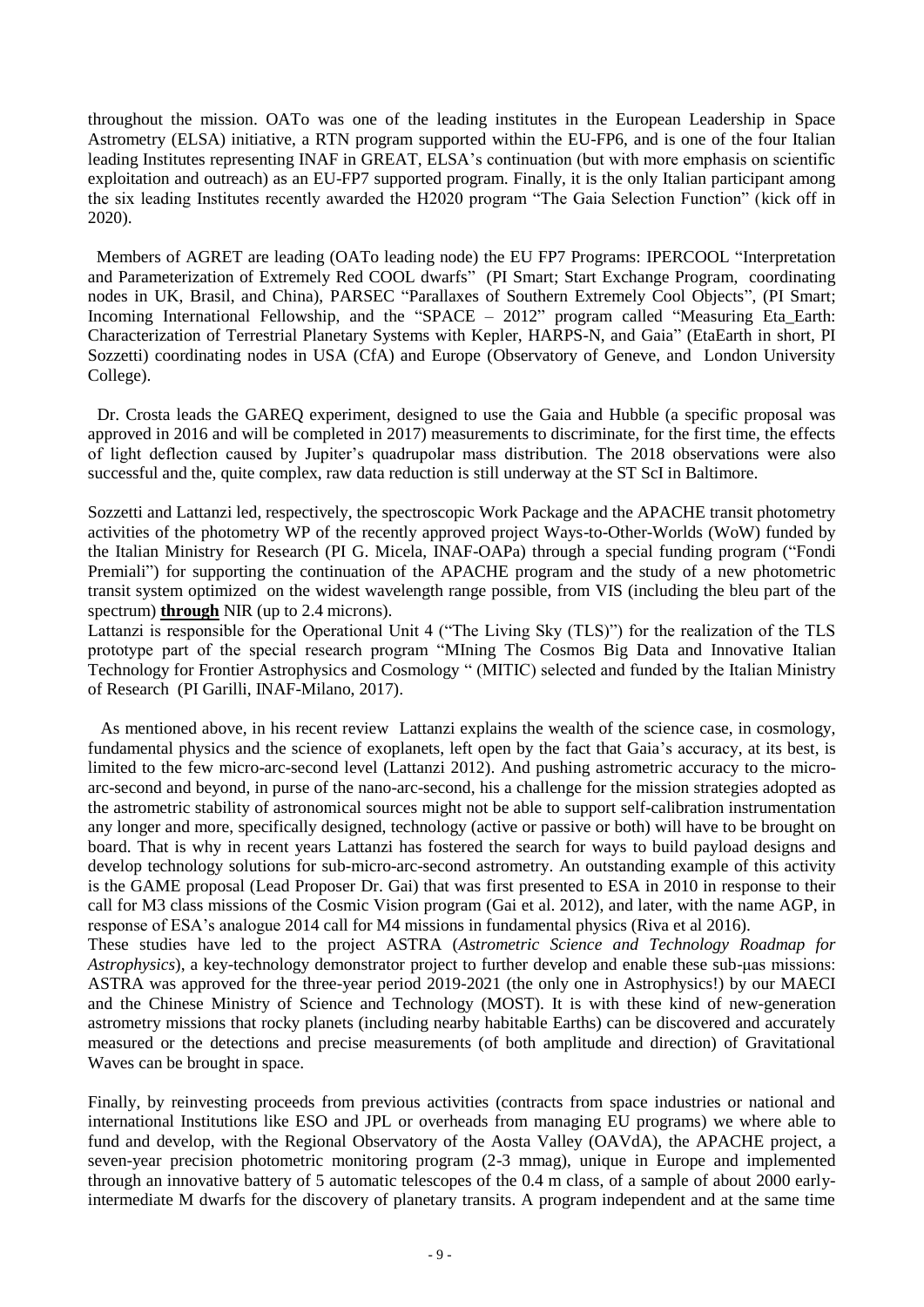throughout the mission. OATo was one of the leading institutes in the European Leadership in Space Astrometry (ELSA) initiative, a RTN program supported within the EU-FP6, and is one of the four Italian leading Institutes representing INAF in GREAT, ELSA's continuation (but with more emphasis on scientific exploitation and outreach) as an EU-FP7 supported program. Finally, it is the only Italian participant among the six leading Institutes recently awarded the H2020 program "The Gaia Selection Function" (kick off in 2020).

Members of AGRET are leading (OATo leading node) the EU FP7 Programs: IPERCOOL "Interpretation and Parameterization of Extremely Red COOL dwarfs" (PI Smart; Start Exchange Program, coordinating nodes in UK, Brasil, and China), PARSEC "Parallaxes of Southern Extremely Cool Objects", (PI Smart; Incoming International Fellowship, and the "SPACE – 2012" program called "Measuring Eta_Earth: Characterization of Terrestrial Planetary Systems with Kepler, HARPS-N, and Gaia" (EtaEarth in short, PI Sozzetti) coordinating nodes in USA (CfA) and Europe (Observatory of Geneve, and London University College).

Dr. Crosta leads the GAREQ experiment, designed to use the Gaia and Hubble (a specific proposal was approved in 2016 and will be completed in 2017) measurements to discriminate, for the first time, the effects of light deflection caused by Jupiter's quadrupolar mass distribution. The 2018 observations were also successful and the, quite complex, raw data reduction is still underway at the ST ScI in Baltimore.

Sozzetti and Lattanzi led, respectively, the spectroscopic Work Package and the APACHE transit photometry activities of the photometry WP of the recently approved project Ways-to-Other-Worlds (WoW) funded by the Italian Ministry for Research (PI G. Micela, INAF-OAPa) through a special funding program ("Fondi Premiali") for supporting the continuation of the APACHE program and the study of a new photometric transit system optimized on the widest wavelength range possible, from VIS (including the bleu part of the spectrum) **through** NIR (up to 2.4 microns).
Lattanzi is responsible for the Operational Unit 4 ("The Living Sky (TLS)") for the realization of the TLS prototype part of the special research program "MIning The Cosmos Big Data and Innovative Italian Technology for Frontier Astrophysics and Cosmology " (MITIC) selected and funded by the Italian Ministry of Research (PI Garilli, INAF-Milano, 2017).

As mentioned above, in his recent review Lattanzi explains the wealth of the science case, in cosmology, fundamental physics and the science of exoplanets, left open by the fact that Gaia's accuracy, at its best, is limited to the few micro-arc-second level (Lattanzi 2012). And pushing astrometric accuracy to the micro-arc-second and beyond, in purse of the nano-arc-second, his a challenge for the mission strategies adopted as the astrometric stability of astronomical sources might not be able to support self-calibration instrumentation any longer and more, specifically designed, technology (active or passive or both) will have to be brought on board. That is why in recent years Lattanzi has fostered the search for ways to build payload designs and develop technology solutions for sub-micro-arc-second astrometry. An outstanding example of this activity is the GAME proposal (Lead Proposer Dr. Gai) that was first presented to ESA in 2010 in response to their call for M3 class missions of the Cosmic Vision program (Gai et al. 2012), and later, with the name AGP, in response of ESA's analogue 2014 call for M4 missions in fundamental physics (Riva et al 2016).
These studies have led to the project ASTRA (*Astrometric Science and Technology Roadmap for Astrophysics*), a key-technology demonstrator project to further develop and enable these sub-μas missions: ASTRA was approved for the three-year period 2019-2021 (the only one in Astrophysics!) by our MAECI and the Chinese Ministry of Science and Technology (MOST). It is with these kind of new-generation astrometry missions that rocky planets (including nearby habitable Earths) can be discovered and accurately measured or the detections and precise measurements (of both amplitude and direction) of Gravitational Waves can be brought in space.

Finally, by reinvesting proceeds from previous activities (contracts from space industries or national and international Institutions like ESO and JPL or overheads from managing EU programs) we where able to fund and develop, with the Regional Observatory of the Aosta Valley (OAVdA), the APACHE project, a seven-year precision photometric monitoring program (2-3 mmag), unique in Europe and implemented through an innovative battery of 5 automatic telescopes of the 0.4 m class, of a sample of about 2000 early-intermediate M dwarfs for the discovery of planetary transits. A program independent and at the same time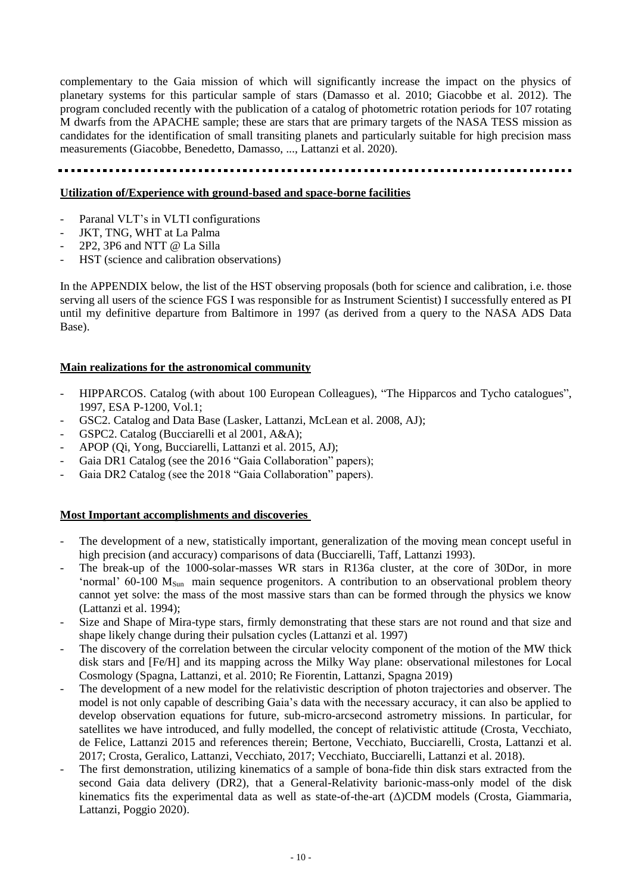complementary to the Gaia mission of which will significantly increase the impact on the physics of planetary systems for this particular sample of stars (Damasso et al. 2010; Giacobbe et al. 2012). The program concluded recently with the publication of a catalog of photometric rotation periods for 107 rotating M dwarfs from the APACHE sample; these are stars that are primary targets of the NASA TESS mission as candidates for the identification of small transiting planets and particularly suitable for high precision mass measurements (Giacobbe, Benedetto, Damasso, ..., Lattanzi et al. 2020).

---

**Utilization of/Experience with ground-based and space-borne facilities**

- Paranal VLT's in VLTI configurations
- JKT, TNG, WHT at La Palma
- 2P2, 3P6 and NTT @ La Silla
- HST (science and calibration observations)

In the APPENDIX below, the list of the HST observing proposals (both for science and calibration, i.e. those serving all users of the science FGS I was responsible for as Instrument Scientist) I successfully entered as PI until my definitive departure from Baltimore in 1997 (as derived from a query to the NASA ADS Data Base).

**Main realizations for the astronomical community**

- HIPPARCOS. Catalog (with about 100 European Colleagues), "The Hipparcos and Tycho catalogues", 1997, ESA P-1200, Vol.1;
- GSC2. Catalog and Data Base (Lasker, Lattanzi, McLean et al. 2008, AJ);
- GSPC2. Catalog (Bucciarelli et al 2001, A&A);
- APOP (Qi, Yong, Bucciarelli, Lattanzi et al. 2015, AJ);
- Gaia DR1 Catalog (see the 2016 "Gaia Collaboration" papers);
- Gaia DR2 Catalog (see the 2018 "Gaia Collaboration" papers).

**Most Important accomplishments and discoveries**

- The development of a new, statistically important, generalization of the moving mean concept useful in high precision (and accuracy) comparisons of data (Bucciarelli, Taff, Lattanzi 1993).
- The break-up of the 1000-solar-masses WR stars in R136a cluster, at the core of 30Dor, in more 'normal' 60-100 $M_{Sun}$ main sequence progenitors. A contribution to an observational problem theory cannot yet solve: the mass of the most massive stars than can be formed through the physics we know (Lattanzi et al. 1994);
- Size and Shape of Mira-type stars, firmly demonstrating that these stars are not round and that size and shape likely change during their pulsation cycles (Lattanzi et al. 1997)
- The discovery of the correlation between the circular velocity component of the motion of the MW thick disk stars and [Fe/H] and its mapping across the Milky Way plane: observational milestones for Local Cosmology (Spagna, Lattanzi, et al. 2010; Re Fiorentin, Lattanzi, Spagna 2019)
- The development of a new model for the relativistic description of photon trajectories and observer. The model is not only capable of describing Gaia's data with the necessary accuracy, it can also be applied to develop observation equations for future, sub-micro-arcsecond astrometry missions. In particular, for satellites we have introduced, and fully modelled, the concept of relativistic attitude (Crosta, Vecchiato, de Felice, Lattanzi 2015 and references therein; Bertone, Vecchiato, Bucciarelli, Crosta, Lattanzi et al. 2017; Crosta, Geralico, Lattanzi, Vecchiato, 2017; Vecchiato, Bucciarelli, Lattanzi et al. 2018).
- The first demonstration, utilizing kinematics of a sample of bona-fide thin disk stars extracted from the second Gaia data delivery (DR2), that a General-Relativity barionic-mass-only model of the disk kinematics fits the experimental data as well as state-of-the-art ($\Lambda$)CDM models (Crosta, Giammaria, Lattanzi, Poggio 2020).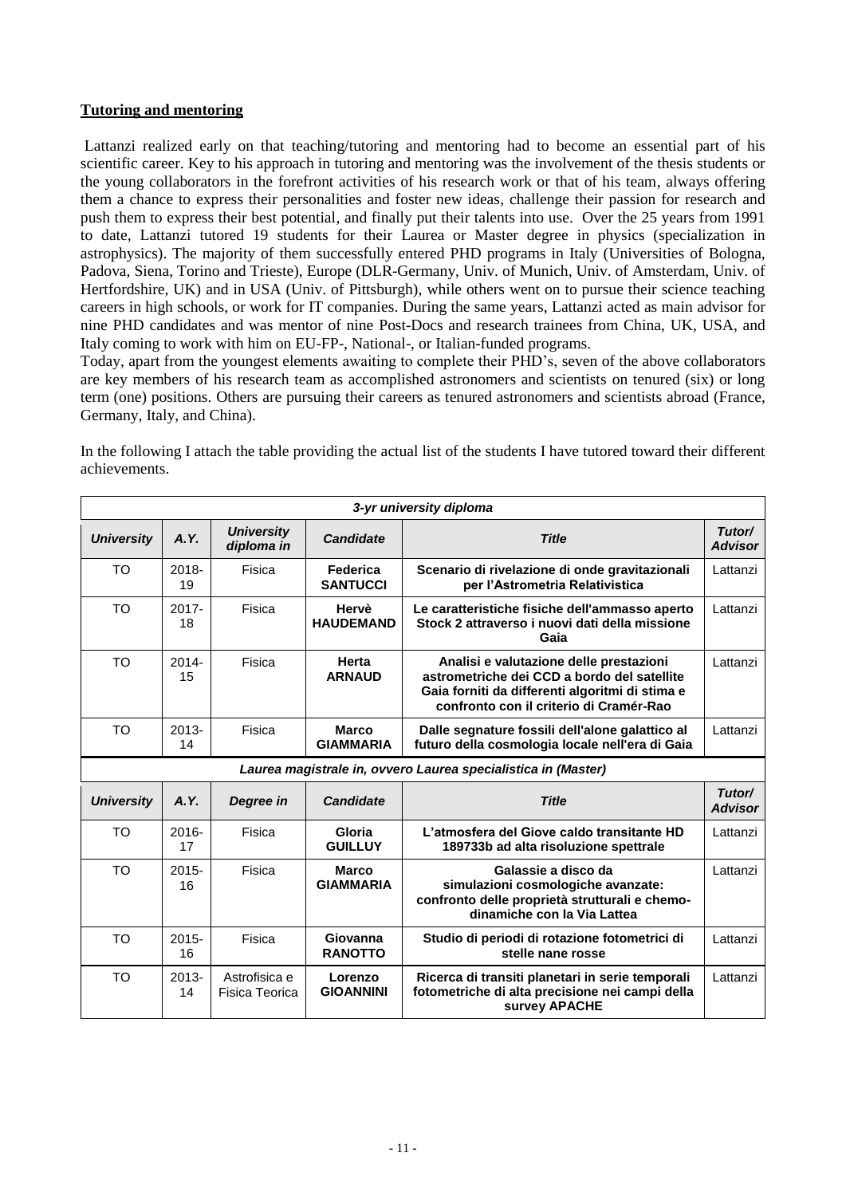**Tutoring and mentoring**

Lattanzi realized early on that teaching/tutoring and mentoring had to become an essential part of his scientific career. Key to his approach in tutoring and mentoring was the involvement of the thesis students or the young collaborators in the forefront activities of his research work or that of his team, always offering them a chance to express their personalities and foster new ideas, challenge their passion for research and push them to express their best potential, and finally put their talents into use. Over the 25 years from 1991 to date, Lattanzi tutored 19 students for their Laurea or Master degree in physics (specialization in astrophysics). The majority of them successfully entered PHD programs in Italy (Universities of Bologna, Padova, Siena, Torino and Trieste), Europe (DLR-Germany, Univ. of Munich, Univ. of Amsterdam, Univ. of Hertfordshire, UK) and in USA (Univ. of Pittsburgh), while others went on to pursue their science teaching careers in high schools, or work for IT companies. During the same years, Lattanzi acted as main advisor for nine PHD candidates and was mentor of nine Post-Docs and research trainees from China, UK, USA, and Italy coming to work with him on EU-FP-, National-, or Italian-funded programs.

Today, apart from the youngest elements awaiting to complete their PHD's, seven of the above collaborators are key members of his research team as accomplished astronomers and scientists on tenured (six) or long term (one) positions. Others are pursuing their careers as tenured astronomers and scientists abroad (France, Germany, Italy, and China).

In the following I attach the table providing the actual list of the students I have tutored toward their different achievements.

| ***3-yr university diploma*** | | | | | |
|---|---|---|---|---|---|
| ***University*** | ***A.Y.*** | ***University diploma in*** | ***Candidate*** | ***Title*** | ***Tutor/ Advisor*** |
| TO | 2018-19 | Fisica | **Federica SANTUCCI** | **Scenario di rivelazione di onde gravitazionali per l'Astrometria Relativistica** | Lattanzi |
| TO | 2017-18 | Fisica | **Hervè HAUDEMAND** | **Le caratteristiche fisiche dell'ammasso aperto Stock 2 attraverso i nuovi dati della missione Gaia** | Lattanzi |
| TO | 2014-15 | Fisica | **Herta ARNAUD** | **Analisi e valutazione delle prestazioni astrometriche dei CCD a bordo del satellite Gaia forniti da differenti algoritmi di stima e confronto con il criterio di Cramér-Rao** | Lattanzi |
| TO | 2013-14 | Fisica | **Marco GIAMMARIA** | **Dalle segnature fossili dell'alone galattico al futuro della cosmologia locale nell'era di Gaia** | Lattanzi |
| ***Laurea magistrale in, ovvero Laurea specialistica in (Master)*** | | | | | |
| ***University*** | ***A.Y.*** | ***Degree in*** | ***Candidate*** | ***Title*** | ***Tutor/ Advisor*** |
| TO | 2016-17 | Fisica | **Gloria GUILLUY** | **L'atmosfera del Giove caldo transitante HD 189733b ad alta risoluzione spettrale** | Lattanzi |
| TO | 2015-16 | Fisica | **Marco GIAMMARIA** | **Galassie a disco da simulazioni cosmologiche avanzate: confronto delle proprietà strutturali e chemo-dinamiche con la Via Lattea** | Lattanzi |
| TO | 2015-16 | Fisica | **Giovanna RANOTTO** | **Studio di periodi di rotazione fotometrici di stelle nane rosse** | Lattanzi |
| TO | 2013-14 | Astrofisica e Fisica Teorica | **Lorenzo GIOANNINI** | **Ricerca di transiti planetari in serie temporali fotometriche di alta precisione nei campi della survey APACHE** | Lattanzi |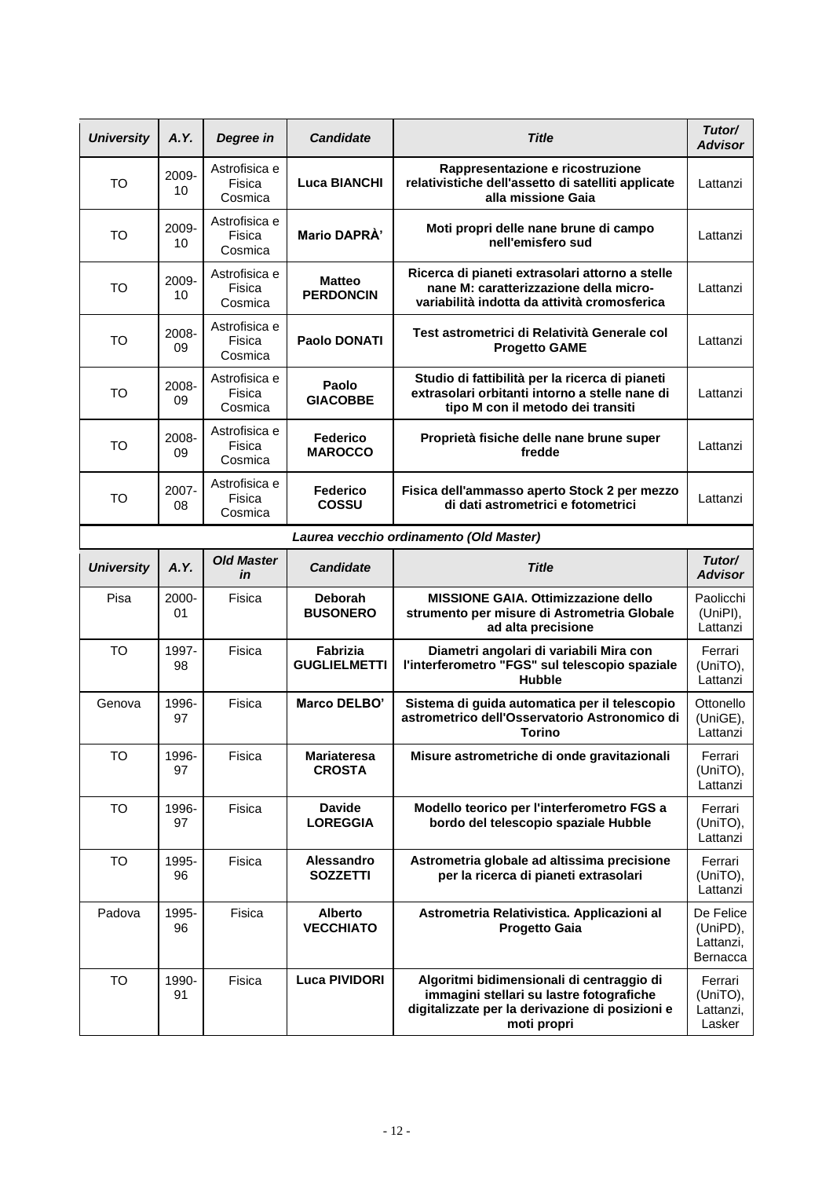| *University* | *A.Y.* | *Degree in* | *Candidate* | *Title* | *Tutor/ Advisor* |
|---|---|---|---|---|---|
| TO | 2009-10 | Astrofisica e Fisica Cosmica | **Luca BIANCHI** | **Rappresentazione e ricostruzione relativistiche dell'assetto di satelliti applicate alla missione Gaia** | Lattanzi |
| TO | 2009-10 | Astrofisica e Fisica Cosmica | **Mario DAPRÀ'** | **Moti propri delle nane brune di campo nell'emisfero sud** | Lattanzi |
| TO | 2009-10 | Astrofisica e Fisica Cosmica | **Matteo PERDONCIN** | **Ricerca di pianeti extrasolari attorno a stelle nane M: caratterizzazione della micro-variabilità indotta da attività cromosferica** | Lattanzi |
| TO | 2008-09 | Astrofisica e Fisica Cosmica | **Paolo DONATI** | **Test astrometrici di Relatività Generale col Progetto GAME** | Lattanzi |
| TO | 2008-09 | Astrofisica e Fisica Cosmica | **Paolo GIACOBBE** | **Studio di fattibilità per la ricerca di pianeti extrasolari orbitanti intorno a stelle nane di tipo M con il metodo dei transiti** | Lattanzi |
| TO | 2008-09 | Astrofisica e Fisica Cosmica | **Federico MAROCCO** | **Proprietà fisiche delle nane brune super fredde** | Lattanzi |
| TO | 2007-08 | Astrofisica e Fisica Cosmica | **Federico COSSU** | **Fisica dell'ammasso aperto Stock 2 per mezzo di dati astrometrici e fotometrici** | Lattanzi |

***Laurea vecchio ordinamento (Old Master)***

| *University* | *A.Y.* | *Old Master in* | *Candidate* | *Title* | *Tutor/ Advisor* |
|---|---|---|---|---|---|
| Pisa | 2000-01 | Fisica | **Deborah BUSONERO** | **MISSIONE GAIA. Ottimizzazione dello strumento per misure di Astrometria Globale ad alta precisione** | Paolicchi (UniPI), Lattanzi |
| TO | 1997-98 | Fisica | **Fabrizia GUGLIELMETTI** | **Diametri angolari di variabili Mira con l'interferometro "FGS" sul telescopio spaziale Hubble** | Ferrari (UniTO), Lattanzi |
| Genova | 1996-97 | Fisica | **Marco DELBO'** | **Sistema di guida automatica per il telescopio astrometrico dell'Osservatorio Astronomico di Torino** | Ottonello (UniGE), Lattanzi |
| TO | 1996-97 | Fisica | **Mariateresa CROSTA** | **Misure astrometriche di onde gravitazionali** | Ferrari (UniTO), Lattanzi |
| TO | 1996-97 | Fisica | **Davide LOREGGIA** | **Modello teorico per l'interferometro FGS a bordo del telescopio spaziale Hubble** | Ferrari (UniTO), Lattanzi |
| TO | 1995-96 | Fisica | **Alessandro SOZZETTI** | **Astrometria globale ad altissima precisione per la ricerca di pianeti extrasolari** | Ferrari (UniTO), Lattanzi |
| Padova | 1995-96 | Fisica | **Alberto VECCHIATO** | **Astrometria Relativistica. Applicazioni al Progetto Gaia** | De Felice (UniPD), Lattanzi, Bernacca |
| TO | 1990-91 | Fisica | **Luca PIVIDORI** | **Algoritmi bidimensionali di centraggio di immagini stellari su lastre fotografiche digitalizzate per la derivazione di posizioni e moti propri** | Ferrari (UniTO), Lattanzi, Lasker |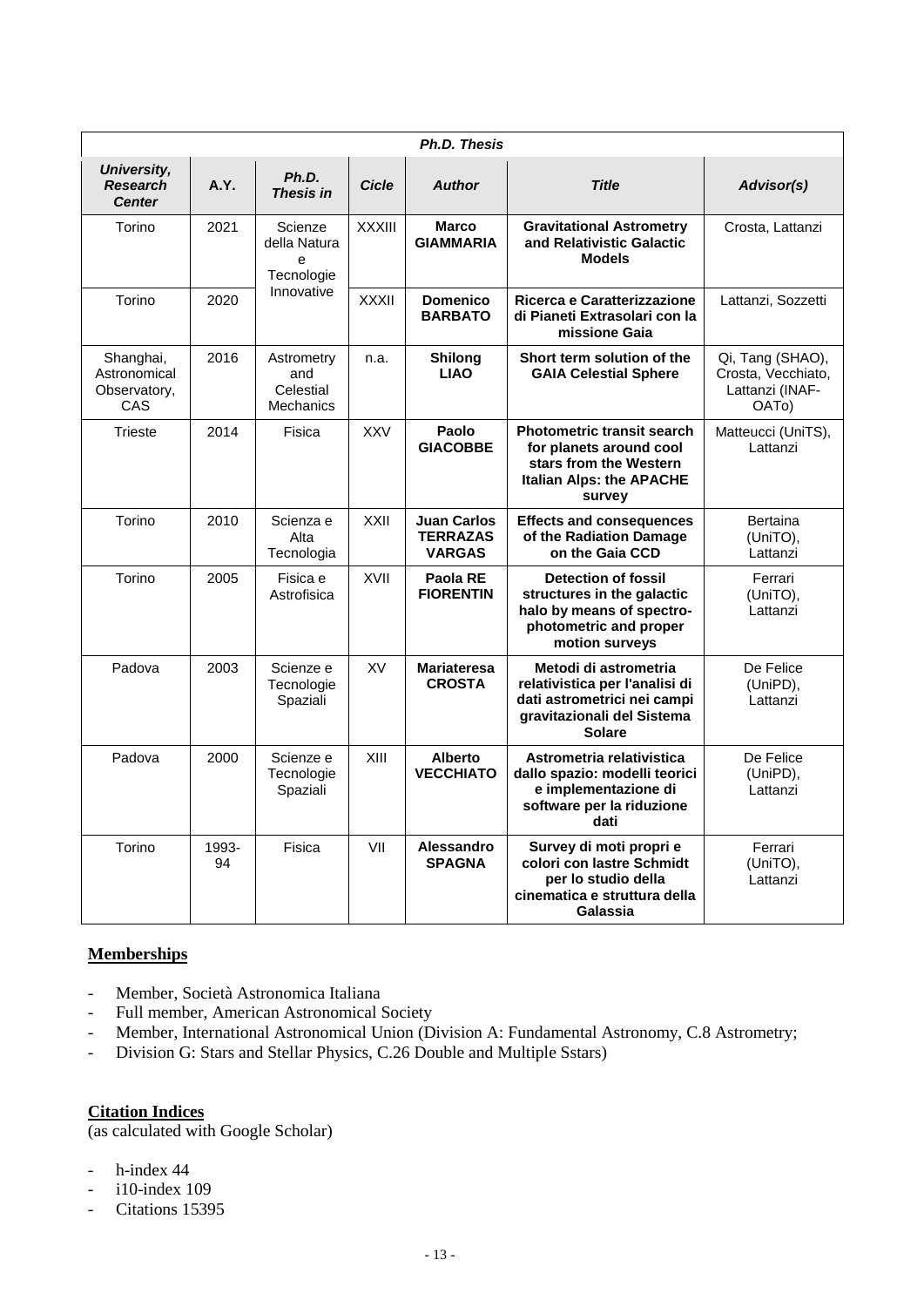| *Ph.D. Thesis* | | | | | | |
|---|---|---|---|---|---|---|
| ***University, Research Center*** | **A.Y.** | ***Ph.D. Thesis in*** | ***Cicle*** | ***Author*** | ***Title*** | ***Advisor(s)*** |
| Torino | 2021 | Scienze della Natura e Tecnologie Innovative | XXXIII | **Marco GIAMMARIA** | **Gravitational Astrometry and Relativistic Galactic Models** | Crosta, Lattanzi |
| Torino | 2020 | | XXXII | **Domenico BARBATO** | **Ricerca e Caratterizzazione di Pianeti Extrasolari con la missione Gaia** | Lattanzi, Sozzetti |
| Shanghai, Astronomical Observatory, CAS | 2016 | Astrometry and Celestial Mechanics | n.a. | **Shilong LIAO** | **Short term solution of the GAIA Celestial Sphere** | Qi, Tang (SHAO), Crosta, Vecchiato, Lattanzi (INAF-OATo) |
| Trieste | 2014 | Fisica | XXV | **Paolo GIACOBBE** | **Photometric transit search for planets around cool stars from the Western Italian Alps: the APACHE survey** | Matteucci (UniTS), Lattanzi |
| Torino | 2010 | Scienza e Alta Tecnologia | XXII | **Juan Carlos TERRAZAS VARGAS** | **Effects and consequences of the Radiation Damage on the Gaia CCD** | Bertaina (UniTO), Lattanzi |
| Torino | 2005 | Fisica e Astrofisica | XVII | **Paola RE FIORENTIN** | **Detection of fossil structures in the galactic halo by means of spectro-photometric and proper motion surveys** | Ferrari (UniTO), Lattanzi |
| Padova | 2003 | Scienze e Tecnologie Spaziali | XV | **Mariateresa CROSTA** | **Metodi di astrometria relativistica per l'analisi di dati astrometrici nei campi gravitazionali del Sistema Solare** | De Felice (UniPD), Lattanzi |
| Padova | 2000 | Scienze e Tecnologie Spaziali | XIII | **Alberto VECCHIATO** | **Astrometria relativistica dallo spazio: modelli teorici e implementazione di software per la riduzione dati** | De Felice (UniPD), Lattanzi |
| Torino | 1993-94 | Fisica | VII | **Alessandro SPAGNA** | **Survey di moti propri e colori con lastre Schmidt per lo studio della cinematica e struttura della Galassia** | Ferrari (UniTO), Lattanzi |

## Memberships

- Member, Società Astronomica Italiana
- Full member, American Astronomical Society
- Member, International Astronomical Union (Division A: Fundamental Astronomy, C.8 Astrometry;
- Division G: Stars and Stellar Physics, C.26 Double and Multiple Sstars)

## Citation Indices

(as calculated with Google Scholar)

- h-index 44
- i10-index 109
- Citations 15395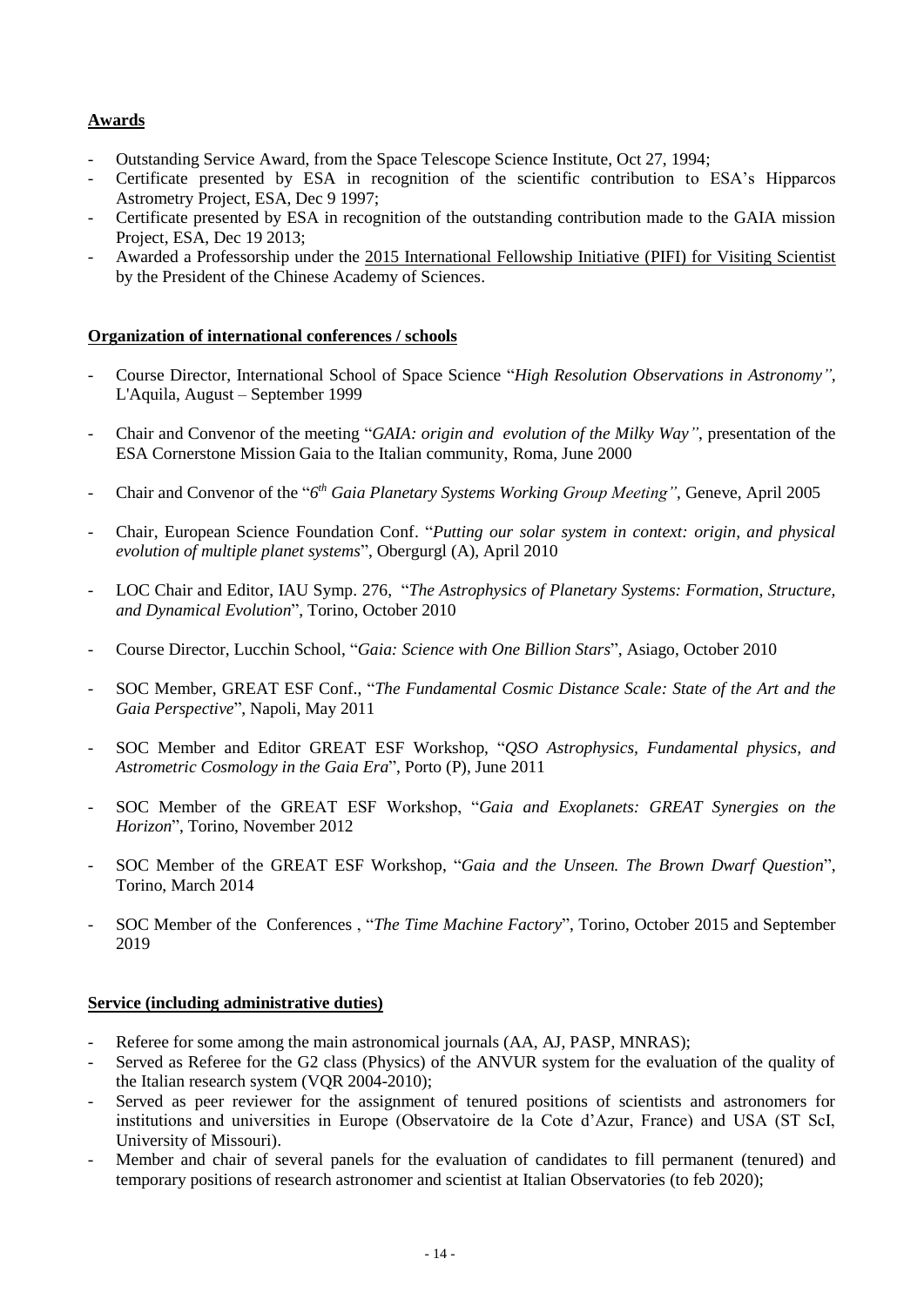## Awards

- Outstanding Service Award, from the Space Telescope Science Institute, Oct 27, 1994;
- Certificate presented by ESA in recognition of the scientific contribution to ESA's Hipparcos Astrometry Project, ESA, Dec 9 1997;
- Certificate presented by ESA in recognition of the outstanding contribution made to the GAIA mission Project, ESA, Dec 19 2013;
- Awarded a Professorship under the 2015 International Fellowship Initiative (PIFI) for Visiting Scientist by the President of the Chinese Academy of Sciences.

## Organization of international conferences / schools

- Course Director, International School of Space Science "*High Resolution Observations in Astronomy"*, L'Aquila, August – September 1999
- Chair and Convenor of the meeting "*GAIA: origin and evolution of the Milky Way"*, presentation of the ESA Cornerstone Mission Gaia to the Italian community, Roma, June 2000
- Chair and Convenor of the "*6th Gaia Planetary Systems Working Group Meeting"*, Geneve, April 2005
- Chair, European Science Foundation Conf. "*Putting our solar system in context: origin, and physical evolution of multiple planet systems*", Obergurgl (A), April 2010
- LOC Chair and Editor, IAU Symp. 276, "*The Astrophysics of Planetary Systems: Formation, Structure, and Dynamical Evolution*", Torino, October 2010
- Course Director, Lucchin School, "*Gaia: Science with One Billion Stars*", Asiago, October 2010
- SOC Member, GREAT ESF Conf., "*The Fundamental Cosmic Distance Scale: State of the Art and the Gaia Perspective*", Napoli, May 2011
- SOC Member and Editor GREAT ESF Workshop, "*QSO Astrophysics, Fundamental physics, and Astrometric Cosmology in the Gaia Era*", Porto (P), June 2011
- SOC Member of the GREAT ESF Workshop, "*Gaia and Exoplanets: GREAT Synergies on the Horizon*", Torino, November 2012
- SOC Member of the GREAT ESF Workshop, "*Gaia and the Unseen. The Brown Dwarf Question*", Torino, March 2014
- SOC Member of the Conferences , "*The Time Machine Factory*", Torino, October 2015 and September 2019

## Service (including administrative duties)

- Referee for some among the main astronomical journals (AA, AJ, PASP, MNRAS);
- Served as Referee for the G2 class (Physics) of the ANVUR system for the evaluation of the quality of the Italian research system (VQR 2004-2010);
- Served as peer reviewer for the assignment of tenured positions of scientists and astronomers for institutions and universities in Europe (Observatoire de la Cote d'Azur, France) and USA (ST ScI, University of Missouri).
- Member and chair of several panels for the evaluation of candidates to fill permanent (tenured) and temporary positions of research astronomer and scientist at Italian Observatories (to feb 2020);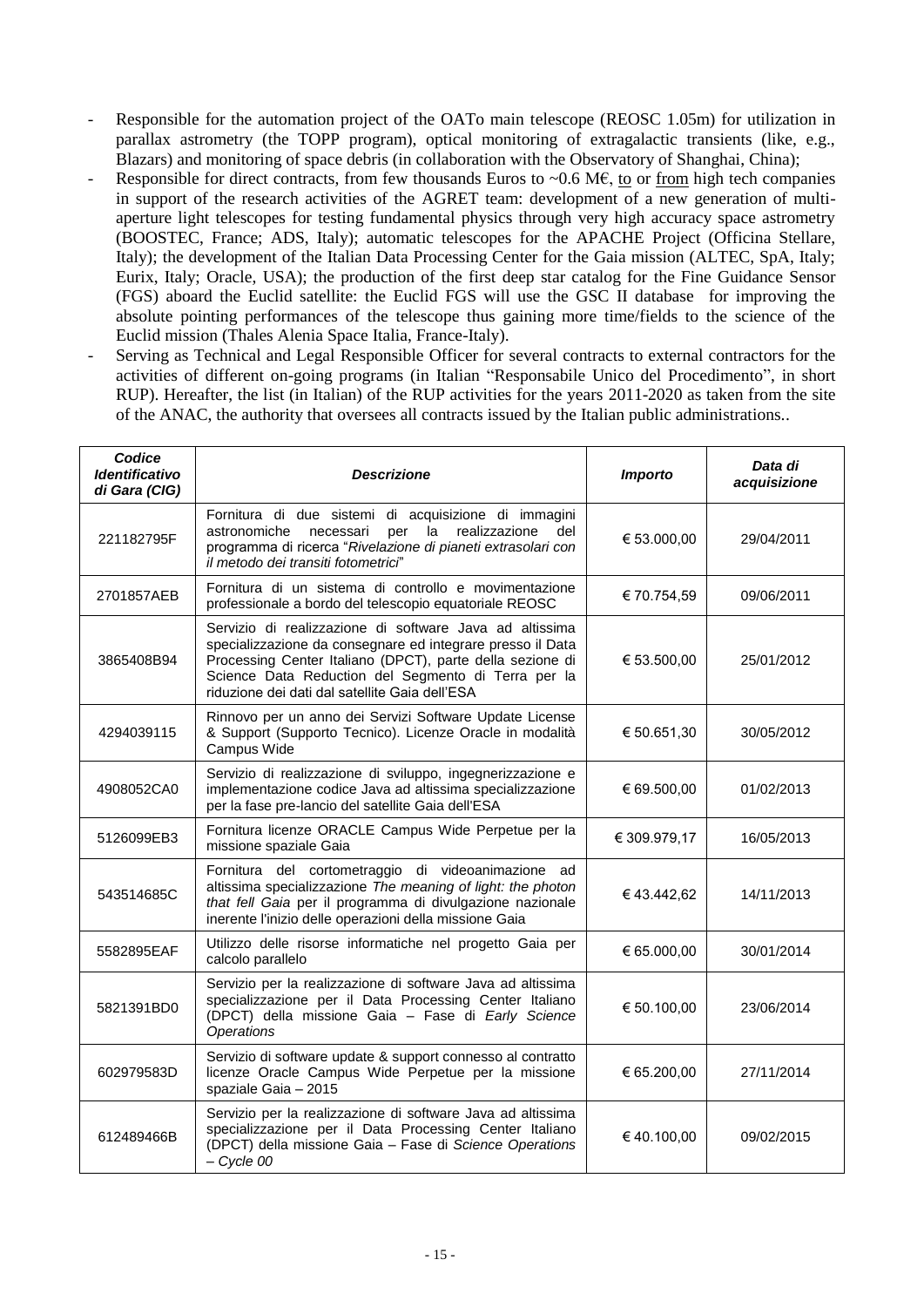- Responsible for the automation project of the OATo main telescope (REOSC 1.05m) for utilization in parallax astrometry (the TOPP program), optical monitoring of extragalactic transients (like, e.g., Blazars) and monitoring of space debris (in collaboration with the Observatory of Shanghai, China);
- Responsible for direct contracts, from few thousands Euros to ~0.6 M€, to or from high tech companies in support of the research activities of the AGRET team: development of a new generation of multi-aperture light telescopes for testing fundamental physics through very high accuracy space astrometry (BOOSTEC, France; ADS, Italy); automatic telescopes for the APACHE Project (Officina Stellare, Italy); the development of the Italian Data Processing Center for the Gaia mission (ALTEC, SpA, Italy; Eurix, Italy; Oracle, USA); the production of the first deep star catalog for the Fine Guidance Sensor (FGS) aboard the Euclid satellite: the Euclid FGS will use the GSC II database for improving the absolute pointing performances of the telescope thus gaining more time/fields to the science of the Euclid mission (Thales Alenia Space Italia, France-Italy).
- Serving as Technical and Legal Responsible Officer for several contracts to external contractors for the activities of different on-going programs (in Italian "Responsabile Unico del Procedimento", in short RUP). Hereafter, the list (in Italian) of the RUP activities for the years 2011-2020 as taken from the site of the ANAC, the authority that oversees all contracts issued by the Italian public administrations..

| ***Codice Identificativo di Gara (CIG)*** | ***Descrizione*** | ***Importo*** | ***Data di acquisizione*** |
|---|---|---|---|
| 221182795F | Fornitura di due sistemi di acquisizione di immagini astronomiche necessari per la realizzazione del programma di ricerca "*Rivelazione di pianeti extrasolari con il metodo dei transiti fotometrici*" | € 53.000,00 | 29/04/2011 |
| 2701857AEB | Fornitura di un sistema di controllo e movimentazione professionale a bordo del telescopio equatoriale REOSC | € 70.754,59 | 09/06/2011 |
| 3865408B94 | Servizio di realizzazione di software Java ad altissima specializzazione da consegnare ed integrare presso il Data Processing Center Italiano (DPCT), parte della sezione di Science Data Reduction del Segmento di Terra per la riduzione dei dati dal satellite Gaia dell'ESA | € 53.500,00 | 25/01/2012 |
| 4294039115 | Rinnovo per un anno dei Servizi Software Update License & Support (Supporto Tecnico). Licenze Oracle in modalità Campus Wide | € 50.651,30 | 30/05/2012 |
| 4908052CA0 | Servizio di realizzazione di sviluppo, ingegnerizzazione e implementazione codice Java ad altissima specializzazione per la fase pre-lancio del satellite Gaia dell'ESA | € 69.500,00 | 01/02/2013 |
| 5126099EB3 | Fornitura licenze ORACLE Campus Wide Perpetue per la missione spaziale Gaia | € 309.979,17 | 16/05/2013 |
| 543514685C | Fornitura del cortometraggio di videoanimazione ad altissima specializzazione *The meaning of light: the photon that fell Gaia* per il programma di divulgazione nazionale inerente l'inizio delle operazioni della missione Gaia | € 43.442,62 | 14/11/2013 |
| 5582895EAF | Utilizzo delle risorse informatiche nel progetto Gaia per calcolo parallelo | € 65.000,00 | 30/01/2014 |
| 5821391BD0 | Servizio per la realizzazione di software Java ad altissima specializzazione per il Data Processing Center Italiano (DPCT) della missione Gaia – Fase di *Early Science Operations* | € 50.100,00 | 23/06/2014 |
| 602979583D | Servizio di software update & support connesso al contratto licenze Oracle Campus Wide Perpetue per la missione spaziale Gaia – 2015 | € 65.200,00 | 27/11/2014 |
| 612489466B | Servizio per la realizzazione di software Java ad altissima specializzazione per il Data Processing Center Italiano (DPCT) della missione Gaia – Fase di *Science Operations – Cycle 00* | € 40.100,00 | 09/02/2015 |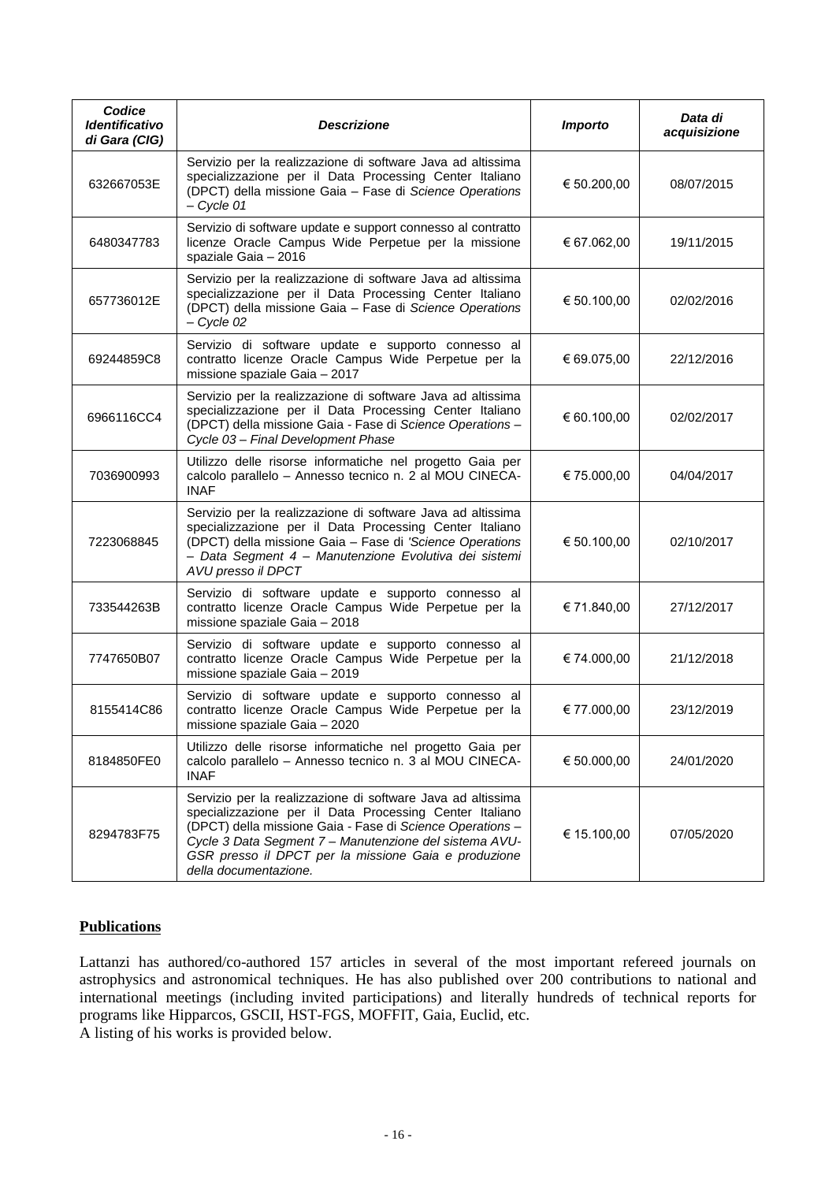| ***Codice Identificativo di Gara (CIG)*** | ***Descrizione*** | ***Importo*** | ***Data di acquisizione*** |
|---|---|---|---|
| 632667053E | Servizio per la realizzazione di software Java ad altissima specializzazione per il Data Processing Center Italiano (DPCT) della missione Gaia – Fase di *Science Operations – Cycle 01* | € 50.200,00 | 08/07/2015 |
| 6480347783 | Servizio di software update e support connesso al contratto licenze Oracle Campus Wide Perpetue per la missione spaziale Gaia – 2016 | € 67.062,00 | 19/11/2015 |
| 657736012E | Servizio per la realizzazione di software Java ad altissima specializzazione per il Data Processing Center Italiano (DPCT) della missione Gaia – Fase di *Science Operations – Cycle 02* | € 50.100,00 | 02/02/2016 |
| 69244859C8 | Servizio di software update e supporto connesso al contratto licenze Oracle Campus Wide Perpetue per la missione spaziale Gaia – 2017 | € 69.075,00 | 22/12/2016 |
| 6966116CC4 | Servizio per la realizzazione di software Java ad altissima specializzazione per il Data Processing Center Italiano (DPCT) della missione Gaia - Fase di *Science Operations – Cycle 03 – Final Development Phase* | € 60.100,00 | 02/02/2017 |
| 7036900993 | Utilizzo delle risorse informatiche nel progetto Gaia per calcolo parallelo – Annesso tecnico n. 2 al MOU CINECA-INAF | € 75.000,00 | 04/04/2017 |
| 7223068845 | Servizio per la realizzazione di software Java ad altissima specializzazione per il Data Processing Center Italiano (DPCT) della missione Gaia – Fase di *'Science Operations – Data Segment 4 – Manutenzione Evolutiva dei sistemi AVU presso il DPCT* | € 50.100,00 | 02/10/2017 |
| 733544263B | Servizio di software update e supporto connesso al contratto licenze Oracle Campus Wide Perpetue per la missione spaziale Gaia – 2018 | € 71.840,00 | 27/12/2017 |
| 7747650B07 | Servizio di software update e supporto connesso al contratto licenze Oracle Campus Wide Perpetue per la missione spaziale Gaia – 2019 | € 74.000,00 | 21/12/2018 |
| 8155414C86 | Servizio di software update e supporto connesso al contratto licenze Oracle Campus Wide Perpetue per la missione spaziale Gaia – 2020 | € 77.000,00 | 23/12/2019 |
| 8184850FE0 | Utilizzo delle risorse informatiche nel progetto Gaia per calcolo parallelo – Annesso tecnico n. 3 al MOU CINECA-INAF | € 50.000,00 | 24/01/2020 |
| 8294783F75 | Servizio per la realizzazione di software Java ad altissima specializzazione per il Data Processing Center Italiano (DPCT) della missione Gaia - Fase di *Science Operations – Cycle 3 Data Segment 7 – Manutenzione del sistema AVU-GSR presso il DPCT per la missione Gaia e produzione della documentazione.* | € 15.100,00 | 07/05/2020 |

## Publications

Lattanzi has authored/co-authored 157 articles in several of the most important refereed journals on astrophysics and astronomical techniques. He has also published over 200 contributions to national and international meetings (including invited participations) and literally hundreds of technical reports for programs like Hipparcos, GSCII, HST-FGS, MOFFIT, Gaia, Euclid, etc.
A listing of his works is provided below.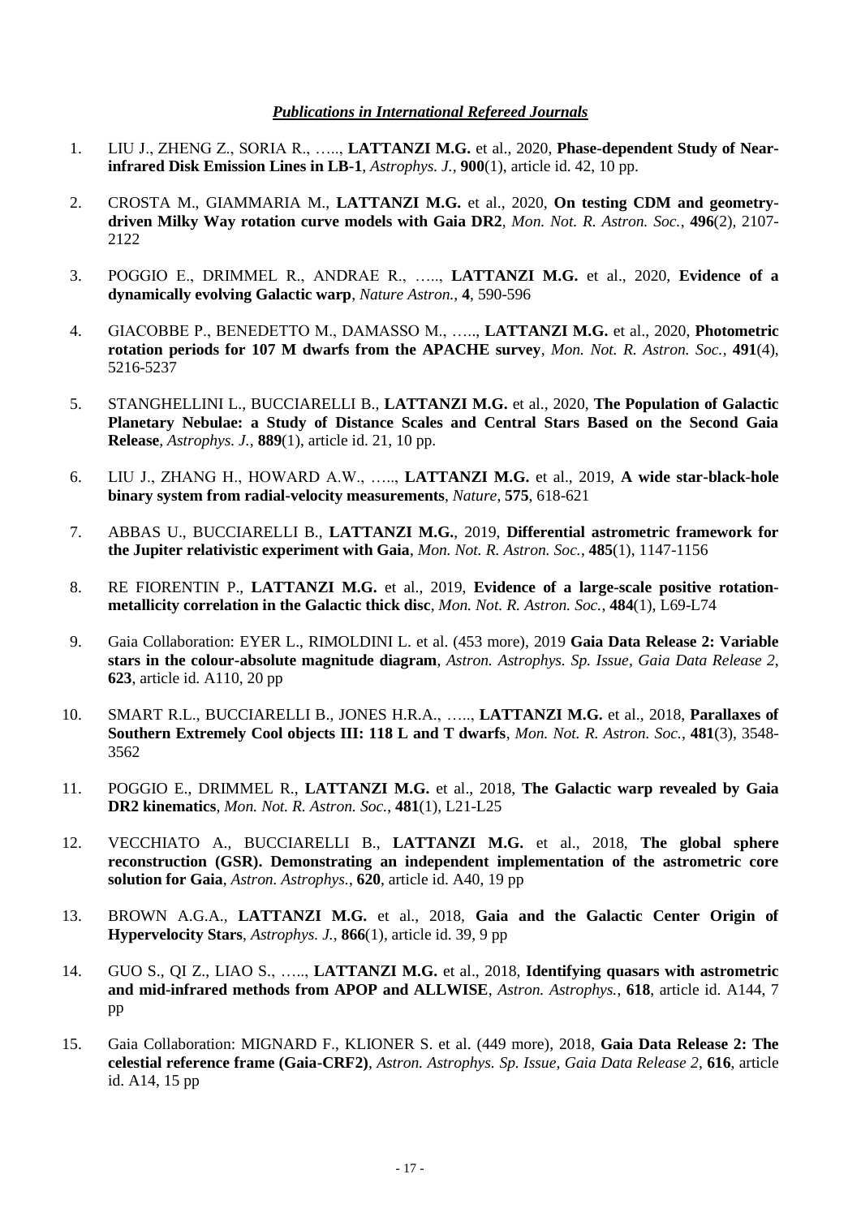***Publications in International Refereed Journals***

1. LIU J., ZHENG Z., SORIA R., ….., **LATTANZI M.G.** et al., 2020, **Phase-dependent Study of Near-infrared Disk Emission Lines in LB-1**, *Astrophys. J.*, **900**(1), article id. 42, 10 pp.

2. CROSTA M., GIAMMARIA M., **LATTANZI M.G.** et al., 2020, **On testing CDM and geometry-driven Milky Way rotation curve models with Gaia DR2**, *Mon. Not. R. Astron. Soc.*, **496**(2), 2107-2122

3. POGGIO E., DRIMMEL R., ANDRAE R., ….., **LATTANZI M.G.** et al., 2020, **Evidence of a dynamically evolving Galactic warp**, *Nature Astron.*, **4**, 590-596

4. GIACOBBE P., BENEDETTO M., DAMASSO M., ….., **LATTANZI M.G.** et al., 2020, **Photometric rotation periods for 107 M dwarfs from the APACHE survey**, *Mon. Not. R. Astron. Soc.*, **491**(4), 5216-5237

5. STANGHELLINI L., BUCCIARELLI B., **LATTANZI M.G.** et al., 2020, **The Population of Galactic Planetary Nebulae: a Study of Distance Scales and Central Stars Based on the Second Gaia Release**, *Astrophys. J.*, **889**(1), article id. 21, 10 pp.

6. LIU J., ZHANG H., HOWARD A.W., ….., **LATTANZI M.G.** et al., 2019, **A wide star-black-hole binary system from radial-velocity measurements**, *Nature*, **575**, 618-621

7. ABBAS U., BUCCIARELLI B., **LATTANZI M.G.**, 2019, **Differential astrometric framework for the Jupiter relativistic experiment with Gaia**, *Mon. Not. R. Astron. Soc.*, **485**(1), 1147-1156

8. RE FIORENTIN P., **LATTANZI M.G.** et al., 2019, **Evidence of a large-scale positive rotation-metallicity correlation in the Galactic thick disc**, *Mon. Not. R. Astron. Soc.*, **484**(1), L69-L74

9. Gaia Collaboration: EYER L., RIMOLDINI L. et al. (453 more), 2019 **Gaia Data Release 2: Variable stars in the colour-absolute magnitude diagram**, *Astron. Astrophys. Sp. Issue, Gaia Data Release 2*, **623**, article id. A110, 20 pp

10. SMART R.L., BUCCIARELLI B., JONES H.R.A., ….., **LATTANZI M.G.** et al., 2018, **Parallaxes of Southern Extremely Cool objects III: 118 L and T dwarfs**, *Mon. Not. R. Astron. Soc.*, **481**(3), 3548-3562

11. POGGIO E., DRIMMEL R., **LATTANZI M.G.** et al., 2018, **The Galactic warp revealed by Gaia DR2 kinematics**, *Mon. Not. R. Astron. Soc.*, **481**(1), L21-L25

12. VECCHIATO A., BUCCIARELLI B., **LATTANZI M.G.** et al., 2018, **The global sphere reconstruction (GSR). Demonstrating an independent implementation of the astrometric core solution for Gaia**, *Astron. Astrophys.*, **620**, article id. A40, 19 pp

13. BROWN A.G.A., **LATTANZI M.G.** et al., 2018, **Gaia and the Galactic Center Origin of Hypervelocity Stars**, *Astrophys. J.*, **866**(1), article id. 39, 9 pp

14. GUO S., QI Z., LIAO S., ….., **LATTANZI M.G.** et al., 2018, **Identifying quasars with astrometric and mid-infrared methods from APOP and ALLWISE**, *Astron. Astrophys.*, **618**, article id. A144, 7 pp

15. Gaia Collaboration: MIGNARD F., KLIONER S. et al. (449 more), 2018, **Gaia Data Release 2: The celestial reference frame (Gaia-CRF2)**, *Astron. Astrophys. Sp. Issue, Gaia Data Release 2*, **616**, article id. A14, 15 pp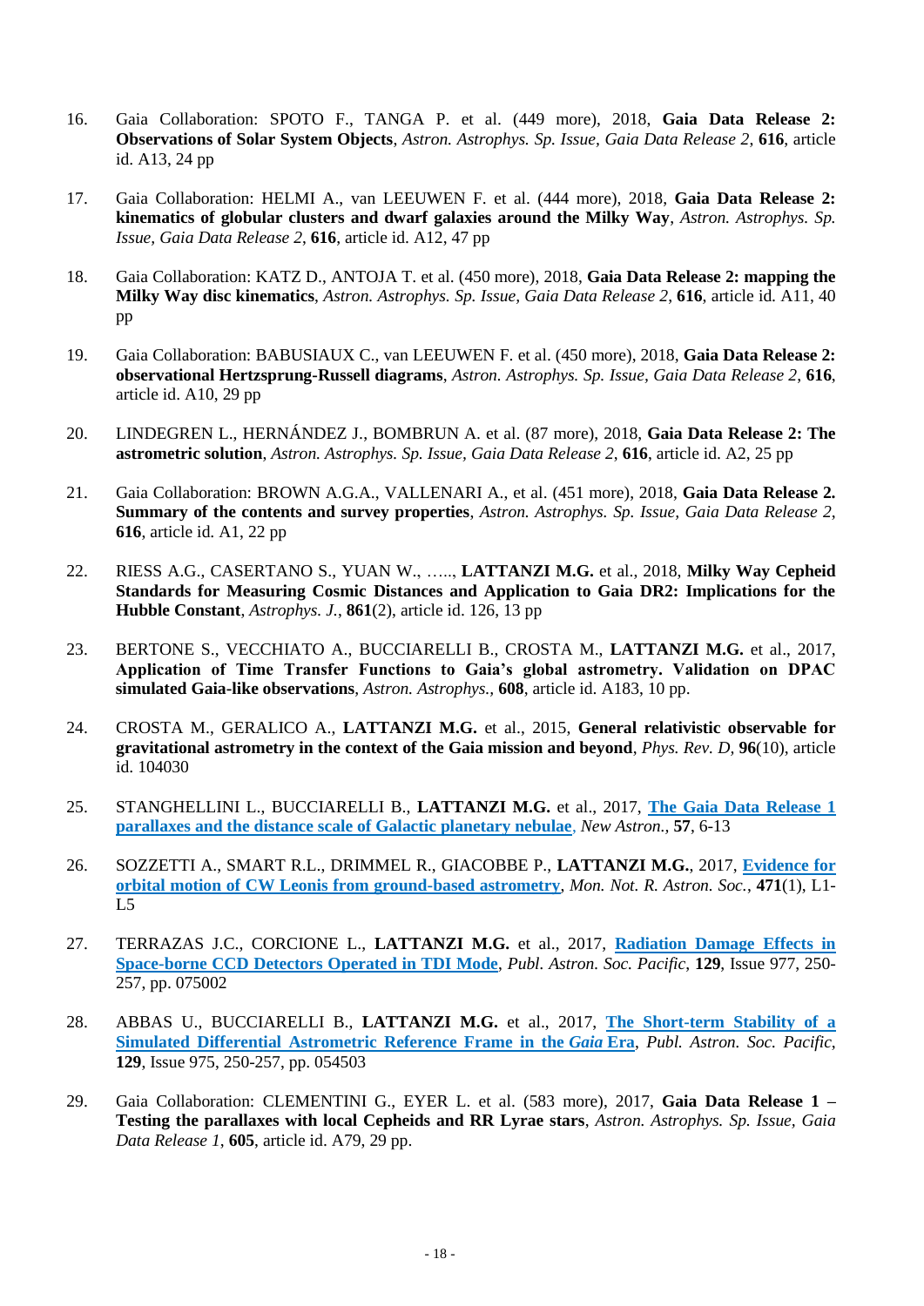16. Gaia Collaboration: SPOTO F., TANGA P. et al. (449 more), 2018, **Gaia Data Release 2: Observations of Solar System Objects**, *Astron. Astrophys. Sp. Issue, Gaia Data Release 2*, **616**, article id. A13, 24 pp

17. Gaia Collaboration: HELMI A., van LEEUWEN F. et al. (444 more), 2018, **Gaia Data Release 2: kinematics of globular clusters and dwarf galaxies around the Milky Way**, *Astron. Astrophys. Sp. Issue, Gaia Data Release 2*, **616**, article id. A12, 47 pp

18. Gaia Collaboration: KATZ D., ANTOJA T. et al. (450 more), 2018, **Gaia Data Release 2: mapping the Milky Way disc kinematics**, *Astron. Astrophys. Sp. Issue, Gaia Data Release 2*, **616**, article id. A11, 40 pp

19. Gaia Collaboration: BABUSIAUX C., van LEEUWEN F. et al. (450 more), 2018, **Gaia Data Release 2: observational Hertzsprung-Russell diagrams**, *Astron. Astrophys. Sp. Issue, Gaia Data Release 2*, **616**, article id. A10, 29 pp

20. LINDEGREN L., HERNÁNDEZ J., BOMBRUN A. et al. (87 more), 2018, **Gaia Data Release 2: The astrometric solution**, *Astron. Astrophys. Sp. Issue, Gaia Data Release 2*, **616**, article id. A2, 25 pp

21. Gaia Collaboration: BROWN A.G.A., VALLENARI A., et al. (451 more), 2018, **Gaia Data Release 2. Summary of the contents and survey properties**, *Astron. Astrophys. Sp. Issue, Gaia Data Release 2*, **616**, article id. A1, 22 pp

22. RIESS A.G., CASERTANO S., YUAN W., ….., **LATTANZI M.G.** et al., 2018, **Milky Way Cepheid Standards for Measuring Cosmic Distances and Application to Gaia DR2: Implications for the Hubble Constant**, *Astrophys. J.*, **861**(2), article id. 126, 13 pp

23. BERTONE S., VECCHIATO A., BUCCIARELLI B., CROSTA M., **LATTANZI M.G.** et al., 2017, **Application of Time Transfer Functions to Gaia's global astrometry. Validation on DPAC simulated Gaia-like observations**, *Astron. Astrophys.*, **608**, article id. A183, 10 pp.

24. CROSTA M., GERALICO A., **LATTANZI M.G.** et al., 2015, **General relativistic observable for gravitational astrometry in the context of the Gaia mission and beyond**, *Phys. Rev. D*, **96**(10), article id. 104030

25. STANGHELLINI L., BUCCIARELLI B., **LATTANZI M.G.** et al., 2017, **The Gaia Data Release 1 parallaxes and the distance scale of Galactic planetary nebulae**, *New Astron.*, **57**, 6-13

26. SOZZETTI A., SMART R.L., DRIMMEL R., GIACOBBE P., **LATTANZI M.G.**, 2017, **Evidence for orbital motion of CW Leonis from ground-based astrometry**, *Mon. Not. R. Astron. Soc.*, **471**(1), L1-L5

27. TERRAZAS J.C., CORCIONE L., **LATTANZI M.G.** et al., 2017, **Radiation Damage Effects in Space-borne CCD Detectors Operated in TDI Mode**, *Publ. Astron. Soc. Pacific*, **129**, Issue 977, 250-257, pp. 075002

28. ABBAS U., BUCCIARELLI B., **LATTANZI M.G.** et al., 2017, **The Short-term Stability of a Simulated Differential Astrometric Reference Frame in the *Gaia* Era**, *Publ. Astron. Soc. Pacific*, **129**, Issue 975, 250-257, pp. 054503

29. Gaia Collaboration: CLEMENTINI G., EYER L. et al. (583 more), 2017, **Gaia Data Release 1 – Testing the parallaxes with local Cepheids and RR Lyrae stars**, *Astron. Astrophys. Sp. Issue, Gaia Data Release 1*, **605**, article id. A79, 29 pp.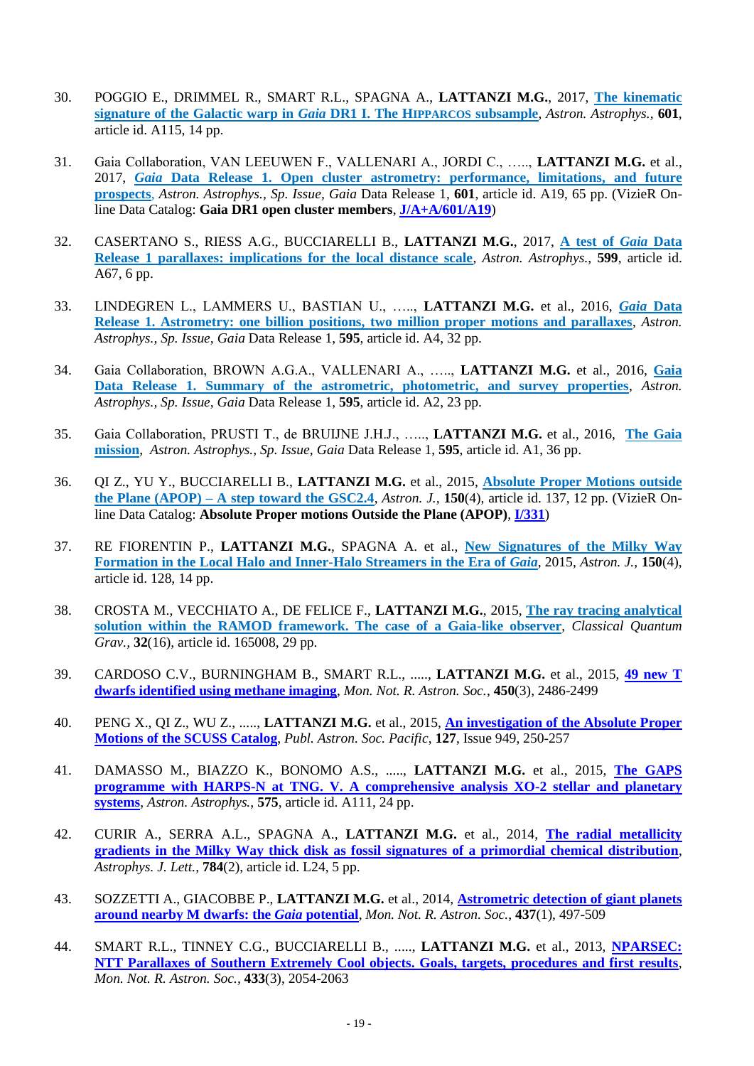30. POGGIO E., DRIMMEL R., SMART R.L., SPAGNA A., **LATTANZI M.G.**, 2017, **The kinematic signature of the Galactic warp in *Gaia* DR1 I. The HIPPARCOS subsample**, *Astron. Astrophys.*, **601**, article id. A115, 14 pp.

31. Gaia Collaboration, VAN LEEUWEN F., VALLENARI A., JORDI C., ….., **LATTANZI M.G.** et al., 2017, ***Gaia* Data Release 1. Open cluster astrometry: performance, limitations, and future prospects**, *Astron. Astrophys., Sp. Issue, Gaia* Data Release 1, **601**, article id. A19, 65 pp. (VizieR On-line Data Catalog: **Gaia DR1 open cluster members**, **J/A+A/601/A19**)

32. CASERTANO S., RIESS A.G., BUCCIARELLI B., **LATTANZI M.G.**, 2017, **A test of *Gaia* Data Release 1 parallaxes: implications for the local distance scale**, *Astron. Astrophys.*, **599**, article id. A67, 6 pp.

33. LINDEGREN L., LAMMERS U., BASTIAN U., ….., **LATTANZI M.G.** et al., 2016, ***Gaia* Data Release 1. Astrometry: one billion positions, two million proper motions and parallaxes**, *Astron. Astrophys., Sp. Issue, Gaia* Data Release 1, **595**, article id. A4, 32 pp.

34. Gaia Collaboration, BROWN A.G.A., VALLENARI A., ….., **LATTANZI M.G.** et al., 2016, **Gaia Data Release 1. Summary of the astrometric, photometric, and survey properties**, *Astron. Astrophys., Sp. Issue, Gaia* Data Release 1, **595**, article id. A2, 23 pp.

35. Gaia Collaboration, PRUSTI T., de BRUIJNE J.H.J., ….., **LATTANZI M.G.** et al., 2016, **The Gaia mission**, *Astron. Astrophys., Sp. Issue, Gaia* Data Release 1, **595**, article id. A1, 36 pp.

36. QI Z., YU Y., BUCCIARELLI B., **LATTANZI M.G.** et al., 2015, **Absolute Proper Motions outside the Plane (APOP) – A step toward the GSC2.4**, *Astron. J.*, **150**(4), article id. 137, 12 pp. (VizieR On-line Data Catalog: **Absolute Proper motions Outside the Plane (APOP)**, **I/331**)

37. RE FIORENTIN P., **LATTANZI M.G.**, SPAGNA A. et al., **New Signatures of the Milky Way Formation in the Local Halo and Inner-Halo Streamers in the Era of *Gaia***, 2015, *Astron. J.*, **150**(4), article id. 128, 14 pp.

38. CROSTA M., VECCHIATO A., DE FELICE F., **LATTANZI M.G.**, 2015, **The ray tracing analytical solution within the RAMOD framework. The case of a Gaia-like observer**, *Classical Quantum Grav.*, **32**(16), article id. 165008, 29 pp.

39. CARDOSO C.V., BURNINGHAM B., SMART R.L., ....., **LATTANZI M.G.** et al., 2015, **49 new T dwarfs identified using methane imaging**, *Mon. Not. R. Astron. Soc.*, **450**(3), 2486-2499

40. PENG X., QI Z., WU Z., ....., **LATTANZI M.G.** et al., 2015, **An investigation of the Absolute Proper Motions of the SCUSS Catalog**, *Publ. Astron. Soc. Pacific*, **127**, Issue 949, 250-257

41. DAMASSO M., BIAZZO K., BONOMO A.S., ....., **LATTANZI M.G.** et al., 2015, **The GAPS programme with HARPS-N at TNG. V. A comprehensive analysis XO-2 stellar and planetary systems**, *Astron. Astrophys.*, **575**, article id. A111, 24 pp.

42. CURIR A., SERRA A.L., SPAGNA A., **LATTANZI M.G.** et al., 2014, **The radial metallicity gradients in the Milky Way thick disk as fossil signatures of a primordial chemical distribution**, *Astrophys. J. Lett.*, **784**(2), article id. L24, 5 pp.

43. SOZZETTI A., GIACOBBE P., **LATTANZI M.G.** et al., 2014, **Astrometric detection of giant planets around nearby M dwarfs: the *Gaia* potential**, *Mon. Not. R. Astron. Soc.*, **437**(1), 497-509

44. SMART R.L., TINNEY C.G., BUCCIARELLI B., ....., **LATTANZI M.G.** et al., 2013, **NPARSEC: NTT Parallaxes of Southern Extremely Cool objects. Goals, targets, procedures and first results**, *Mon. Not. R. Astron. Soc.*, **433**(3), 2054-2063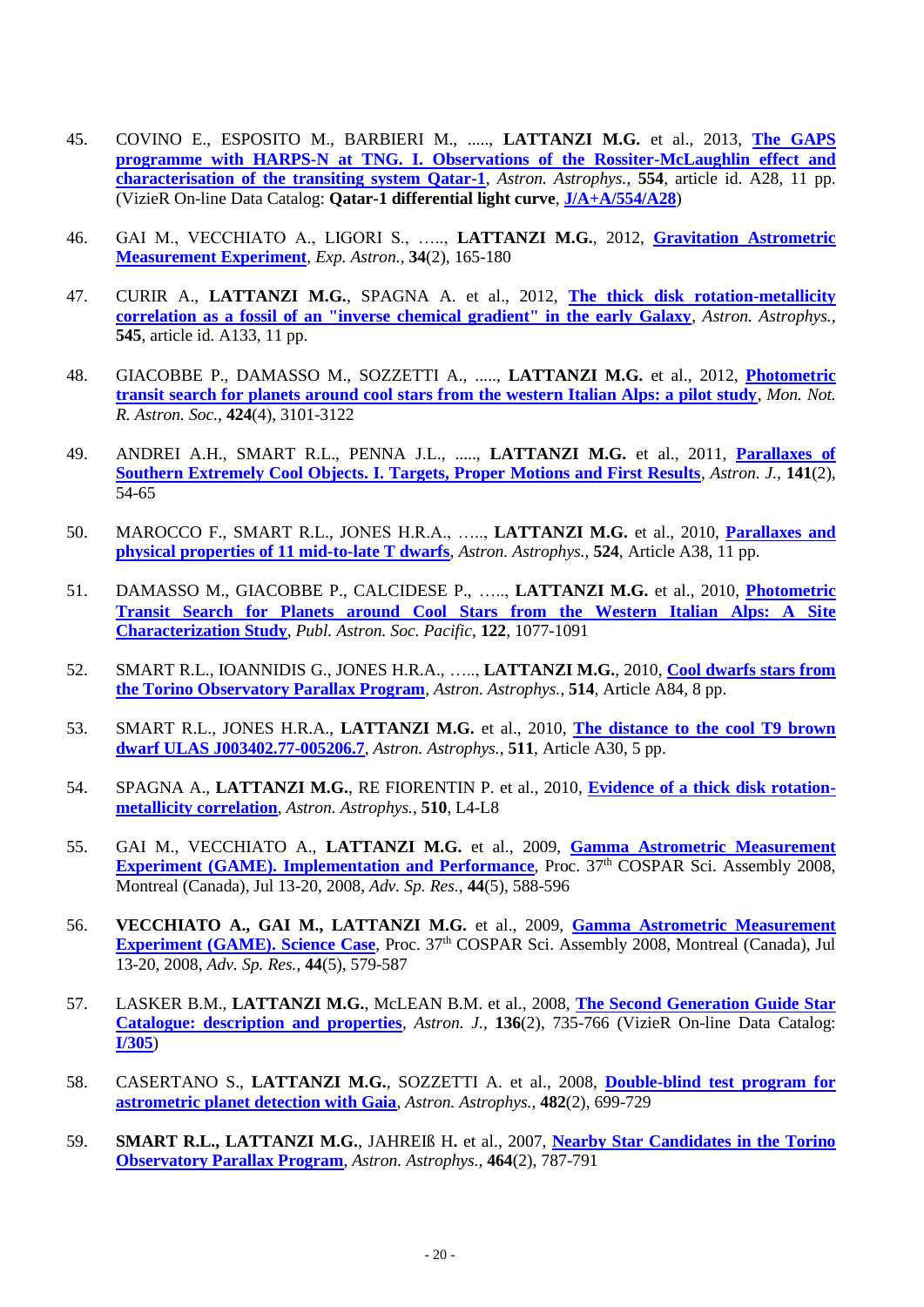45. COVINO E., ESPOSITO M., BARBIERI M., ....., **LATTANZI M.G.** et al., 2013, **The GAPS programme with HARPS-N at TNG. I. Observations of the Rossiter-McLaughlin effect and characterisation of the transiting system Qatar-1**, *Astron. Astrophys.*, **554**, article id. A28, 11 pp. (VizieR On-line Data Catalog: **Qatar-1 differential light curve**, **J/A+A/554/A28**)

46. GAI M., VECCHIATO A., LIGORI S., ….., **LATTANZI M.G.**, 2012, **Gravitation Astrometric Measurement Experiment**, *Exp. Astron.*, **34**(2), 165-180

47. CURIR A., **LATTANZI M.G.**, SPAGNA A. et al., 2012, **The thick disk rotation-metallicity correlation as a fossil of an "inverse chemical gradient" in the early Galaxy**, *Astron. Astrophys.*, **545**, article id. A133, 11 pp.

48. GIACOBBE P., DAMASSO M., SOZZETTI A., ....., **LATTANZI M.G.** et al., 2012, **Photometric transit search for planets around cool stars from the western Italian Alps: a pilot study**, *Mon. Not. R. Astron. Soc.*, **424**(4), 3101-3122

49. ANDREI A.H., SMART R.L., PENNA J.L., ....., **LATTANZI M.G.** et al., 2011, **Parallaxes of Southern Extremely Cool Objects. I. Targets, Proper Motions and First Results**, *Astron. J.*, **141**(2), 54-65

50. MAROCCO F., SMART R.L., JONES H.R.A., ….., **LATTANZI M.G.** et al., 2010, **Parallaxes and physical properties of 11 mid-to-late T dwarfs**, *Astron. Astrophys.*, **524**, Article A38, 11 pp.

51. DAMASSO M., GIACOBBE P., CALCIDESE P., ….., **LATTANZI M.G.** et al., 2010, **Photometric Transit Search for Planets around Cool Stars from the Western Italian Alps: A Site Characterization Study**, *Publ. Astron. Soc. Pacific*, **122**, 1077-1091

52. SMART R.L., IOANNIDIS G., JONES H.R.A., ….., **LATTANZI M.G.**, 2010, **Cool dwarfs stars from the Torino Observatory Parallax Program**, *Astron. Astrophys.*, **514**, Article A84, 8 pp.

53. SMART R.L., JONES H.R.A., **LATTANZI M.G.** et al., 2010, **The distance to the cool T9 brown dwarf ULAS J003402.77-005206.7**, *Astron. Astrophys.*, **511**, Article A30, 5 pp.

54. SPAGNA A., **LATTANZI M.G.**, RE FIORENTIN P. et al., 2010, **Evidence of a thick disk rotation-metallicity correlation**, *Astron. Astrophys.*, **510**, L4-L8

55. GAI M., VECCHIATO A., **LATTANZI M.G.** et al., 2009, **Gamma Astrometric Measurement Experiment (GAME). Implementation and Performance**, Proc. 37th COSPAR Sci. Assembly 2008, Montreal (Canada), Jul 13-20, 2008, *Adv. Sp. Res.*, **44**(5), 588-596

56. **VECCHIATO A., GAI M., LATTANZI M.G.** et al., 2009, **Gamma Astrometric Measurement Experiment (GAME). Science Case**, Proc. 37th COSPAR Sci. Assembly 2008, Montreal (Canada), Jul 13-20, 2008, *Adv. Sp. Res.*, **44**(5), 579-587

57. LASKER B.M., **LATTANZI M.G.**, McLEAN B.M. et al., 2008, **The Second Generation Guide Star Catalogue: description and properties**, *Astron. J.*, **136**(2), 735-766 (VizieR On-line Data Catalog: **I/305**)

58. CASERTANO S., **LATTANZI M.G.**, SOZZETTI A. et al., 2008, **Double-blind test program for astrometric planet detection with Gaia**, *Astron. Astrophys.*, **482**(2), 699-729

59. **SMART R.L., LATTANZI M.G.**, JAHREIß H. et al., 2007, **Nearby Star Candidates in the Torino Observatory Parallax Program**, *Astron. Astrophys.*, **464**(2), 787-791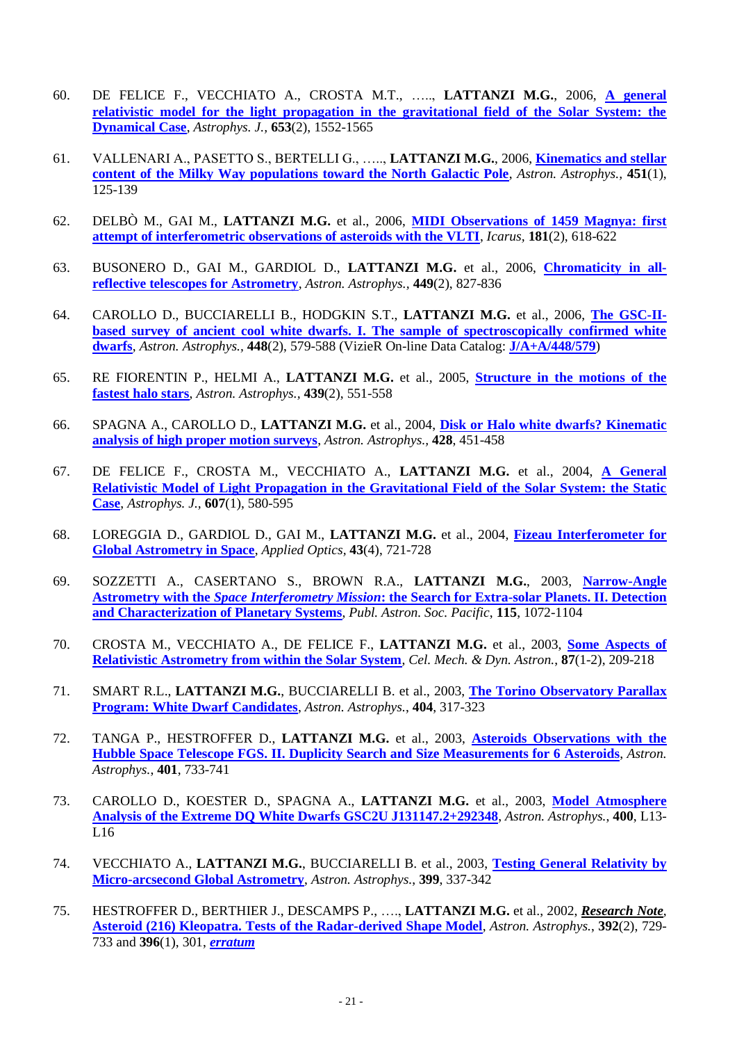60. DE FELICE F., VECCHIATO A., CROSTA M.T., ….., **LATTANZI M.G.**, 2006, **A general relativistic model for the light propagation in the gravitational field of the Solar System: the Dynamical Case**, *Astrophys. J.*, **653**(2), 1552-1565

61. VALLENARI A., PASETTO S., BERTELLI G., ….., **LATTANZI M.G.**, 2006, **Kinematics and stellar content of the Milky Way populations toward the North Galactic Pole**, *Astron. Astrophys.*, **451**(1), 125-139

62. DELBÒ M., GAI M., **LATTANZI M.G.** et al., 2006, **MIDI Observations of 1459 Magnya: first attempt of interferometric observations of asteroids with the VLTI**, *Icarus*, **181**(2), 618-622

63. BUSONERO D., GAI M., GARDIOL D., **LATTANZI M.G.** et al., 2006, **Chromaticity in all-reflective telescopes for Astrometry**, *Astron. Astrophys.*, **449**(2), 827-836

64. CAROLLO D., BUCCIARELLI B., HODGKIN S.T., **LATTANZI M.G.** et al., 2006, **The GSC-II-based survey of ancient cool white dwarfs. I. The sample of spectroscopically confirmed white dwarfs**, *Astron. Astrophys.*, **448**(2), 579-588 (VizieR On-line Data Catalog: **J/A+A/448/579**)

65. RE FIORENTIN P., HELMI A., **LATTANZI M.G.** et al., 2005, **Structure in the motions of the fastest halo stars**, *Astron. Astrophys.*, **439**(2), 551-558

66. SPAGNA A., CAROLLO D., **LATTANZI M.G.** et al., 2004, **Disk or Halo white dwarfs? Kinematic analysis of high proper motion surveys**, *Astron. Astrophys.*, **428**, 451-458

67. DE FELICE F., CROSTA M., VECCHIATO A., **LATTANZI M.G.** et al., 2004, **A General Relativistic Model of Light Propagation in the Gravitational Field of the Solar System: the Static Case**, *Astrophys. J.*, **607**(1), 580-595

68. LOREGGIA D., GARDIOL D., GAI M., **LATTANZI M.G.** et al., 2004, **Fizeau Interferometer for Global Astrometry in Space**, *Applied Optics*, **43**(4), 721-728

69. SOZZETTI A., CASERTANO S., BROWN R.A., **LATTANZI M.G.**, 2003, **Narrow-Angle Astrometry with the *Space Interferometry Mission*: the Search for Extra-solar Planets. II. Detection and Characterization of Planetary Systems**, *Publ. Astron. Soc. Pacific*, **115**, 1072-1104

70. CROSTA M., VECCHIATO A., DE FELICE F., **LATTANZI M.G.** et al., 2003, **Some Aspects of Relativistic Astrometry from within the Solar System**, *Cel. Mech. & Dyn. Astron.*, **87**(1-2), 209-218

71. SMART R.L., **LATTANZI M.G.**, BUCCIARELLI B. et al., 2003, **The Torino Observatory Parallax Program: White Dwarf Candidates**, *Astron. Astrophys.*, **404**, 317-323

72. TANGA P., HESTROFFER D., **LATTANZI M.G.** et al., 2003, **Asteroids Observations with the Hubble Space Telescope FGS. II. Duplicity Search and Size Measurements for 6 Asteroids**, *Astron. Astrophys.*, **401**, 733-741

73. CAROLLO D., KOESTER D., SPAGNA A., **LATTANZI M.G.** et al., 2003, **Model Atmosphere Analysis of the Extreme DQ White Dwarfs GSC2U J131147.2+292348**, *Astron. Astrophys.*, **400**, L13-L16

74. VECCHIATO A., **LATTANZI M.G.**, BUCCIARELLI B. et al., 2003, **Testing General Relativity by Micro-arcsecond Global Astrometry**, *Astron. Astrophys.*, **399**, 337-342

75. HESTROFFER D., BERTHIER J., DESCAMPS P., …., **LATTANZI M.G.** et al., 2002, ***Research Note***, **Asteroid (216) Kleopatra. Tests of the Radar-derived Shape Model**, *Astron. Astrophys.*, **392**(2), 729-733 and **396**(1), 301, ***erratum***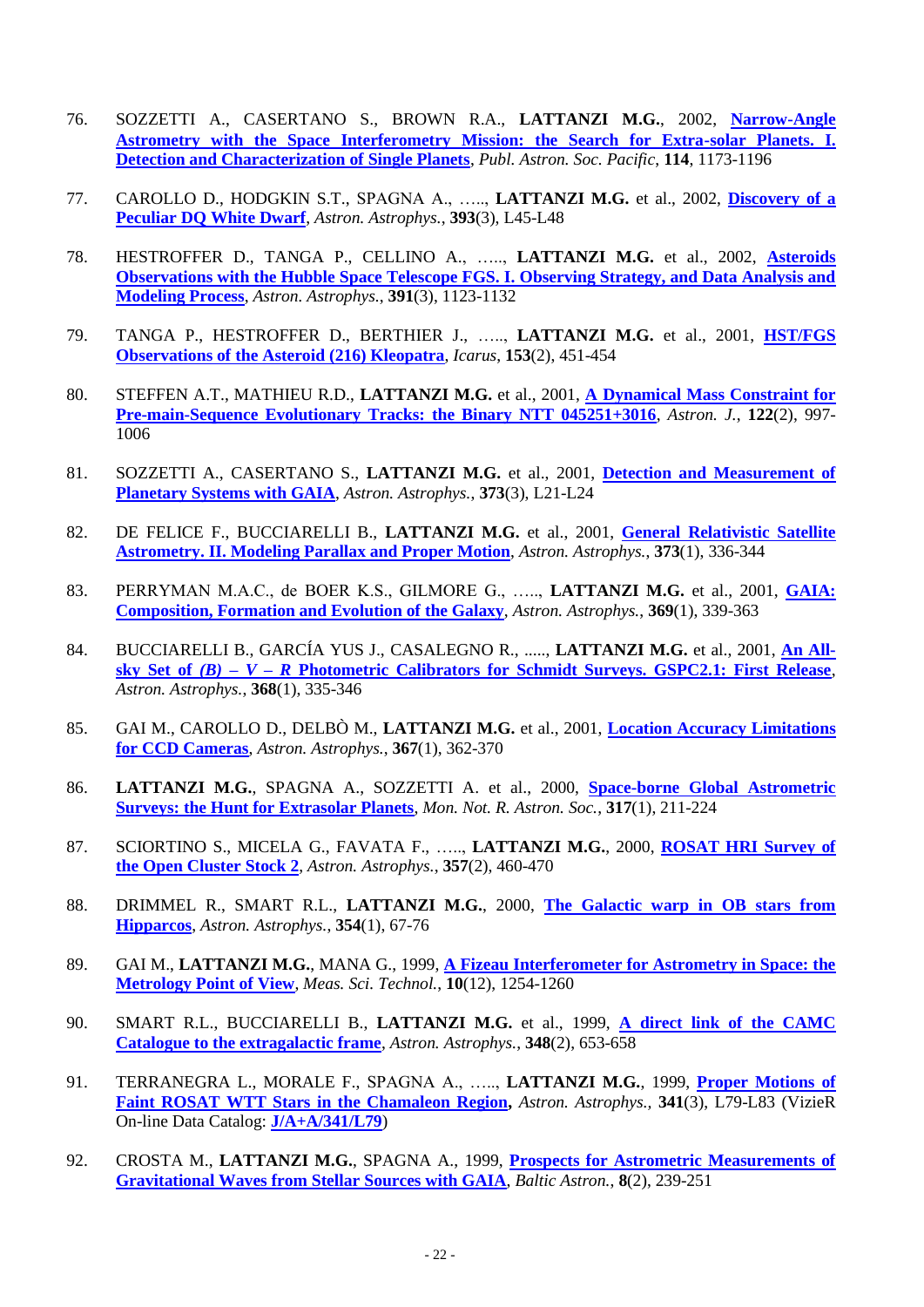76. SOZZETTI A., CASERTANO S., BROWN R.A., **LATTANZI M.G.**, 2002, **Narrow-Angle Astrometry with the Space Interferometry Mission: the Search for Extra-solar Planets. I. Detection and Characterization of Single Planets**, *Publ. Astron. Soc. Pacific*, **114**, 1173-1196

77. CAROLLO D., HODGKIN S.T., SPAGNA A., ….., **LATTANZI M.G.** et al., 2002, **Discovery of a Peculiar DQ White Dwarf**, *Astron. Astrophys.*, **393**(3), L45-L48

78. HESTROFFER D., TANGA P., CELLINO A., ….., **LATTANZI M.G.** et al., 2002, **Asteroids Observations with the Hubble Space Telescope FGS. I. Observing Strategy, and Data Analysis and Modeling Process**, *Astron. Astrophys.*, **391**(3), 1123-1132

79. TANGA P., HESTROFFER D., BERTHIER J., ….., **LATTANZI M.G.** et al., 2001, **HST/FGS Observations of the Asteroid (216) Kleopatra**, *Icarus*, **153**(2), 451-454

80. STEFFEN A.T., MATHIEU R.D., **LATTANZI M.G.** et al., 2001, **A Dynamical Mass Constraint for Pre-main-Sequence Evolutionary Tracks: the Binary NTT 045251+3016**, *Astron. J.*, **122**(2), 997-1006

81. SOZZETTI A., CASERTANO S., **LATTANZI M.G.** et al., 2001, **Detection and Measurement of Planetary Systems with GAIA**, *Astron. Astrophys.*, **373**(3), L21-L24

82. DE FELICE F., BUCCIARELLI B., **LATTANZI M.G.** et al., 2001, **General Relativistic Satellite Astrometry. II. Modeling Parallax and Proper Motion**, *Astron. Astrophys.*, **373**(1), 336-344

83. PERRYMAN M.A.C., de BOER K.S., GILMORE G., ….., **LATTANZI M.G.** et al., 2001, **GAIA: Composition, Formation and Evolution of the Galaxy**, *Astron. Astrophys.*, **369**(1), 339-363

84. BUCCIARELLI B., GARCÍA YUS J., CASALEGNO R., ….., **LATTANZI M.G.** et al., 2001, **An All-sky Set of *(B) – V – R* Photometric Calibrators for Schmidt Surveys. GSPC2.1: First Release**, *Astron. Astrophys.*, **368**(1), 335-346

85. GAI M., CAROLLO D., DELBÒ M., **LATTANZI M.G.** et al., 2001, **Location Accuracy Limitations for CCD Cameras**, *Astron. Astrophys.*, **367**(1), 362-370

86. **LATTANZI M.G.**, SPAGNA A., SOZZETTI A. et al., 2000, **Space-borne Global Astrometric Surveys: the Hunt for Extrasolar Planets**, *Mon. Not. R. Astron. Soc.*, **317**(1), 211-224

87. SCIORTINO S., MICELA G., FAVATA F., ….., **LATTANZI M.G.**, 2000, **ROSAT HRI Survey of the Open Cluster Stock 2**, *Astron. Astrophys.*, **357**(2), 460-470

88. DRIMMEL R., SMART R.L., **LATTANZI M.G.**, 2000, **The Galactic warp in OB stars from Hipparcos**, *Astron. Astrophys.*, **354**(1), 67-76

89. GAI M., **LATTANZI M.G.**, MANA G., 1999, **A Fizeau Interferometer for Astrometry in Space: the Metrology Point of View**, *Meas. Sci. Technol.*, **10**(12), 1254-1260

90. SMART R.L., BUCCIARELLI B., **LATTANZI M.G.** et al., 1999, **A direct link of the CAMC Catalogue to the extragalactic frame**, *Astron. Astrophys.*, **348**(2), 653-658

91. TERRANEGRA L., MORALE F., SPAGNA A., ….., **LATTANZI M.G.**, 1999, **Proper Motions of Faint ROSAT WTT Stars in the Chamaleon Region,** *Astron. Astrophys.*, **341**(3), L79-L83 (VizieR On-line Data Catalog: **J/A+A/341/L79**)

92. CROSTA M., **LATTANZI M.G.**, SPAGNA A., 1999, **Prospects for Astrometric Measurements of Gravitational Waves from Stellar Sources with GAIA**, *Baltic Astron.*, **8**(2), 239-251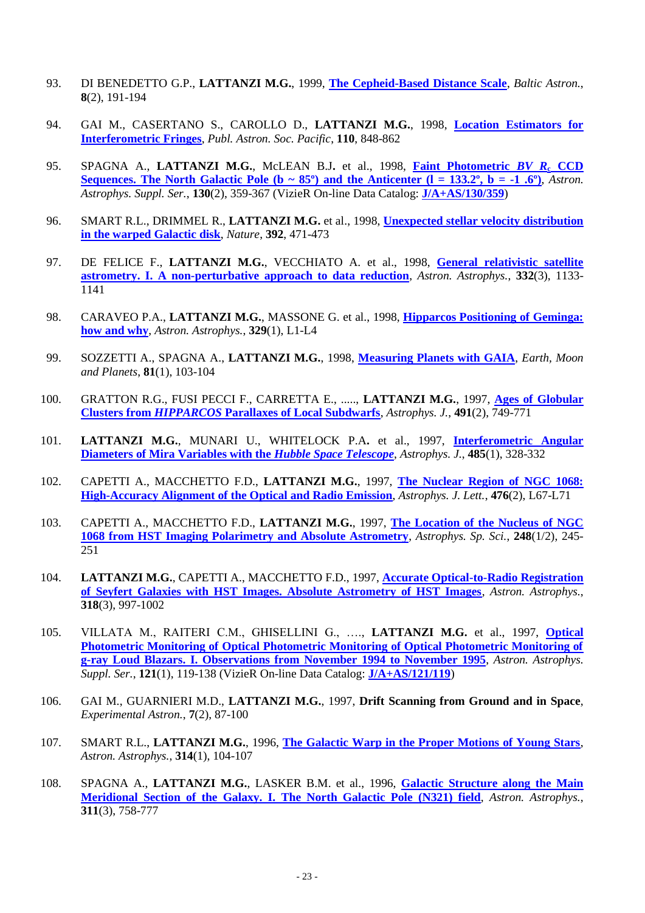93. DI BENEDETTO G.P., **LATTANZI M.G.**, 1999, **The Cepheid-Based Distance Scale**, *Baltic Astron.*, **8**(2), 191-194

94. GAI M., CASERTANO S., CAROLLO D., **LATTANZI M.G.**, 1998, **Location Estimators for Interferometric Fringes**, *Publ. Astron. Soc. Pacific*, **110**, 848-862

95. SPAGNA A., **LATTANZI M.G.**, McLEAN B.J. et al., 1998, **Faint Photometric *BV* $R_c$ CCD Sequences. The North Galactic Pole (b ~ 85º) and the Anticenter (l = 133.2º, b = -1 .6º)**, *Astron. Astrophys. Suppl. Ser.*, **130**(2), 359-367 (VizieR On-line Data Catalog: **J/A+AS/130/359**)

96. SMART R.L., DRIMMEL R., **LATTANZI M.G.** et al., 1998, **Unexpected stellar velocity distribution in the warped Galactic disk**, *Nature*, **392**, 471-473

97. DE FELICE F., **LATTANZI M.G.**, VECCHIATO A. et al., 1998, **General relativistic satellite astrometry. I. A non-perturbative approach to data reduction**, *Astron. Astrophys.*, **332**(3), 1133-1141

98. CARAVEO P.A., **LATTANZI M.G.**, MASSONE G. et al., 1998, **Hipparcos Positioning of Geminga: how and why**, *Astron. Astrophys.*, **329**(1), L1-L4

99. SOZZETTI A., SPAGNA A., **LATTANZI M.G.**, 1998, **Measuring Planets with GAIA**, *Earth, Moon and Planets*, **81**(1), 103-104

100. GRATTON R.G., FUSI PECCI F., CARRETTA E., ....., **LATTANZI M.G.**, 1997, **Ages of Globular Clusters from *HIPPARCOS* Parallaxes of Local Subdwarfs**, *Astrophys. J.*, **491**(2), 749-771

101. **LATTANZI M.G.**, MUNARI U., WHITELOCK P.A. et al., 1997, **Interferometric Angular Diameters of Mira Variables with the *Hubble Space Telescope***, *Astrophys. J.*, **485**(1), 328-332

102. CAPETTI A., MACCHETTO F.D., **LATTANZI M.G.**, 1997, **The Nuclear Region of NGC 1068: High-Accuracy Alignment of the Optical and Radio Emission**, *Astrophys. J. Lett.*, **476**(2), L67-L71

103. CAPETTI A., MACCHETTO F.D., **LATTANZI M.G.**, 1997, **The Location of the Nucleus of NGC 1068 from HST Imaging Polarimetry and Absolute Astrometry**, *Astrophys. Sp. Sci.*, **248**(1/2), 245-251

104. **LATTANZI M.G.**, CAPETTI A., MACCHETTO F.D., 1997, **Accurate Optical-to-Radio Registration of Seyfert Galaxies with HST Images. Absolute Astrometry of HST Images**, *Astron. Astrophys.*, **318**(3), 997-1002

105. VILLATA M., RAITERI C.M., GHISELLINI G., …., **LATTANZI M.G.** et al., 1997, **Optical Photometric Monitoring of Optical Photometric Monitoring of Optical Photometric Monitoring of g-ray Loud Blazars. I. Observations from November 1994 to November 1995**, *Astron. Astrophys. Suppl. Ser.*, **121**(1), 119-138 (VizieR On-line Data Catalog: **J/A+AS/121/119**)

106. GAI M., GUARNIERI M.D., **LATTANZI M.G.**, 1997, **Drift Scanning from Ground and in Space**, *Experimental Astron.*, **7**(2), 87-100

107. SMART R.L., **LATTANZI M.G.**, 1996, **The Galactic Warp in the Proper Motions of Young Stars**, *Astron. Astrophys.*, **314**(1), 104-107

108. SPAGNA A., **LATTANZI M.G.**, LASKER B.M. et al., 1996, **Galactic Structure along the Main Meridional Section of the Galaxy. I. The North Galactic Pole (N321) field**, *Astron. Astrophys.*, **311**(3), 758-777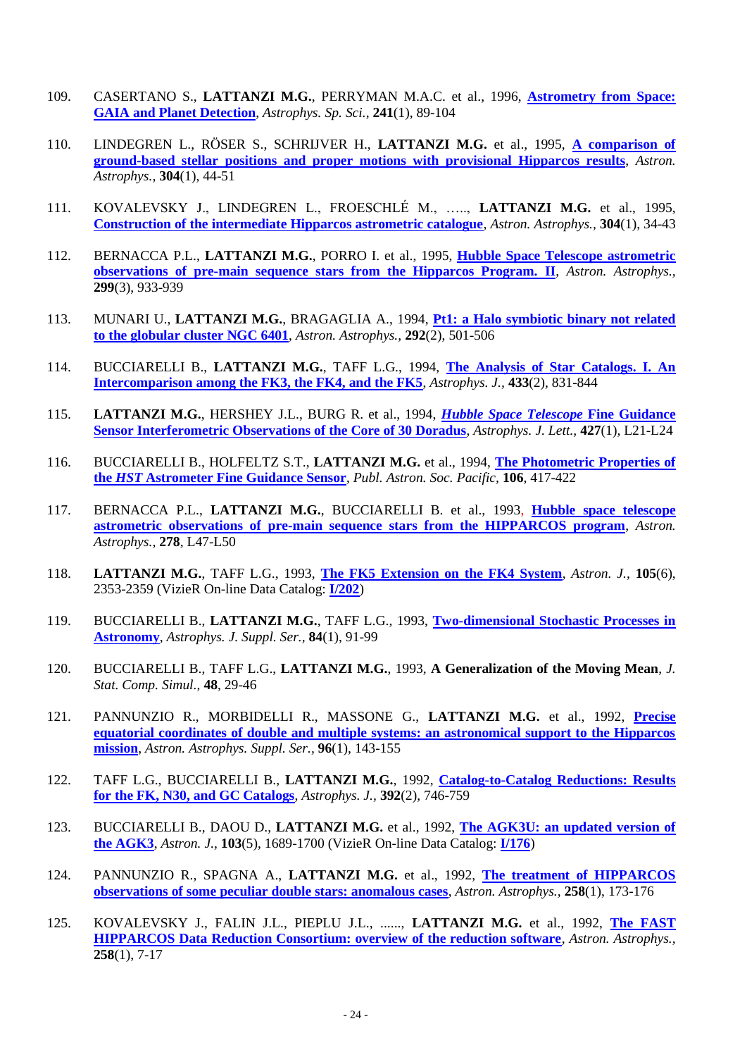109. CASERTANO S., **LATTANZI M.G.**, PERRYMAN M.A.C. et al., 1996, **Astrometry from Space: GAIA and Planet Detection**, *Astrophys. Sp. Sci.*, **241**(1), 89-104

110. LINDEGREN L., RÖSER S., SCHRIJVER H., **LATTANZI M.G.** et al., 1995, **A comparison of ground-based stellar positions and proper motions with provisional Hipparcos results**, *Astron. Astrophys.*, **304**(1), 44-51

111. KOVALEVSKY J., LINDEGREN L., FROESCHLÉ M., ….., **LATTANZI M.G.** et al., 1995, **Construction of the intermediate Hipparcos astrometric catalogue**, *Astron. Astrophys.*, **304**(1), 34-43

112. BERNACCA P.L., **LATTANZI M.G.**, PORRO I. et al., 1995, **Hubble Space Telescope astrometric observations of pre-main sequence stars from the Hipparcos Program. II**, *Astron. Astrophys.*, **299**(3), 933-939

113. MUNARI U., **LATTANZI M.G.**, BRAGAGLIA A., 1994, **Pt1: a Halo symbiotic binary not related to the globular cluster NGC 6401**, *Astron. Astrophys.*, **292**(2), 501-506

114. BUCCIARELLI B., **LATTANZI M.G.**, TAFF L.G., 1994, **The Analysis of Star Catalogs. I. An Intercomparison among the FK3, the FK4, and the FK5**, *Astrophys. J.*, **433**(2), 831-844

115. **LATTANZI M.G.**, HERSHEY J.L., BURG R. et al., 1994, ***Hubble Space Telescope* Fine Guidance Sensor Interferometric Observations of the Core of 30 Doradus**, *Astrophys. J. Lett.*, **427**(1), L21-L24

116. BUCCIARELLI B., HOLFELTZ S.T., **LATTANZI M.G.** et al., 1994, **The Photometric Properties of the *HST* Astrometer Fine Guidance Sensor**, *Publ. Astron. Soc. Pacific*, **106**, 417-422

117. BERNACCA P.L., **LATTANZI M.G.**, BUCCIARELLI B. et al., 1993, **Hubble space telescope astrometric observations of pre-main sequence stars from the HIPPARCOS program**, *Astron. Astrophys.*, **278**, L47-L50

118. **LATTANZI M.G.**, TAFF L.G., 1993, **The FK5 Extension on the FK4 System**, *Astron. J.*, **105**(6), 2353-2359 (VizieR On-line Data Catalog: **I/202**)

119. BUCCIARELLI B., **LATTANZI M.G.**, TAFF L.G., 1993, **Two-dimensional Stochastic Processes in Astronomy**, *Astrophys. J. Suppl. Ser.*, **84**(1), 91-99

120. BUCCIARELLI B., TAFF L.G., **LATTANZI M.G.**, 1993, **A Generalization of the Moving Mean**, *J. Stat. Comp. Simul*., **48**, 29-46

121. PANNUNZIO R., MORBIDELLI R., MASSONE G., **LATTANZI M.G.** et al., 1992, **Precise equatorial coordinates of double and multiple systems: an astronomical support to the Hipparcos mission**, *Astron. Astrophys. Suppl. Ser.*, **96**(1), 143-155

122. TAFF L.G., BUCCIARELLI B., **LATTANZI M.G.**, 1992, **Catalog-to-Catalog Reductions: Results for the FK, N30, and GC Catalogs**, *Astrophys. J.*, **392**(2), 746-759

123. BUCCIARELLI B., DAOU D., **LATTANZI M.G.** et al., 1992, **The AGK3U: an updated version of the AGK3**, *Astron. J.*, **103**(5), 1689-1700 (VizieR On-line Data Catalog: **I/176**)

124. PANNUNZIO R., SPAGNA A., **LATTANZI M.G.** et al., 1992, **The treatment of HIPPARCOS observations of some peculiar double stars: anomalous cases**, *Astron. Astrophys.*, **258**(1), 173-176

125. KOVALEVSKY J., FALIN J.L., PIEPLU J.L., ......, **LATTANZI M.G.** et al., 1992, **The FAST HIPPARCOS Data Reduction Consortium: overview of the reduction software**, *Astron. Astrophys.*, **258**(1), 7-17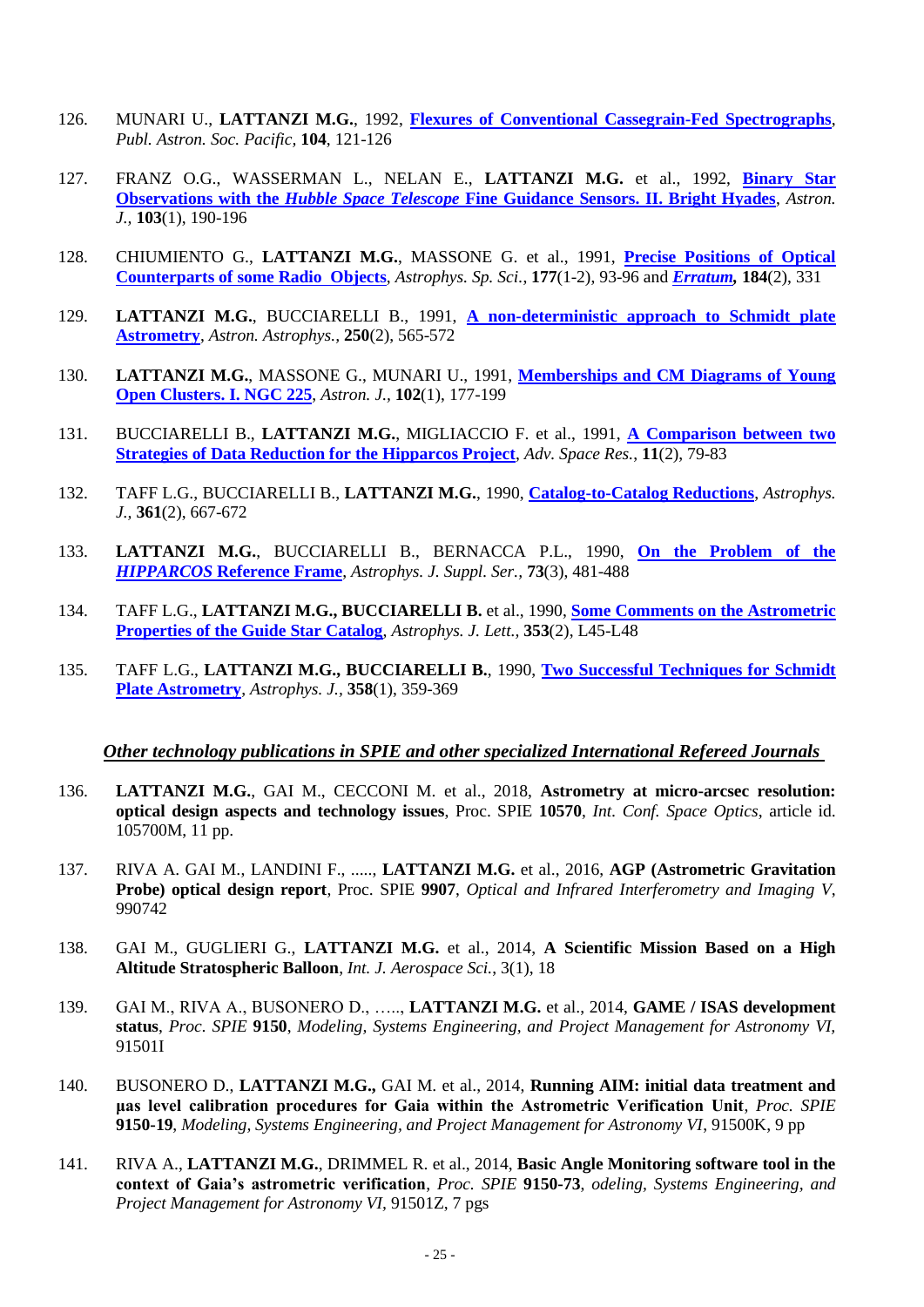126. MUNARI U., **LATTANZI M.G.**, 1992, **Flexures of Conventional Cassegrain-Fed Spectrographs**, *Publ. Astron. Soc. Pacific*, **104**, 121-126

127. FRANZ O.G., WASSERMAN L., NELAN E., **LATTANZI M.G.** et al., 1992, **Binary Star Observations with the *Hubble Space Telescope* Fine Guidance Sensors. II. Bright Hyades**, *Astron. J.*, **103**(1), 190-196

128. CHIUMIENTO G., **LATTANZI M.G.**, MASSONE G. et al., 1991, **Precise Positions of Optical Counterparts of some Radio Objects**, *Astrophys. Sp. Sci.*, **177**(1-2), 93-96 and ***Erratum*, 184**(2), 331

129. **LATTANZI M.G.**, BUCCIARELLI B., 1991, **A non-deterministic approach to Schmidt plate Astrometry**, *Astron. Astrophys.*, **250**(2), 565-572

130. **LATTANZI M.G.**, MASSONE G., MUNARI U., 1991, **Memberships and CM Diagrams of Young Open Clusters. I. NGC 225**, *Astron. J.*, **102**(1), 177-199

131. BUCCIARELLI B., **LATTANZI M.G.**, MIGLIACCIO F. et al., 1991, **A Comparison between two Strategies of Data Reduction for the Hipparcos Project**, *Adv. Space Res.*, **11**(2), 79-83

132. TAFF L.G., BUCCIARELLI B., **LATTANZI M.G.**, 1990, **Catalog-to-Catalog Reductions**, *Astrophys. J.*, **361**(2), 667-672

133. **LATTANZI M.G.**, BUCCIARELLI B., BERNACCA P.L., 1990, **On the Problem of the *HIPPARCOS* Reference Frame**, *Astrophys. J. Suppl. Ser.*, **73**(3), 481-488

134. TAFF L.G., **LATTANZI M.G., BUCCIARELLI B.** et al., 1990, **Some Comments on the Astrometric Properties of the Guide Star Catalog**, *Astrophys. J. Lett.*, **353**(2), L45-L48

135. TAFF L.G., **LATTANZI M.G., BUCCIARELLI B.**, 1990, **Two Successful Techniques for Schmidt Plate Astrometry**, *Astrophys. J.*, **358**(1), 359-369

## *Other technology publications in SPIE and other specialized International Refereed Journals*

136. **LATTANZI M.G.**, GAI M., CECCONI M. et al., 2018, **Astrometry at micro-arcsec resolution: optical design aspects and technology issues**, Proc. SPIE **10570**, *Int. Conf. Space Optics*, article id. 105700M, 11 pp.

137. RIVA A. GAI M., LANDINI F., ....., **LATTANZI M.G.** et al., 2016, **AGP (Astrometric Gravitation Probe) optical design report**, Proc. SPIE **9907**, *Optical and Infrared Interferometry and Imaging V*, 990742

138. GAI M., GUGLIERI G., **LATTANZI M.G.** et al., 2014, **A Scientific Mission Based on a High Altitude Stratospheric Balloon**, *Int. J. Aerospace Sci.*, 3(1), 18

139. GAI M., RIVA A., BUSONERO D., ….., **LATTANZI M.G.** et al., 2014, **GAME / ISAS development status**, *Proc. SPIE* **9150**, *Modeling, Systems Engineering, and Project Management for Astronomy VI*, 91501I

140. BUSONERO D., **LATTANZI M.G.,** GAI M. et al., 2014, **Running AIM: initial data treatment and μas level calibration procedures for Gaia within the Astrometric Verification Unit**, *Proc. SPIE* **9150-19**, *Modeling, Systems Engineering, and Project Management for Astronomy VI*, 91500K, 9 pp

141. RIVA A., **LATTANZI M.G.**, DRIMMEL R. et al., 2014, **Basic Angle Monitoring software tool in the context of Gaia's astrometric verification**, *Proc. SPIE* **9150-73**, *odeling, Systems Engineering, and Project Management for Astronomy VI*, 91501Z, 7 pgs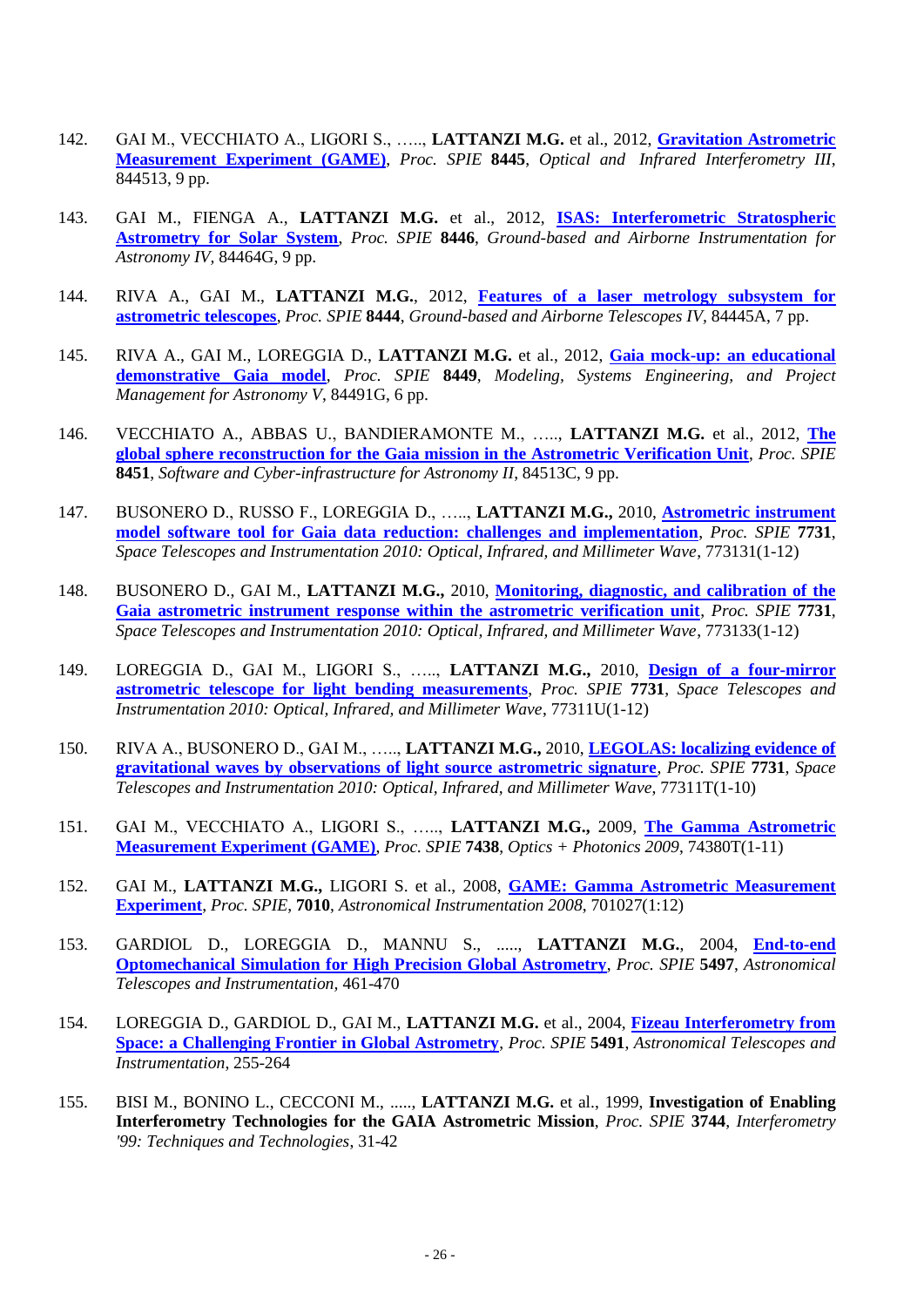142. GAI M., VECCHIATO A., LIGORI S., ….., **LATTANZI M.G.** et al., 2012, **Gravitation Astrometric Measurement Experiment (GAME)**, *Proc. SPIE* **8445**, *Optical and Infrared Interferometry III*, 844513, 9 pp.

143. GAI M., FIENGA A., **LATTANZI M.G.** et al., 2012, **ISAS: Interferometric Stratospheric Astrometry for Solar System**, *Proc. SPIE* **8446**, *Ground-based and Airborne Instrumentation for Astronomy IV*, 84464G, 9 pp.

144. RIVA A., GAI M., **LATTANZI M.G.**, 2012, **Features of a laser metrology subsystem for astrometric telescopes**, *Proc. SPIE* **8444**, *Ground-based and Airborne Telescopes IV*, 84445A, 7 pp.

145. RIVA A., GAI M., LOREGGIA D., **LATTANZI M.G.** et al., 2012, **Gaia mock-up: an educational demonstrative Gaia model**, *Proc. SPIE* **8449**, *Modeling, Systems Engineering, and Project Management for Astronomy V*, 84491G, 6 pp.

146. VECCHIATO A., ABBAS U., BANDIERAMONTE M., ….., **LATTANZI M.G.** et al., 2012, **The global sphere reconstruction for the Gaia mission in the Astrometric Verification Unit**, *Proc. SPIE* **8451**, *Software and Cyber-infrastructure for Astronomy II*, 84513C, 9 pp.

147. BUSONERO D., RUSSO F., LOREGGIA D., ….., **LATTANZI M.G.,** 2010, **Astrometric instrument model software tool for Gaia data reduction: challenges and implementation**, *Proc. SPIE* **7731**, *Space Telescopes and Instrumentation 2010: Optical, Infrared, and Millimeter Wave*, 773131(1-12)

148. BUSONERO D., GAI M., **LATTANZI M.G.,** 2010, **Monitoring, diagnostic, and calibration of the Gaia astrometric instrument response within the astrometric verification unit**, *Proc. SPIE* **7731**, *Space Telescopes and Instrumentation 2010: Optical, Infrared, and Millimeter Wave*, 773133(1-12)

149. LOREGGIA D., GAI M., LIGORI S., ….., **LATTANZI M.G.,** 2010, **Design of a four-mirror astrometric telescope for light bending measurements**, *Proc. SPIE* **7731**, *Space Telescopes and Instrumentation 2010: Optical, Infrared, and Millimeter Wave*, 77311U(1-12)

150. RIVA A., BUSONERO D., GAI M., ….., **LATTANZI M.G.,** 2010, **LEGOLAS: localizing evidence of gravitational waves by observations of light source astrometric signature**, *Proc. SPIE* **7731**, *Space Telescopes and Instrumentation 2010: Optical, Infrared, and Millimeter Wave*, 77311T(1-10)

151. GAI M., VECCHIATO A., LIGORI S., ….., **LATTANZI M.G.,** 2009, **The Gamma Astrometric Measurement Experiment (GAME)**, *Proc. SPIE* **7438**, *Optics + Photonics 2009*, 74380T(1-11)

152. GAI M., **LATTANZI M.G.,** LIGORI S. et al., 2008, **GAME: Gamma Astrometric Measurement Experiment**, *Proc. SPIE*, **7010**, *Astronomical Instrumentation 2008*, 701027(1:12)

153. GARDIOL D., LOREGGIA D., MANNU S., ….., **LATTANZI M.G.**, 2004, **End-to-end Optomechanical Simulation for High Precision Global Astrometry**, *Proc. SPIE* **5497**, *Astronomical Telescopes and Instrumentation*, 461-470

154. LOREGGIA D., GARDIOL D., GAI M., **LATTANZI M.G** et al., 2004, **Fizeau Interferometry from Space: a Challenging Frontier in Global Astrometry**, *Proc. SPIE* **5491**, *Astronomical Telescopes and Instrumentation*, 255-264

155. BISI M., BONINO L., CECCONI M., ….., **LATTANZI M.G.** et al., 1999, **Investigation of Enabling Interferometry Technologies for the GAIA Astrometric Mission**, *Proc. SPIE* **3744**, *Interferometry '99: Techniques and Technologies*, 31-42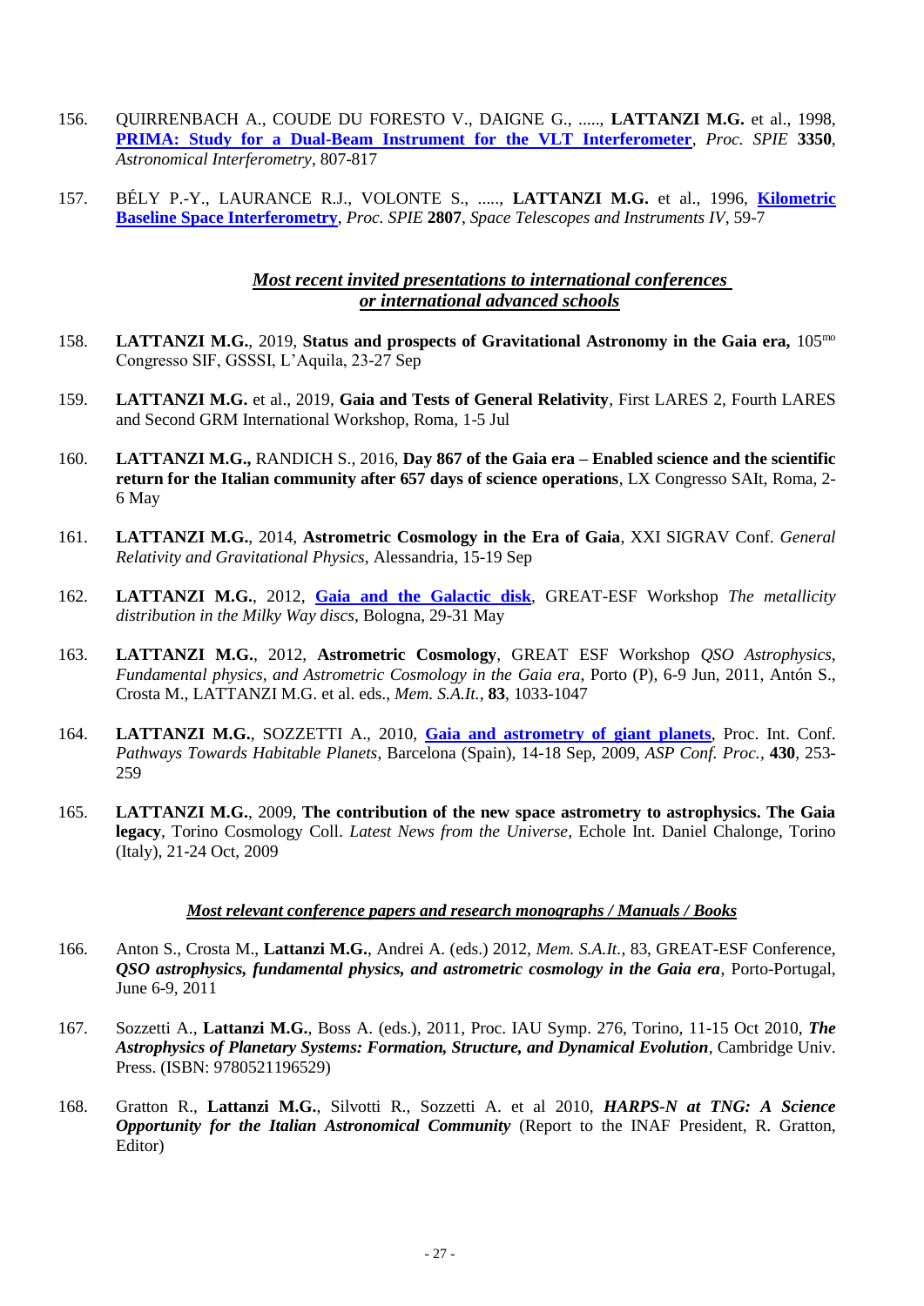156. QUIRRENBACH A., COUDE DU FORESTO V., DAIGNE G., ....., **LATTANZI M.G.** et al., 1998, **PRIMA: Study for a Dual-Beam Instrument for the VLT Interferometer**, *Proc. SPIE* **3350**, *Astronomical Interferometry*, 807-817

157. BÉLY P.-Y., LAURANCE R.J., VOLONTE S., ....., **LATTANZI M.G.** et al., 1996, **Kilometric Baseline Space Interferometry**, *Proc. SPIE* **2807**, *Space Telescopes and Instruments IV*, 59-7

## *Most recent invited presentations to international conferences or international advanced schools*

158. **LATTANZI M.G.**, 2019, **Status and prospects of Gravitational Astronomy in the Gaia era,** 105mo Congresso SIF, GSSSI, L'Aquila, 23-27 Sep

159. **LATTANZI M.G.** et al., 2019, **Gaia and Tests of General Relativity**, First LARES 2, Fourth LARES and Second GRM International Workshop, Roma, 1-5 Jul

160. **LATTANZI M.G.,** RANDICH S., 2016, **Day 867 of the Gaia era – Enabled science and the scientific return for the Italian community after 657 days of science operations**, LX Congresso SAIt, Roma, 2-6 May

161. **LATTANZI M.G.**, 2014, **Astrometric Cosmology in the Era of Gaia**, XXI SIGRAV Conf. *General Relativity and Gravitational Physics*, Alessandria, 15-19 Sep

162. **LATTANZI M.G.**, 2012, **Gaia and the Galactic disk**, GREAT-ESF Workshop *The metallicity distribution in the Milky Way discs*, Bologna, 29-31 May

163. **LATTANZI M.G.**, 2012, **Astrometric Cosmology**, GREAT ESF Workshop *QSO Astrophysics, Fundamental physics, and Astrometric Cosmology in the Gaia era*, Porto (P), 6-9 Jun, 2011, Antón S., Crosta M., LATTANZI M.G. et al. eds., *Mem. S.A.It.,* **83**, 1033-1047

164. **LATTANZI M.G.**, SOZZETTI A., 2010, **Gaia and astrometry of giant planets**, Proc. Int. Conf. *Pathways Towards Habitable Planets*, Barcelona (Spain), 14-18 Sep, 2009, *ASP Conf. Proc.*, **430**, 253-259

165. **LATTANZI M.G.**, 2009, **The contribution of the new space astrometry to astrophysics. The Gaia legacy**, Torino Cosmology Coll. *Latest News from the Universe*, Echole Int. Daniel Chalonge, Torino (Italy), 21-24 Oct, 2009

## *Most relevant conference papers and research monographs / Manuals / Books*

166. Anton S., Crosta M., **Lattanzi M.G.**, Andrei A. (eds.) 2012, *Mem. S.A.It.*, 83, GREAT-ESF Conference, ***QSO astrophysics, fundamental physics, and astrometric cosmology in the Gaia era***, Porto-Portugal, June 6-9, 2011

167. Sozzetti A., **Lattanzi M.G.**, Boss A. (eds.), 2011, Proc. IAU Symp. 276, Torino, 11-15 Oct 2010, ***The Astrophysics of Planetary Systems: Formation, Structure, and Dynamical Evolution***, Cambridge Univ. Press. (ISBN: 9780521196529)

168. Gratton R., **Lattanzi M.G.**, Silvotti R., Sozzetti A. et al 2010, ***HARPS-N at TNG: A Science Opportunity for the Italian Astronomical Community*** (Report to the INAF President, R. Gratton, Editor)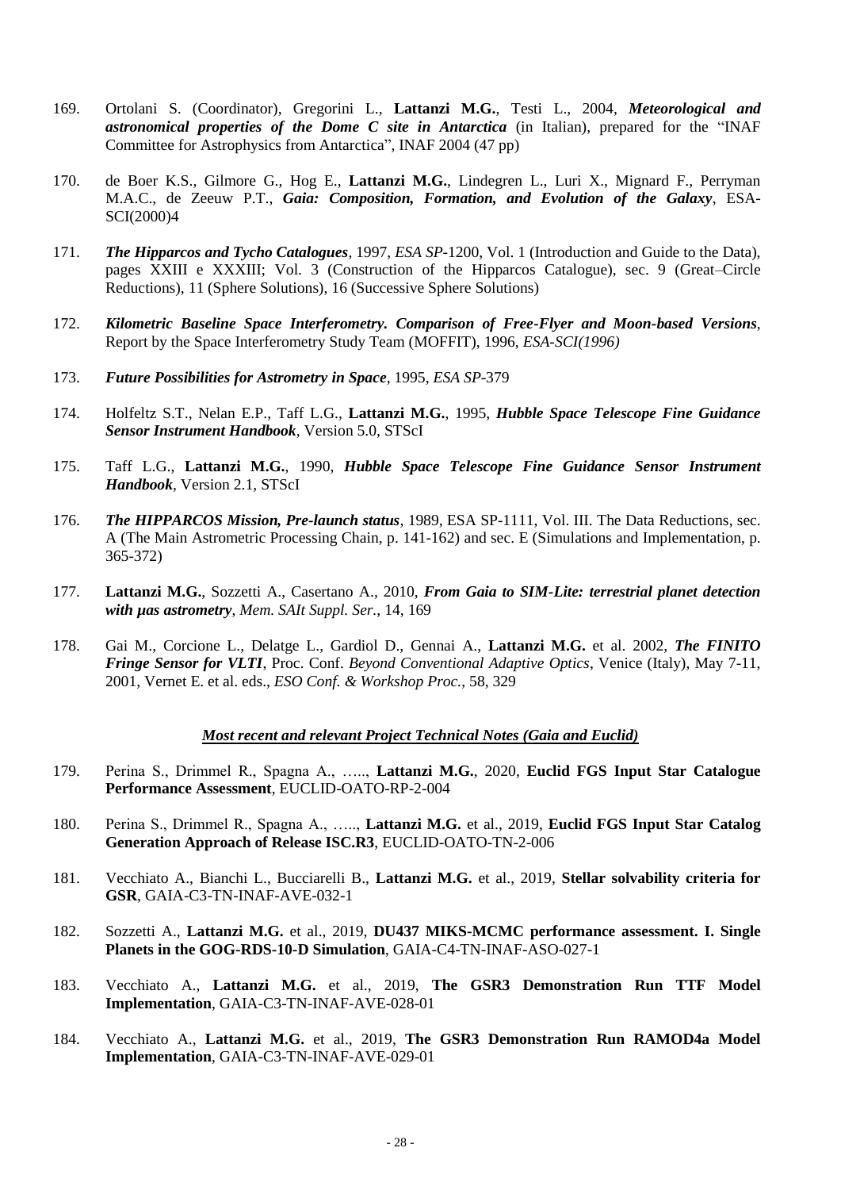169. Ortolani S. (Coordinator), Gregorini L., **Lattanzi M.G.**, Testi L., 2004, ***Meteorological and astronomical properties of the Dome C site in Antarctica*** (in Italian), prepared for the "INAF Committee for Astrophysics from Antarctica", INAF 2004 (47 pp)

170. de Boer K.S., Gilmore G., Hog E., **Lattanzi M.G.**, Lindegren L., Luri X., Mignard F., Perryman M.A.C., de Zeeuw P.T., ***Gaia: Composition, Formation, and Evolution of the Galaxy***, ESA-SCI(2000)4

171. ***The Hipparcos and Tycho Catalogues***, 1997, *ESA SP*-1200, Vol. 1 (Introduction and Guide to the Data), pages XXIII e XXXIII; Vol. 3 (Construction of the Hipparcos Catalogue), sec. 9 (Great–Circle Reductions), 11 (Sphere Solutions), 16 (Successive Sphere Solutions)

172. ***Kilometric Baseline Space Interferometry. Comparison of Free-Flyer and Moon-based Versions***, Report by the Space Interferometry Study Team (MOFFIT), 1996, *ESA-SCI(1996)*

173. ***Future Possibilities for Astrometry in Space***, 1995, *ESA SP*-379

174. Holfeltz S.T., Nelan E.P., Taff L.G., **Lattanzi M.G.**, 1995, ***Hubble Space Telescope Fine Guidance Sensor Instrument Handbook***, Version 5.0, STScI

175. Taff L.G., **Lattanzi M.G.**, 1990, ***Hubble Space Telescope Fine Guidance Sensor Instrument Handbook***, Version 2.1, STScI

176. ***The HIPPARCOS Mission, Pre-launch status***, 1989, ESA SP-1111, Vol. III. The Data Reductions, sec. A (The Main Astrometric Processing Chain, p. 141-162) and sec. E (Simulations and Implementation, p. 365-372)

177. **Lattanzi M.G.**, Sozzetti A., Casertano A., 2010, ***From Gaia to SIM-Lite: terrestrial planet detection with μas astrometry***, *Mem. SAIt Suppl. Ser.*, 14, 169

178. Gai M., Corcione L., Delatge L., Gardiol D., Gennai A., **Lattanzi M.G.** et al. 2002, ***The FINITO Fringe Sensor for VLTI***, Proc. Conf. *Beyond Conventional Adaptive Optics*, Venice (Italy), May 7-11, 2001, Vernet E. et al. eds., *ESO Conf. & Workshop Proc.*, 58, 329

## *Most recent and relevant Project Technical Notes (Gaia and Euclid)*

179. Perina S., Drimmel R., Spagna A., ….., **Lattanzi M.G.**, 2020, **Euclid FGS Input Star Catalogue Performance Assessment**, EUCLID-OATO-RP-2-004

180. Perina S., Drimmel R., Spagna A., ….., **Lattanzi M.G.** et al., 2019, **Euclid FGS Input Star Catalog Generation Approach of Release ISC.R3**, EUCLID-OATO-TN-2-006

181. Vecchiato A., Bianchi L., Bucciarelli B., **Lattanzi M.G.** et al., 2019, **Stellar solvability criteria for GSR**, GAIA-C3-TN-INAF-AVE-032-1

182. Sozzetti A., **Lattanzi M.G.** et al., 2019, **DU437 MIKS-MCMC performance assessment. I. Single Planets in the GOG-RDS-10-D Simulation**, GAIA-C4-TN-INAF-ASO-027-1

183. Vecchiato A., **Lattanzi M.G.** et al., 2019, **The GSR3 Demonstration Run TTF Model Implementation**, GAIA-C3-TN-INAF-AVE-028-01

184. Vecchiato A., **Lattanzi M.G.** et al., 2019, **The GSR3 Demonstration Run RAMOD4a Model Implementation**, GAIA-C3-TN-INAF-AVE-029-01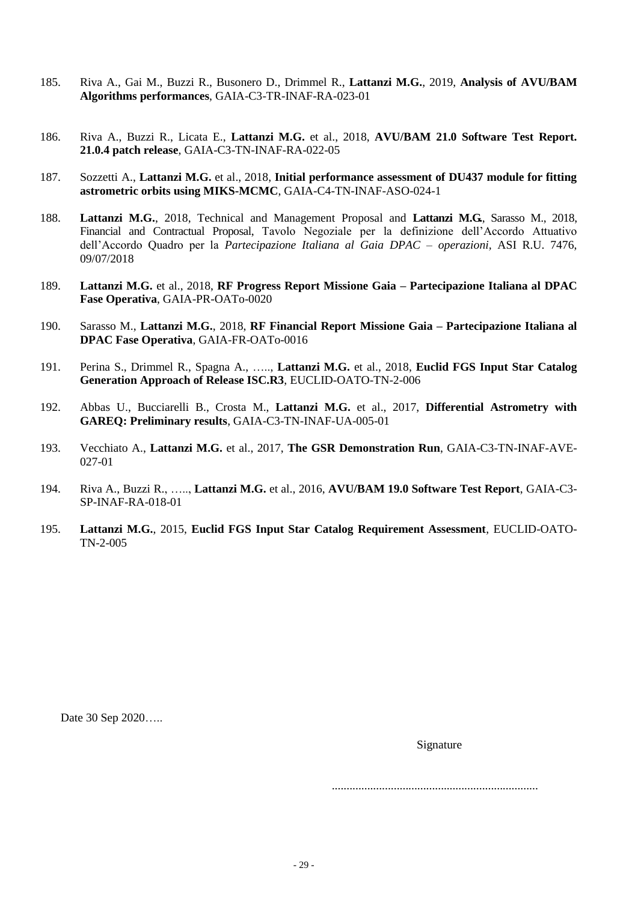185. Riva A., Gai M., Buzzi R., Busonero D., Drimmel R., **Lattanzi M.G.**, 2019, **Analysis of AVU/BAM Algorithms performances**, GAIA-C3-TR-INAF-RA-023-01

186. Riva A., Buzzi R., Licata E., **Lattanzi M.G.** et al., 2018, **AVU/BAM 21.0 Software Test Report. 21.0.4 patch release**, GAIA-C3-TN-INAF-RA-022-05

187. Sozzetti A., **Lattanzi M.G.** et al., 2018, **Initial performance assessment of DU437 module for fitting astrometric orbits using MIKS-MCMC**, GAIA-C4-TN-INAF-ASO-024-1

188. **Lattanzi M.G.**, 2018, Technical and Management Proposal and **Lattanzi M.G.**, Sarasso M., 2018, Financial and Contractual Proposal, Tavolo Negoziale per la definizione dell'Accordo Attuativo dell'Accordo Quadro per la *Partecipazione Italiana al Gaia DPAC – operazioni*, ASI R.U. 7476, 09/07/2018

189. **Lattanzi M.G.** et al., 2018, **RF Progress Report Missione Gaia – Partecipazione Italiana al DPAC Fase Operativa**, GAIA-PR-OATo-0020

190. Sarasso M., **Lattanzi M.G.**, 2018, **RF Financial Report Missione Gaia – Partecipazione Italiana al DPAC Fase Operativa**, GAIA-FR-OATo-0016

191. Perina S., Drimmel R., Spagna A., ….., **Lattanzi M.G.** et al., 2018, **Euclid FGS Input Star Catalog Generation Approach of Release ISC.R3**, EUCLID-OATO-TN-2-006

192. Abbas U., Bucciarelli B., Crosta M., **Lattanzi M.G.** et al., 2017, **Differential Astrometry with GAREQ: Preliminary results**, GAIA-C3-TN-INAF-UA-005-01

193. Vecchiato A., **Lattanzi M.G.** et al., 2017, **The GSR Demonstration Run**, GAIA-C3-TN-INAF-AVE-027-01

194. Riva A., Buzzi R., ….., **Lattanzi M.G.** et al., 2016, **AVU/BAM 19.0 Software Test Report**, GAIA-C3-SP-INAF-RA-018-01

195. **Lattanzi M.G.**, 2015, **Euclid FGS Input Star Catalog Requirement Assessment**, EUCLID-OATO-TN-2-005

Date 30 Sep 2020…..

Signature

......................................................................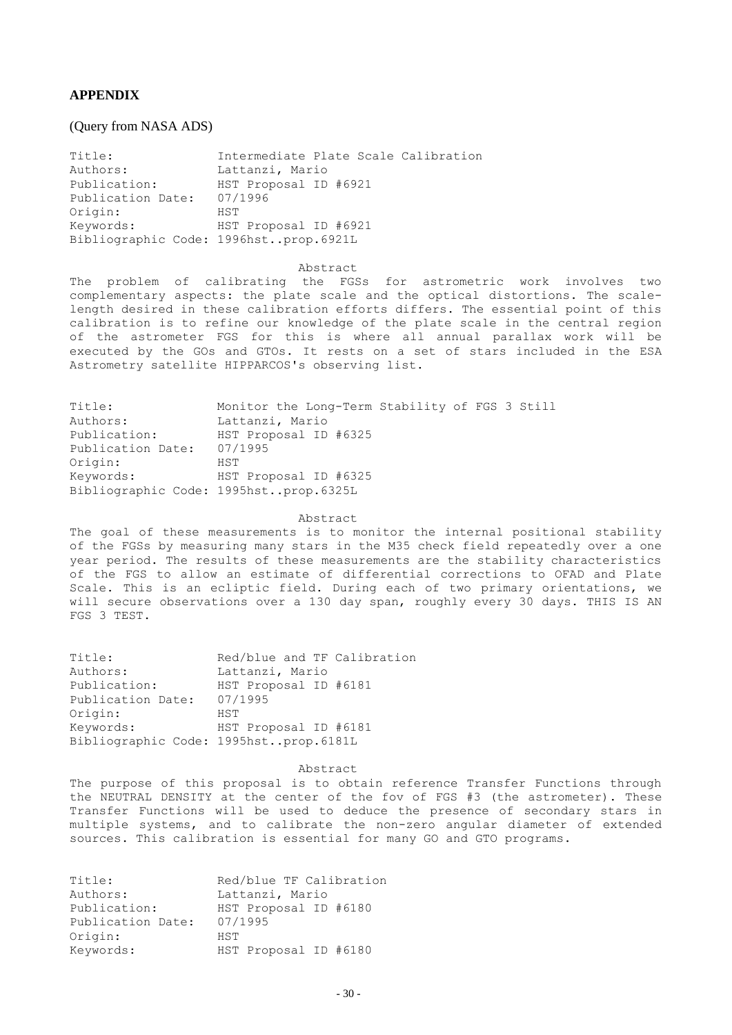## APPENDIX

(Query from NASA ADS)

```
Title:              Intermediate Plate Scale Calibration
Authors:            Lattanzi, Mario
Publication:        HST Proposal ID #6921
Publication Date:   07/1996
Origin:             HST
Keywords:           HST Proposal ID #6921
Bibliographic Code: 1996hst..prop.6921L
```

Abstract

The problem of calibrating the FGSs for astrometric work involves two complementary aspects: the plate scale and the optical distortions. The scale-length desired in these calibration efforts differs. The essential point of this calibration is to refine our knowledge of the plate scale in the central region of the astrometer FGS for this is where all annual parallax work will be executed by the GOs and GTOs. It rests on a set of stars included in the ESA Astrometry satellite HIPPARCOS's observing list.

```
Title:              Monitor the Long-Term Stability of FGS 3 Still
Authors:            Lattanzi, Mario
Publication:        HST Proposal ID #6325
Publication Date:   07/1995
Origin:             HST
Keywords:           HST Proposal ID #6325
Bibliographic Code: 1995hst..prop.6325L
```

Abstract

The goal of these measurements is to monitor the internal positional stability of the FGSs by measuring many stars in the M35 check field repeatedly over a one year period. The results of these measurements are the stability characteristics of the FGS to allow an estimate of differential corrections to OFAD and Plate Scale. This is an ecliptic field. During each of two primary orientations, we will secure observations over a 130 day span, roughly every 30 days. THIS IS AN FGS 3 TEST.

```
Title:              Red/blue and TF Calibration
Authors:            Lattanzi, Mario
Publication:        HST Proposal ID #6181
Publication Date:   07/1995
Origin:             HST
Keywords:           HST Proposal ID #6181
Bibliographic Code: 1995hst..prop.6181L
```

Abstract

The purpose of this proposal is to obtain reference Transfer Functions through the NEUTRAL DENSITY at the center of the fov of FGS #3 (the astrometer). These Transfer Functions will be used to deduce the presence of secondary stars in multiple systems, and to calibrate the non-zero angular diameter of extended sources. This calibration is essential for many GO and GTO programs.

```
Title:              Red/blue TF Calibration
Authors:            Lattanzi, Mario
Publication:        HST Proposal ID #6180
Publication Date:   07/1995
Origin:             HST
Keywords:           HST Proposal ID #6180
```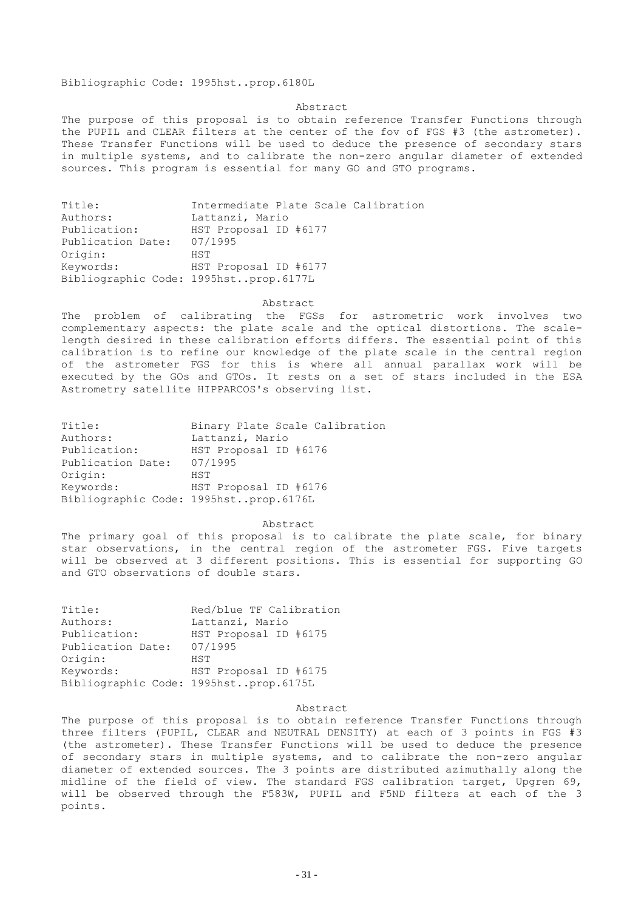Bibliographic Code: 1995hst..prop.6180L

Abstract

The purpose of this proposal is to obtain reference Transfer Functions through the PUPIL and CLEAR filters at the center of the fov of FGS #3 (the astrometer). These Transfer Functions will be used to deduce the presence of secondary stars in multiple systems, and to calibrate the non-zero angular diameter of extended sources. This program is essential for many GO and GTO programs.

Title: Intermediate Plate Scale Calibration
Authors: Lattanzi, Mario
Publication: HST Proposal ID #6177
Publication Date: 07/1995
Origin: HST
Keywords: HST Proposal ID #6177
Bibliographic Code: 1995hst..prop.6177L

Abstract

The problem of calibrating the FGSs for astrometric work involves two complementary aspects: the plate scale and the optical distortions. The scale-length desired in these calibration efforts differs. The essential point of this calibration is to refine our knowledge of the plate scale in the central region of the astrometer FGS for this is where all annual parallax work will be executed by the GOs and GTOs. It rests on a set of stars included in the ESA Astrometry satellite HIPPARCOS's observing list.

Title: Binary Plate Scale Calibration
Authors: Lattanzi, Mario
Publication: HST Proposal ID #6176
Publication Date: 07/1995
Origin: HST
Keywords: HST Proposal ID #6176
Bibliographic Code: 1995hst..prop.6176L

Abstract

The primary goal of this proposal is to calibrate the plate scale, for binary star observations, in the central region of the astrometer FGS. Five targets will be observed at 3 different positions. This is essential for supporting GO and GTO observations of double stars.

Title: Red/blue TF Calibration
Authors: Lattanzi, Mario
Publication: HST Proposal ID #6175
Publication Date: 07/1995
Origin: HST
Keywords: HST Proposal ID #6175
Bibliographic Code: 1995hst..prop.6175L

Abstract

The purpose of this proposal is to obtain reference Transfer Functions through three filters (PUPIL, CLEAR and NEUTRAL DENSITY) at each of 3 points in FGS #3 (the astrometer). These Transfer Functions will be used to deduce the presence of secondary stars in multiple systems, and to calibrate the non-zero angular diameter of extended sources. The 3 points are distributed azimuthally along the midline of the field of view. The standard FGS calibration target, Upgren 69, will be observed through the F583W, PUPIL and F5ND filters at each of the 3 points.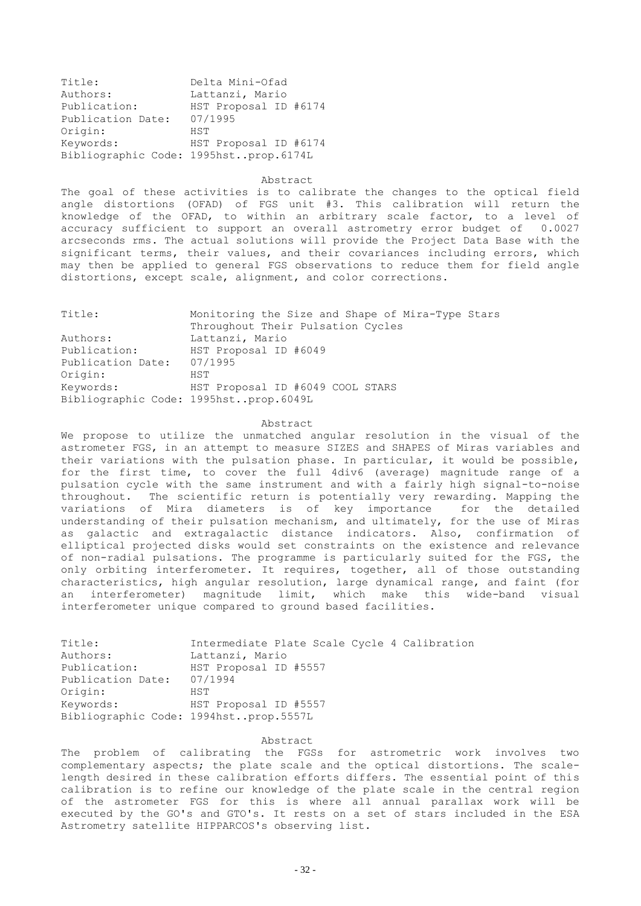Title: Delta Mini-Ofad
Authors: Lattanzi, Mario
Publication: HST Proposal ID #6174
Publication Date: 07/1995
Origin: HST
Keywords: HST Proposal ID #6174
Bibliographic Code: 1995hst..prop.6174L

### Abstract

The goal of these activities is to calibrate the changes to the optical field angle distortions (OFAD) of FGS unit #3. This calibration will return the knowledge of the OFAD, to within an arbitrary scale factor, to a level of accuracy sufficient to support an overall astrometry error budget of 0.0027 arcseconds rms. The actual solutions will provide the Project Data Base with the significant terms, their values, and their covariances including errors, which may then be applied to general FGS observations to reduce them for field angle distortions, except scale, alignment, and color corrections.

Title: Monitoring the Size and Shape of Mira-Type Stars Throughout Their Pulsation Cycles
Authors: Lattanzi, Mario
Publication: HST Proposal ID #6049
Publication Date: 07/1995
Origin: HST
Keywords: HST Proposal ID #6049 COOL STARS
Bibliographic Code: 1995hst..prop.6049L

### Abstract

We propose to utilize the unmatched angular resolution in the visual of the astrometer FGS, in an attempt to measure SIZES and SHAPES of Miras variables and their variations with the pulsation phase. In particular, it would be possible, for the first time, to cover the full 4div6 (average) magnitude range of a pulsation cycle with the same instrument and with a fairly high signal-to-noise throughout. The scientific return is potentially very rewarding. Mapping the variations of Mira diameters is of key importance for the detailed understanding of their pulsation mechanism, and ultimately, for the use of Miras as galactic and extragalactic distance indicators. Also, confirmation of elliptical projected disks would set constraints on the existence and relevance of non-radial pulsations. The programme is particularly suited for the FGS, the only orbiting interferometer. It requires, together, all of those outstanding characteristics, high angular resolution, large dynamical range, and faint (for an interferometer) magnitude limit, which make this wide-band visual interferometer unique compared to ground based facilities.

Title: Intermediate Plate Scale Cycle 4 Calibration
Authors: Lattanzi, Mario
Publication: HST Proposal ID #5557
Publication Date: 07/1994
Origin: HST
Keywords: HST Proposal ID #5557
Bibliographic Code: 1994hst..prop.5557L

### Abstract

The problem of calibrating the FGSs for astrometric work involves two complementary aspects; the plate scale and the optical distortions. The scale-length desired in these calibration efforts differs. The essential point of this calibration is to refine our knowledge of the plate scale in the central region of the astrometer FGS for this is where all annual parallax work will be executed by the GO's and GTO's. It rests on a set of stars included in the ESA Astrometry satellite HIPPARCOS's observing list.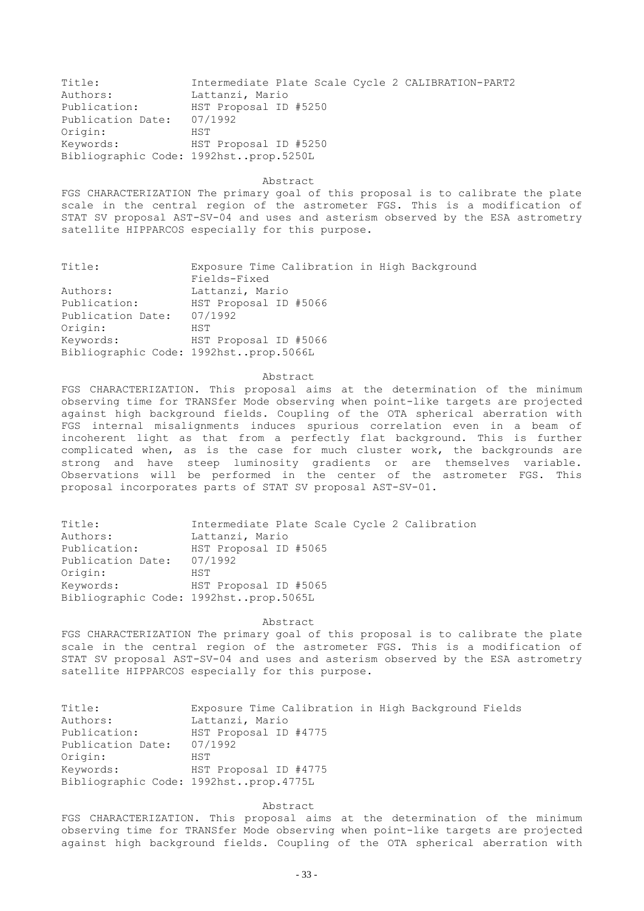Title: Intermediate Plate Scale Cycle 2 CALIBRATION-PART2
Authors: Lattanzi, Mario
Publication: HST Proposal ID #5250
Publication Date: 07/1992
Origin: HST
Keywords: HST Proposal ID #5250
Bibliographic Code: 1992hst..prop.5250L

Abstract

FGS CHARACTERIZATION The primary goal of this proposal is to calibrate the plate scale in the central region of the astrometer FGS. This is a modification of STAT SV proposal AST-SV-04 and uses and asterism observed by the ESA astrometry satellite HIPPARCOS especially for this purpose.

Title: Exposure Time Calibration in High Background Fields-Fixed
Authors: Lattanzi, Mario
Publication: HST Proposal ID #5066
Publication Date: 07/1992
Origin: HST
Keywords: HST Proposal ID #5066
Bibliographic Code: 1992hst..prop.5066L

Abstract

FGS CHARACTERIZATION. This proposal aims at the determination of the minimum observing time for TRANSfer Mode observing when point-like targets are projected against high background fields. Coupling of the OTA spherical aberration with FGS internal misalignments induces spurious correlation even in a beam of incoherent light as that from a perfectly flat background. This is further complicated when, as is the case for much cluster work, the backgrounds are strong and have steep luminosity gradients or are themselves variable. Observations will be performed in the center of the astrometer FGS. This proposal incorporates parts of STAT SV proposal AST-SV-01.

Title: Intermediate Plate Scale Cycle 2 Calibration
Authors: Lattanzi, Mario
Publication: HST Proposal ID #5065
Publication Date: 07/1992
Origin: HST
Keywords: HST Proposal ID #5065
Bibliographic Code: 1992hst..prop.5065L

Abstract

FGS CHARACTERIZATION The primary goal of this proposal is to calibrate the plate scale in the central region of the astrometer FGS. This is a modification of STAT SV proposal AST-SV-04 and uses and asterism observed by the ESA astrometry satellite HIPPARCOS especially for this purpose.

Title: Exposure Time Calibration in High Background Fields
Authors: Lattanzi, Mario
Publication: HST Proposal ID #4775
Publication Date: 07/1992
Origin: HST
Keywords: HST Proposal ID #4775
Bibliographic Code: 1992hst..prop.4775L

Abstract

FGS CHARACTERIZATION. This proposal aims at the determination of the minimum observing time for TRANSfer Mode observing when point-like targets are projected against high background fields. Coupling of the OTA spherical aberration with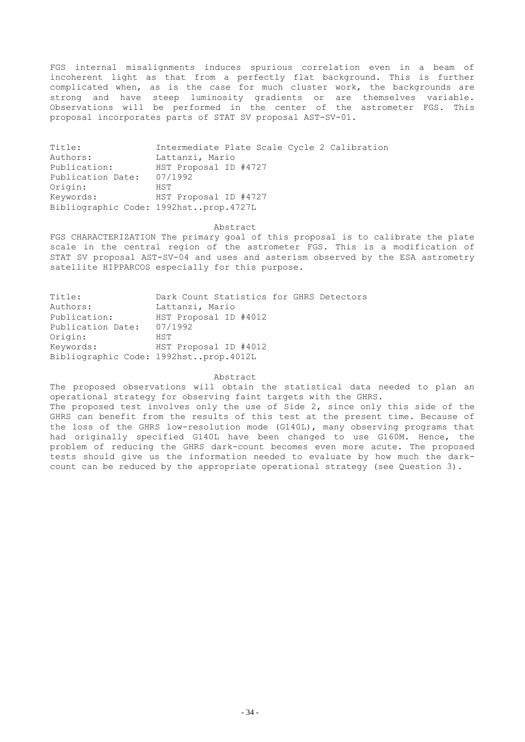FGS internal misalignments induces spurious correlation even in a beam of incoherent light as that from a perfectly flat background. This is further complicated when, as is the case for much cluster work, the backgrounds are strong and have steep luminosity gradients or are themselves variable. Observations will be performed in the center of the astrometer FGS. This proposal incorporates parts of STAT SV proposal AST-SV-01.

```
Title:              Intermediate Plate Scale Cycle 2 Calibration
Authors:            Lattanzi, Mario
Publication:        HST Proposal ID #4727
Publication Date:   07/1992
Origin:             HST
Keywords:           HST Proposal ID #4727
Bibliographic Code: 1992hst..prop.4727L
```

Abstract

FGS CHARACTERIZATION The primary goal of this proposal is to calibrate the plate scale in the central region of the astrometer FGS. This is a modification of STAT SV proposal AST-SV-04 and uses and asterism observed by the ESA astrometry satellite HIPPARCOS especially for this purpose.

```
Title:              Dark Count Statistics for GHRS Detectors
Authors:            Lattanzi, Mario
Publication:        HST Proposal ID #4012
Publication Date:   07/1992
Origin:             HST
Keywords:           HST Proposal ID #4012
Bibliographic Code: 1992hst..prop.4012L
```

Abstract

The proposed observations will obtain the statistical data needed to plan an operational strategy for observing faint targets with the GHRS.
The proposed test involves only the use of Side 2, since only this side of the GHRS can benefit from the results of this test at the present time. Because of the loss of the GHRS low-resolution mode (G140L), many observing programs that had originally specified G140L have been changed to use G160M. Hence, the problem of reducing the GHRS dark-count becomes even more acute. The proposed tests should give us the information needed to evaluate by how much the dark-count can be reduced by the appropriate operational strategy (see Question 3).